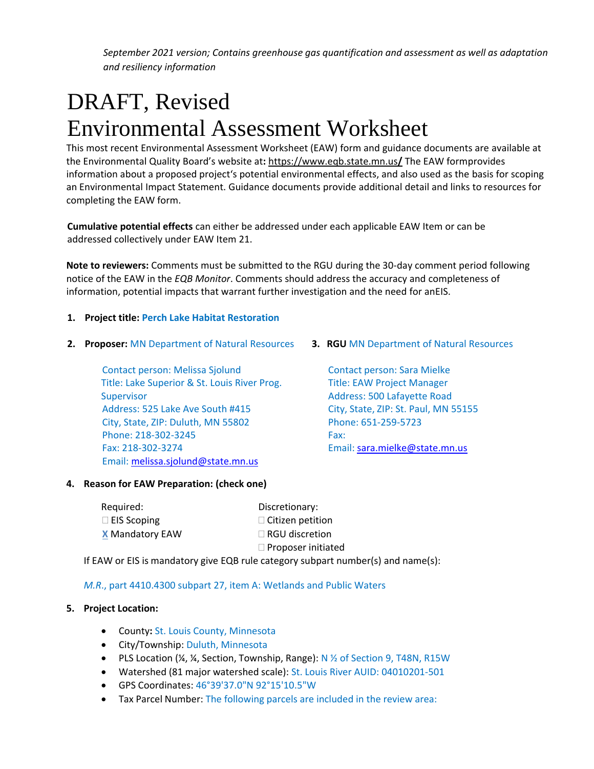*September 2021 version; Contains greenhouse gas quantification and assessment as well as adaptation and resiliency information*

# DRAFT, Revised
# Environmental Assessment Worksheet

This most recent Environmental Assessment Worksheet (EAW) form and guidance documents are available at the Environmental Quality Board's website at**:** https://www.eqb.state.mn.us**/** The EAW formprovides information about a proposed project's potential environmental effects, and also used as the basis for scoping an Environmental Impact Statement. Guidance documents provide additional detail and links to resources for completing the EAW form.

**Cumulative potential effects** can either be addressed under each applicable EAW Item or can be addressed collectively under EAW Item 21.

**Note to reviewers:** Comments must be submitted to the RGU during the 30-day comment period following notice of the EAW in the *EQB Monitor*. Comments should address the accuracy and completeness of information, potential impacts that warrant further investigation and the need for anEIS.

1. **Project title:** **Perch Lake Habitat Restoration**

2. **Proposer:** MN Department of Natural Resources

   Contact person: Melissa Sjolund
   Title: Lake Superior & St. Louis River Prog. Supervisor
   Address: 525 Lake Ave South #415
   City, State, ZIP: Duluth, MN 55802
   Phone: 218-302-3245
   Fax: 218-302-3274
   Email: melissa.sjolund@state.mn.us

3. **RGU** MN Department of Natural Resources

   Contact person: Sara Mielke
   Title: EAW Project Manager
   Address: 500 Lafayette Road
   City, State, ZIP: St. Paul, MN 55155
   Phone: 651-259-5723
   Fax:
   Email: sara.mielke@state.mn.us

4. **Reason for EAW Preparation: (check one)**

   | Required: | Discretionary: |
   |---|---|
   | ☐ EIS Scoping | ☐ Citizen petition |
   | X Mandatory EAW | ☐ RGU discretion |
   | | ☐ Proposer initiated |

   If EAW or EIS is mandatory give EQB rule category subpart number(s) and name(s):

   *M.R.*, part 4410.4300 subpart 27, item A: Wetlands and Public Waters

5. **Project Location:**

   - County**:** St. Louis County, Minnesota
   - City/Township: Duluth, Minnesota
   - PLS Location (¼, ¼, Section, Township, Range): N ½ of Section 9, T48N, R15W
   - Watershed (81 major watershed scale): St. Louis River AUID: 04010201-501
   - GPS Coordinates: 46°39'37.0"N 92°15'10.5"W
   - Tax Parcel Number: The following parcels are included in the review area: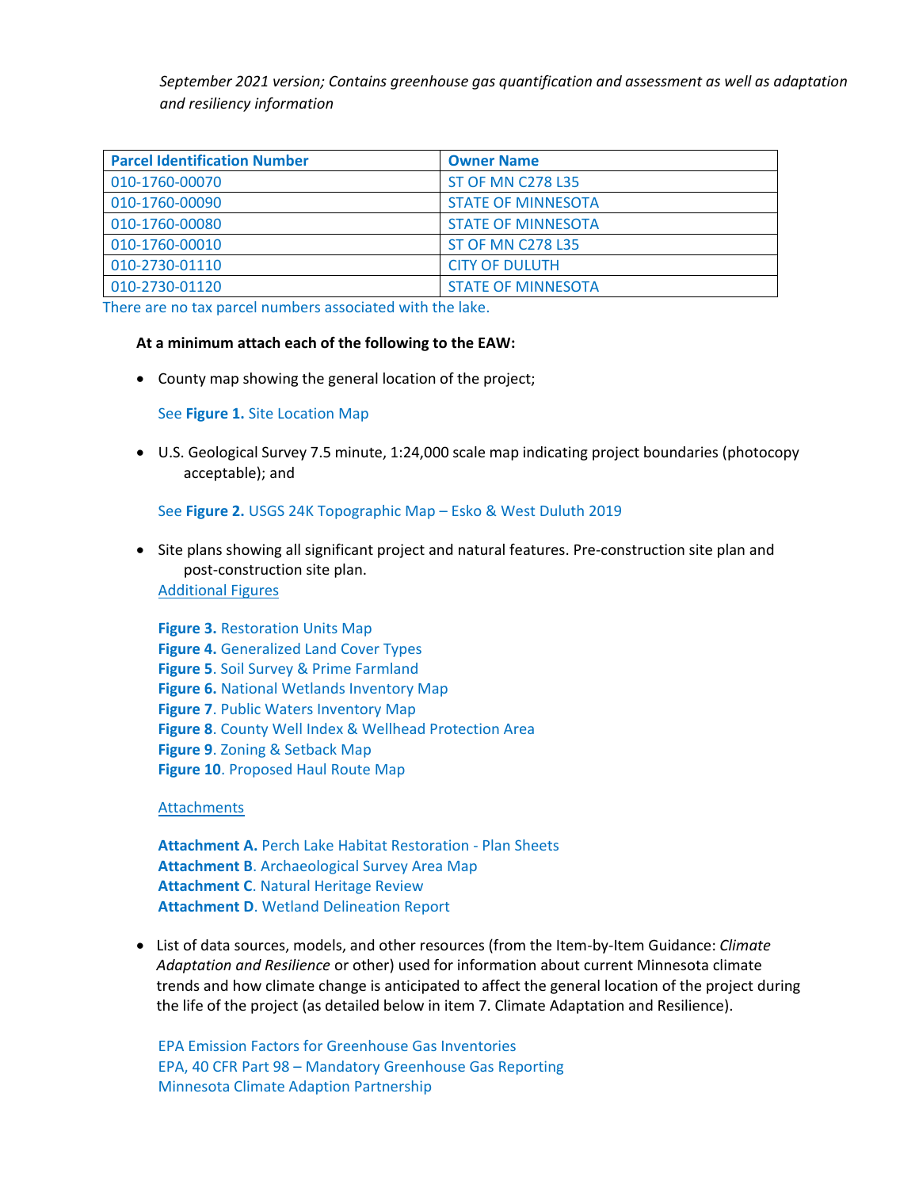*September 2021 version; Contains greenhouse gas quantification and assessment as well as adaptation and resiliency information*

| Parcel Identification Number | Owner Name |
|---|---|
| 010-1760-00070 | ST OF MN C278 L35 |
| 010-1760-00090 | STATE OF MINNESOTA |
| 010-1760-00080 | STATE OF MINNESOTA |
| 010-1760-00010 | ST OF MN C278 L35 |
| 010-2730-01110 | CITY OF DULUTH |
| 010-2730-01120 | STATE OF MINNESOTA |

There are no tax parcel numbers associated with the lake.

**At a minimum attach each of the following to the EAW:**

- County map showing the general location of the project;

  See **Figure 1.** Site Location Map

- U.S. Geological Survey 7.5 minute, 1:24,000 scale map indicating project boundaries (photocopy acceptable); and

  See **Figure 2.** USGS 24K Topographic Map – Esko & West Duluth 2019

- Site plans showing all significant project and natural features. Pre-construction site plan and post-construction site plan.

  Additional Figures

  **Figure 3.** Restoration Units Map
  **Figure 4.** Generalized Land Cover Types
  **Figure 5**. Soil Survey & Prime Farmland
  **Figure 6.** National Wetlands Inventory Map
  **Figure 7**. Public Waters Inventory Map
  **Figure 8**. County Well Index & Wellhead Protection Area
  **Figure 9**. Zoning & Setback Map
  **Figure 10**. Proposed Haul Route Map

  Attachments

  **Attachment A.** Perch Lake Habitat Restoration - Plan Sheets
  **Attachment B**. Archaeological Survey Area Map
  **Attachment C**. Natural Heritage Review
  **Attachment D**. Wetland Delineation Report

- List of data sources, models, and other resources (from the Item-by-Item Guidance: *Climate Adaptation and Resilience* or other) used for information about current Minnesota climate trends and how climate change is anticipated to affect the general location of the project during the life of the project (as detailed below in item 7. Climate Adaptation and Resilience).

  EPA Emission Factors for Greenhouse Gas Inventories
  EPA, 40 CFR Part 98 – Mandatory Greenhouse Gas Reporting
  Minnesota Climate Adaption Partnership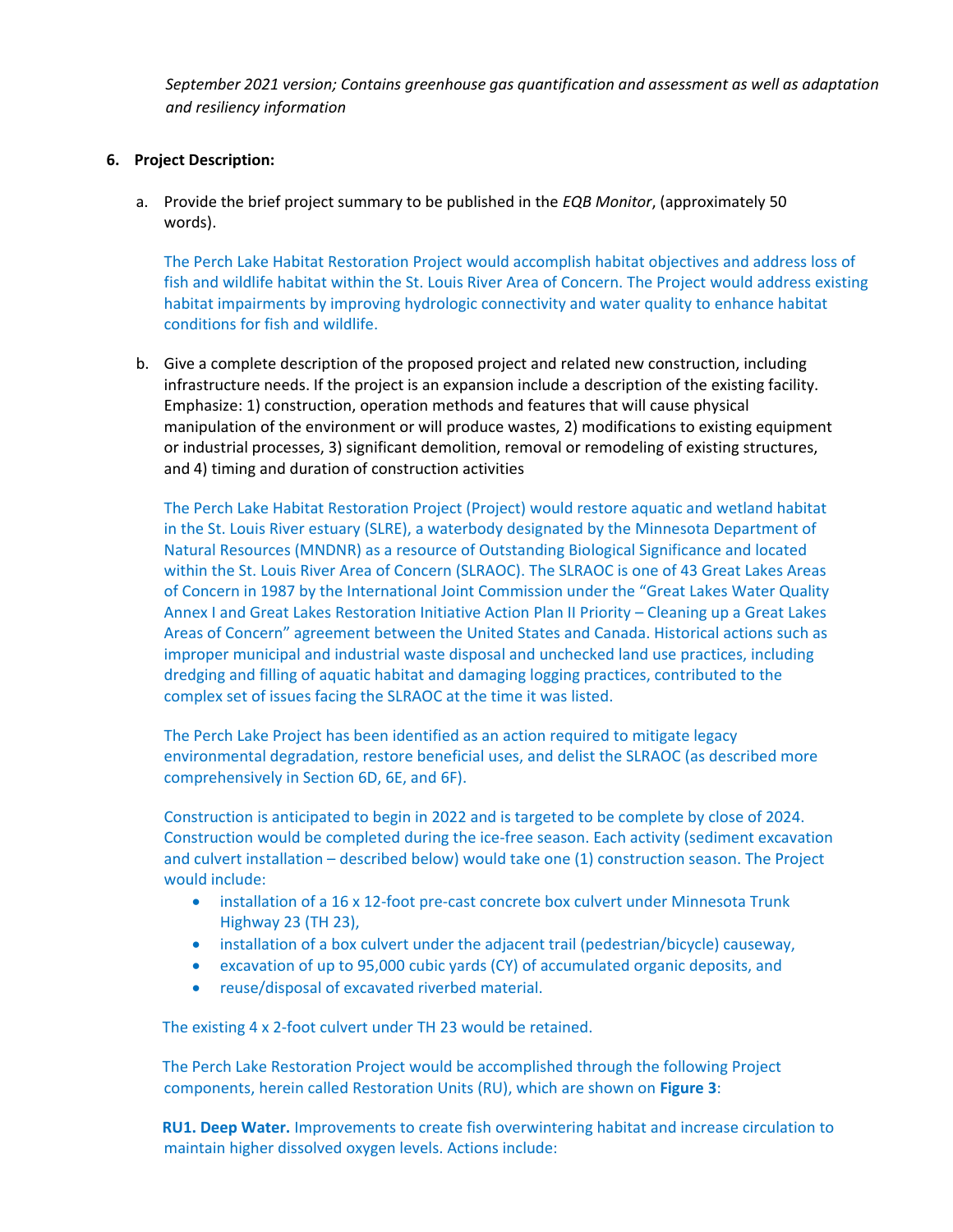*September 2021 version; Contains greenhouse gas quantification and assessment as well as adaptation and resiliency information*

**6. Project Description:**

a. Provide the brief project summary to be published in the *EQB Monitor*, (approximately 50 words).

The Perch Lake Habitat Restoration Project would accomplish habitat objectives and address loss of fish and wildlife habitat within the St. Louis River Area of Concern. The Project would address existing habitat impairments by improving hydrologic connectivity and water quality to enhance habitat conditions for fish and wildlife.

b. Give a complete description of the proposed project and related new construction, including infrastructure needs. If the project is an expansion include a description of the existing facility. Emphasize: 1) construction, operation methods and features that will cause physical manipulation of the environment or will produce wastes, 2) modifications to existing equipment or industrial processes, 3) significant demolition, removal or remodeling of existing structures, and 4) timing and duration of construction activities

The Perch Lake Habitat Restoration Project (Project) would restore aquatic and wetland habitat in the St. Louis River estuary (SLRE), a waterbody designated by the Minnesota Department of Natural Resources (MNDNR) as a resource of Outstanding Biological Significance and located within the St. Louis River Area of Concern (SLRAOC). The SLRAOC is one of 43 Great Lakes Areas of Concern in 1987 by the International Joint Commission under the "Great Lakes Water Quality Annex I and Great Lakes Restoration Initiative Action Plan II Priority – Cleaning up a Great Lakes Areas of Concern" agreement between the United States and Canada. Historical actions such as improper municipal and industrial waste disposal and unchecked land use practices, including dredging and filling of aquatic habitat and damaging logging practices, contributed to the complex set of issues facing the SLRAOC at the time it was listed.

The Perch Lake Project has been identified as an action required to mitigate legacy environmental degradation, restore beneficial uses, and delist the SLRAOC (as described more comprehensively in Section 6D, 6E, and 6F).

Construction is anticipated to begin in 2022 and is targeted to be complete by close of 2024. Construction would be completed during the ice-free season. Each activity (sediment excavation and culvert installation – described below) would take one (1) construction season. The Project would include:

- installation of a 16 x 12-foot pre-cast concrete box culvert under Minnesota Trunk Highway 23 (TH 23),
- installation of a box culvert under the adjacent trail (pedestrian/bicycle) causeway,
- excavation of up to 95,000 cubic yards (CY) of accumulated organic deposits, and
- reuse/disposal of excavated riverbed material.

The existing 4 x 2-foot culvert under TH 23 would be retained.

The Perch Lake Restoration Project would be accomplished through the following Project components, herein called Restoration Units (RU), which are shown on **Figure 3**:

**RU1. Deep Water.** Improvements to create fish overwintering habitat and increase circulation to maintain higher dissolved oxygen levels. Actions include: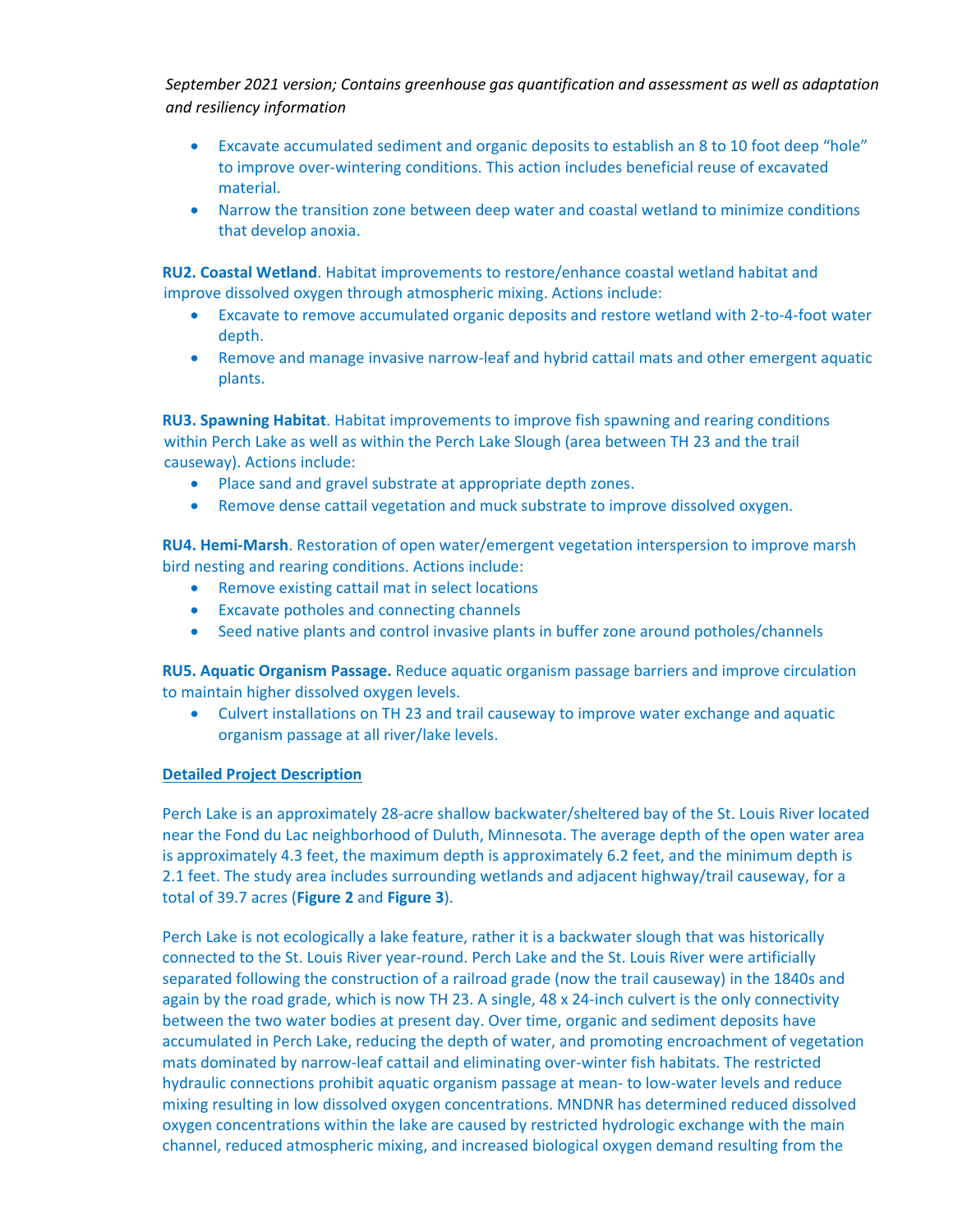*September 2021 version; Contains greenhouse gas quantification and assessment as well as adaptation and resiliency information*

- Excavate accumulated sediment and organic deposits to establish an 8 to 10 foot deep "hole" to improve over-wintering conditions. This action includes beneficial reuse of excavated material.
- Narrow the transition zone between deep water and coastal wetland to minimize conditions that develop anoxia.

**RU2. Coastal Wetland**. Habitat improvements to restore/enhance coastal wetland habitat and improve dissolved oxygen through atmospheric mixing. Actions include:

- Excavate to remove accumulated organic deposits and restore wetland with 2-to-4-foot water depth.
- Remove and manage invasive narrow-leaf and hybrid cattail mats and other emergent aquatic plants.

**RU3. Spawning Habitat**. Habitat improvements to improve fish spawning and rearing conditions within Perch Lake as well as within the Perch Lake Slough (area between TH 23 and the trail causeway). Actions include:

- Place sand and gravel substrate at appropriate depth zones.
- Remove dense cattail vegetation and muck substrate to improve dissolved oxygen.

**RU4. Hemi-Marsh**. Restoration of open water/emergent vegetation interspersion to improve marsh bird nesting and rearing conditions. Actions include:

- Remove existing cattail mat in select locations
- Excavate potholes and connecting channels
- Seed native plants and control invasive plants in buffer zone around potholes/channels

**RU5. Aquatic Organism Passage.** Reduce aquatic organism passage barriers and improve circulation to maintain higher dissolved oxygen levels.

- Culvert installations on TH 23 and trail causeway to improve water exchange and aquatic organism passage at all river/lake levels.

**Detailed Project Description**

Perch Lake is an approximately 28-acre shallow backwater/sheltered bay of the St. Louis River located near the Fond du Lac neighborhood of Duluth, Minnesota. The average depth of the open water area is approximately 4.3 feet, the maximum depth is approximately 6.2 feet, and the minimum depth is 2.1 feet. The study area includes surrounding wetlands and adjacent highway/trail causeway, for a total of 39.7 acres (**Figure 2** and **Figure 3**).

Perch Lake is not ecologically a lake feature, rather it is a backwater slough that was historically connected to the St. Louis River year-round. Perch Lake and the St. Louis River were artificially separated following the construction of a railroad grade (now the trail causeway) in the 1840s and again by the road grade, which is now TH 23. A single, 48 x 24-inch culvert is the only connectivity between the two water bodies at present day. Over time, organic and sediment deposits have accumulated in Perch Lake, reducing the depth of water, and promoting encroachment of vegetation mats dominated by narrow-leaf cattail and eliminating over-winter fish habitats. The restricted hydraulic connections prohibit aquatic organism passage at mean- to low-water levels and reduce mixing resulting in low dissolved oxygen concentrations. MNDNR has determined reduced dissolved oxygen concentrations within the lake are caused by restricted hydrologic exchange with the main channel, reduced atmospheric mixing, and increased biological oxygen demand resulting from the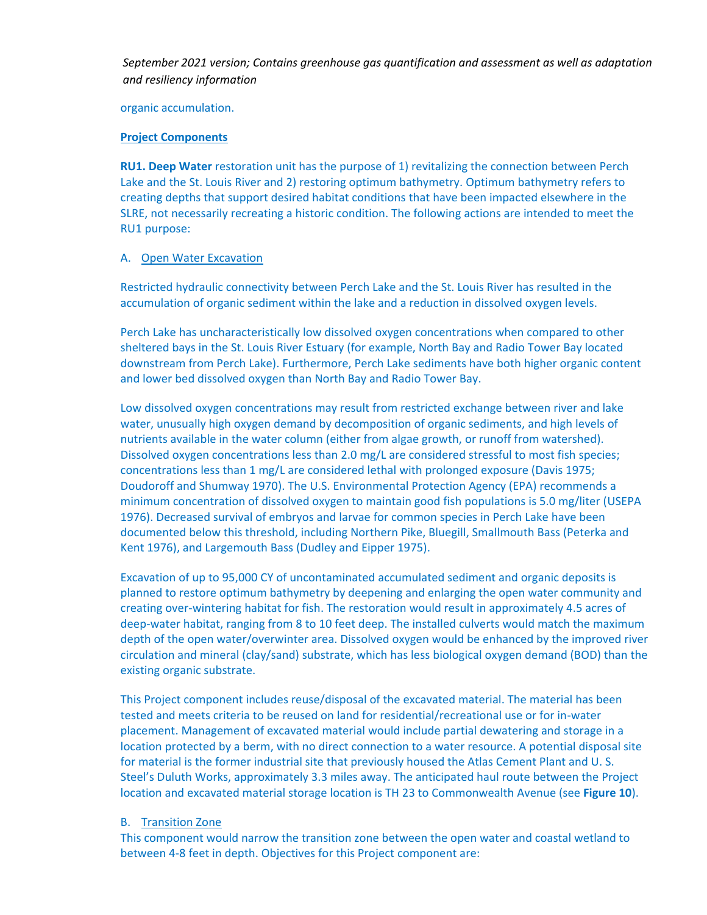organic accumulation.

**Project Components**

**RU1. Deep Water** restoration unit has the purpose of 1) revitalizing the connection between Perch Lake and the St. Louis River and 2) restoring optimum bathymetry. Optimum bathymetry refers to creating depths that support desired habitat conditions that have been impacted elsewhere in the SLRE, not necessarily recreating a historic condition. The following actions are intended to meet the RU1 purpose:

A. Open Water Excavation

Restricted hydraulic connectivity between Perch Lake and the St. Louis River has resulted in the accumulation of organic sediment within the lake and a reduction in dissolved oxygen levels.

Perch Lake has uncharacteristically low dissolved oxygen concentrations when compared to other sheltered bays in the St. Louis River Estuary (for example, North Bay and Radio Tower Bay located downstream from Perch Lake). Furthermore, Perch Lake sediments have both higher organic content and lower bed dissolved oxygen than North Bay and Radio Tower Bay.

Low dissolved oxygen concentrations may result from restricted exchange between river and lake water, unusually high oxygen demand by decomposition of organic sediments, and high levels of nutrients available in the water column (either from algae growth, or runoff from watershed). Dissolved oxygen concentrations less than 2.0 mg/L are considered stressful to most fish species; concentrations less than 1 mg/L are considered lethal with prolonged exposure (Davis 1975; Doudoroff and Shumway 1970). The U.S. Environmental Protection Agency (EPA) recommends a minimum concentration of dissolved oxygen to maintain good fish populations is 5.0 mg/liter (USEPA 1976). Decreased survival of embryos and larvae for common species in Perch Lake have been documented below this threshold, including Northern Pike, Bluegill, Smallmouth Bass (Peterka and Kent 1976), and Largemouth Bass (Dudley and Eipper 1975).

Excavation of up to 95,000 CY of uncontaminated accumulated sediment and organic deposits is planned to restore optimum bathymetry by deepening and enlarging the open water community and creating over-wintering habitat for fish. The restoration would result in approximately 4.5 acres of deep-water habitat, ranging from 8 to 10 feet deep. The installed culverts would match the maximum depth of the open water/overwinter area. Dissolved oxygen would be enhanced by the improved river circulation and mineral (clay/sand) substrate, which has less biological oxygen demand (BOD) than the existing organic substrate.

This Project component includes reuse/disposal of the excavated material. The material has been tested and meets criteria to be reused on land for residential/recreational use or for in-water placement. Management of excavated material would include partial dewatering and storage in a location protected by a berm, with no direct connection to a water resource. A potential disposal site for material is the former industrial site that previously housed the Atlas Cement Plant and U. S. Steel's Duluth Works, approximately 3.3 miles away. The anticipated haul route between the Project location and excavated material storage location is TH 23 to Commonwealth Avenue (see **Figure 10**).

B. Transition Zone

This component would narrow the transition zone between the open water and coastal wetland to between 4-8 feet in depth. Objectives for this Project component are: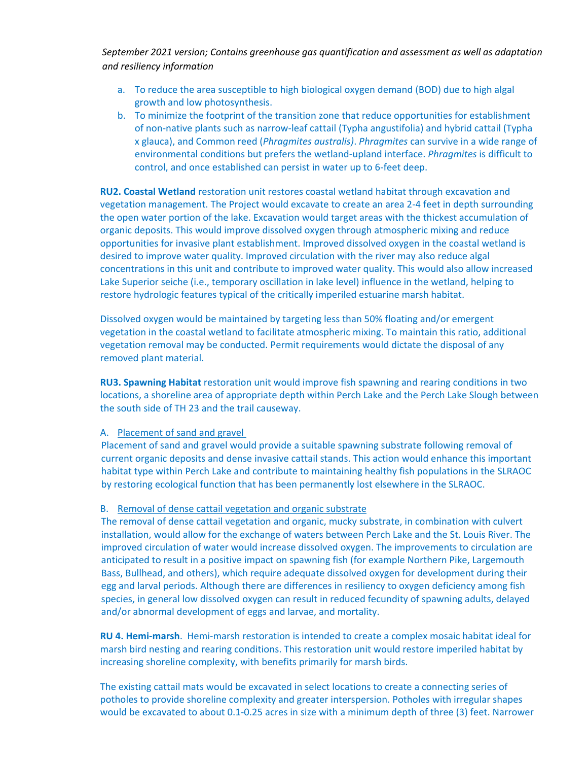*September 2021 version; Contains greenhouse gas quantification and assessment as well as adaptation and resiliency information*

a. To reduce the area susceptible to high biological oxygen demand (BOD) due to high algal growth and low photosynthesis.
b. To minimize the footprint of the transition zone that reduce opportunities for establishment of non-native plants such as narrow-leaf cattail (Typha angustifolia) and hybrid cattail (Typha x glauca), and Common reed (*Phragmites australis)*. *Phragmites* can survive in a wide range of environmental conditions but prefers the wetland-upland interface. *Phragmites* is difficult to control, and once established can persist in water up to 6-feet deep.

**RU2. Coastal Wetland** restoration unit restores coastal wetland habitat through excavation and vegetation management. The Project would excavate to create an area 2-4 feet in depth surrounding the open water portion of the lake. Excavation would target areas with the thickest accumulation of organic deposits. This would improve dissolved oxygen through atmospheric mixing and reduce opportunities for invasive plant establishment. Improved dissolved oxygen in the coastal wetland is desired to improve water quality. Improved circulation with the river may also reduce algal concentrations in this unit and contribute to improved water quality. This would also allow increased Lake Superior seiche (i.e., temporary oscillation in lake level) influence in the wetland, helping to restore hydrologic features typical of the critically imperiled estuarine marsh habitat.

Dissolved oxygen would be maintained by targeting less than 50% floating and/or emergent vegetation in the coastal wetland to facilitate atmospheric mixing. To maintain this ratio, additional vegetation removal may be conducted. Permit requirements would dictate the disposal of any removed plant material.

**RU3. Spawning Habitat** restoration unit would improve fish spawning and rearing conditions in two locations, a shoreline area of appropriate depth within Perch Lake and the Perch Lake Slough between the south side of TH 23 and the trail causeway.

A. <u>Placement of sand and gravel</u>

Placement of sand and gravel would provide a suitable spawning substrate following removal of current organic deposits and dense invasive cattail stands. This action would enhance this important habitat type within Perch Lake and contribute to maintaining healthy fish populations in the SLRAOC by restoring ecological function that has been permanently lost elsewhere in the SLRAOC.

B. <u>Removal of dense cattail vegetation and organic substrate</u>

The removal of dense cattail vegetation and organic, mucky substrate, in combination with culvert installation, would allow for the exchange of waters between Perch Lake and the St. Louis River. The improved circulation of water would increase dissolved oxygen. The improvements to circulation are anticipated to result in a positive impact on spawning fish (for example Northern Pike, Largemouth Bass, Bullhead, and others), which require adequate dissolved oxygen for development during their egg and larval periods. Although there are differences in resiliency to oxygen deficiency among fish species, in general low dissolved oxygen can result in reduced fecundity of spawning adults, delayed and/or abnormal development of eggs and larvae, and mortality.

**RU 4. Hemi-marsh**. Hemi-marsh restoration is intended to create a complex mosaic habitat ideal for marsh bird nesting and rearing conditions. This restoration unit would restore imperiled habitat by increasing shoreline complexity, with benefits primarily for marsh birds.

The existing cattail mats would be excavated in select locations to create a connecting series of potholes to provide shoreline complexity and greater interspersion. Potholes with irregular shapes would be excavated to about 0.1-0.25 acres in size with a minimum depth of three (3) feet. Narrower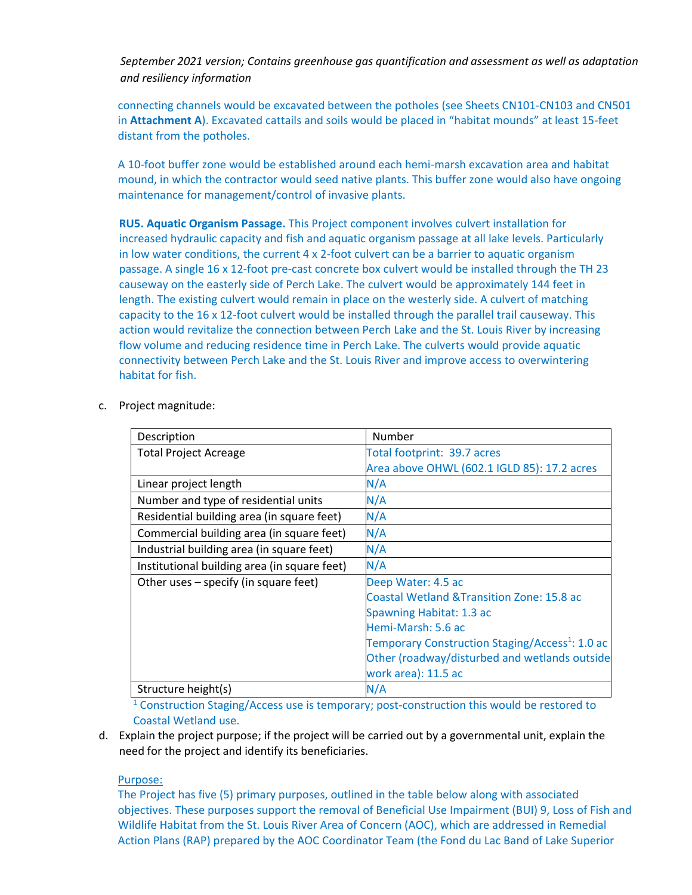*September 2021 version; Contains greenhouse gas quantification and assessment as well as adaptation and resiliency information*

connecting channels would be excavated between the potholes (see Sheets CN101-CN103 and CN501 in **Attachment A**). Excavated cattails and soils would be placed in "habitat mounds" at least 15-feet distant from the potholes.

A 10-foot buffer zone would be established around each hemi-marsh excavation area and habitat mound, in which the contractor would seed native plants. This buffer zone would also have ongoing maintenance for management/control of invasive plants.

**RU5. Aquatic Organism Passage.** This Project component involves culvert installation for increased hydraulic capacity and fish and aquatic organism passage at all lake levels. Particularly in low water conditions, the current 4 x 2-foot culvert can be a barrier to aquatic organism passage. A single 16 x 12-foot pre-cast concrete box culvert would be installed through the TH 23 causeway on the easterly side of Perch Lake. The culvert would be approximately 144 feet in length. The existing culvert would remain in place on the westerly side. A culvert of matching capacity to the 16 x 12-foot culvert would be installed through the parallel trail causeway. This action would revitalize the connection between Perch Lake and the St. Louis River by increasing flow volume and reducing residence time in Perch Lake. The culverts would provide aquatic connectivity between Perch Lake and the St. Louis River and improve access to overwintering habitat for fish.

c. Project magnitude:

| Description | Number |
| --- | --- |
| Total Project Acreage | Total footprint: 39.7 acres<br>Area above OHWL (602.1 IGLD 85): 17.2 acres |
| Linear project length | N/A |
| Number and type of residential units | N/A |
| Residential building area (in square feet) | N/A |
| Commercial building area (in square feet) | N/A |
| Industrial building area (in square feet) | N/A |
| Institutional building area (in square feet) | N/A |
| Other uses – specify (in square feet) | Deep Water: 4.5 ac<br>Coastal Wetland &Transition Zone: 15.8 ac<br>Spawning Habitat: 1.3 ac<br>Hemi-Marsh: 5.6 ac<br>Temporary Construction Staging/Access[1]: 1.0 ac<br>Other (roadway/disturbed and wetlands outside work area): 11.5 ac |
| Structure height(s) | N/A |

[1] Construction Staging/Access use is temporary; post-construction this would be restored to Coastal Wetland use.

d. Explain the project purpose; if the project will be carried out by a governmental unit, explain the need for the project and identify its beneficiaries.

<u>Purpose:</u>

The Project has five (5) primary purposes, outlined in the table below along with associated objectives. These purposes support the removal of Beneficial Use Impairment (BUI) 9, Loss of Fish and Wildlife Habitat from the St. Louis River Area of Concern (AOC), which are addressed in Remedial Action Plans (RAP) prepared by the AOC Coordinator Team (the Fond du Lac Band of Lake Superior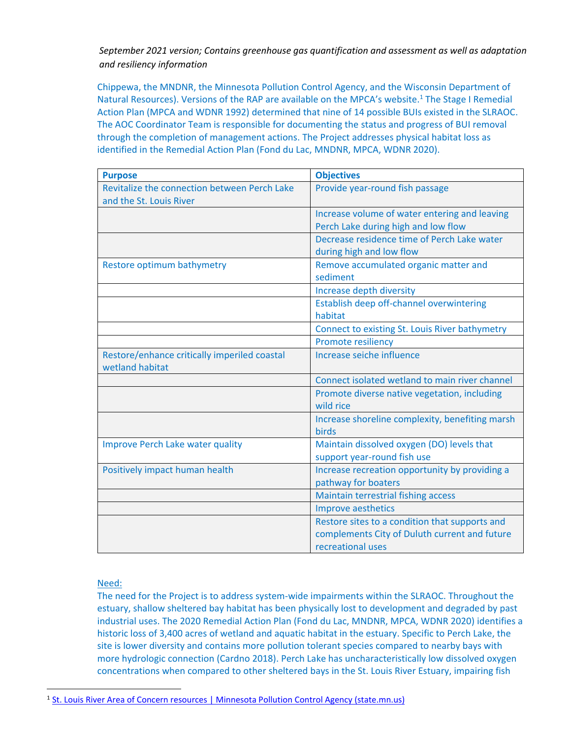*September 2021 version; Contains greenhouse gas quantification and assessment as well as adaptation and resiliency information*

Chippewa, the MNDNR, the Minnesota Pollution Control Agency, and the Wisconsin Department of Natural Resources). Versions of the RAP are available on the MPCA's website.[1] The Stage I Remedial Action Plan (MPCA and WDNR 1992) determined that nine of 14 possible BUIs existed in the SLRAOC. The AOC Coordinator Team is responsible for documenting the status and progress of BUI removal through the completion of management actions. The Project addresses physical habitat loss as identified in the Remedial Action Plan (Fond du Lac, MNDNR, MPCA, WDNR 2020).

| Purpose | Objectives |
| --- | --- |
| Revitalize the connection between Perch Lake and the St. Louis River | Provide year-round fish passage |
| | Increase volume of water entering and leaving Perch Lake during high and low flow |
| | Decrease residence time of Perch Lake water during high and low flow |
| Restore optimum bathymetry | Remove accumulated organic matter and sediment |
| | Increase depth diversity |
| | Establish deep off-channel overwintering habitat |
| | Connect to existing St. Louis River bathymetry |
| | Promote resiliency |
| Restore/enhance critically imperiled coastal wetland habitat | Increase seiche influence |
| | Connect isolated wetland to main river channel |
| | Promote diverse native vegetation, including wild rice |
| | Increase shoreline complexity, benefiting marsh birds |
| Improve Perch Lake water quality | Maintain dissolved oxygen (DO) levels that support year-round fish use |
| Positively impact human health | Increase recreation opportunity by providing a pathway for boaters |
| | Maintain terrestrial fishing access |
| | Improve aesthetics |
| | Restore sites to a condition that supports and complements City of Duluth current and future recreational uses |

Need:

The need for the Project is to address system-wide impairments within the SLRAOC. Throughout the estuary, shallow sheltered bay habitat has been physically lost to development and degraded by past industrial uses. The 2020 Remedial Action Plan (Fond du Lac, MNDNR, MPCA, WDNR 2020) identifies a historic loss of 3,400 acres of wetland and aquatic habitat in the estuary. Specific to Perch Lake, the site is lower diversity and contains more pollution tolerant species compared to nearby bays with more hydrologic connection (Cardno 2018). Perch Lake has uncharacteristically low dissolved oxygen concentrations when compared to other sheltered bays in the St. Louis River Estuary, impairing fish

[1] St. Louis River Area of Concern resources | Minnesota Pollution Control Agency (state.mn.us)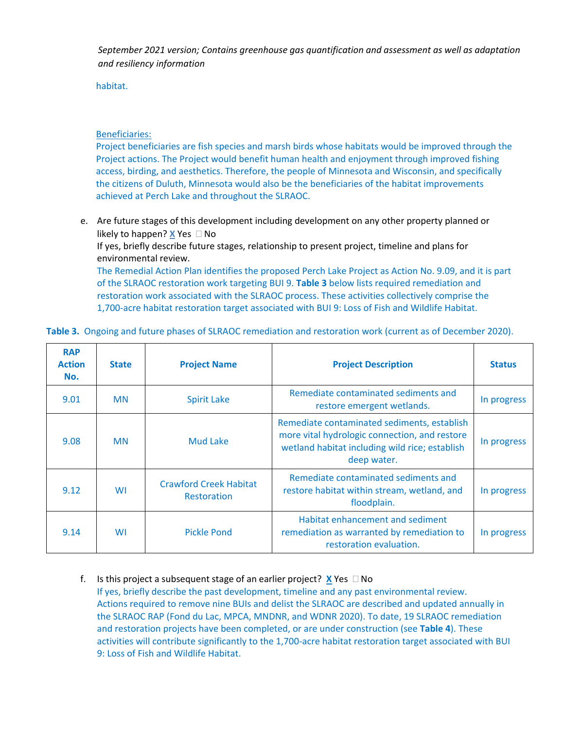habitat.

Beneficiaries:
Project beneficiaries are fish species and marsh birds whose habitats would be improved through the Project actions. The Project would benefit human health and enjoyment through improved fishing access, birding, and aesthetics. Therefore, the people of Minnesota and Wisconsin, and specifically the citizens of Duluth, Minnesota would also be the beneficiaries of the habitat improvements achieved at Perch Lake and throughout the SLRAOC.

e. Are future stages of this development including development on any other property planned or likely to happen? X Yes ☐ No
If yes, briefly describe future stages, relationship to present project, timeline and plans for environmental review.
The Remedial Action Plan identifies the proposed Perch Lake Project as Action No. 9.09, and it is part of the SLRAOC restoration work targeting BUI 9. **Table 3** below lists required remediation and restoration work associated with the SLRAOC process. These activities collectively comprise the 1,700-acre habitat restoration target associated with BUI 9: Loss of Fish and Wildlife Habitat.

**Table 3.** Ongoing and future phases of SLRAOC remediation and restoration work (current as of December 2020).

| RAP Action No. | State | Project Name | Project Description | Status |
|---|---|---|---|---|
| 9.01 | MN | Spirit Lake | Remediate contaminated sediments and restore emergent wetlands. | In progress |
| 9.08 | MN | Mud Lake | Remediate contaminated sediments, establish more vital hydrologic connection, and restore wetland habitat including wild rice; establish deep water. | In progress |
| 9.12 | WI | Crawford Creek Habitat Restoration | Remediate contaminated sediments and restore habitat within stream, wetland, and floodplain. | In progress |
| 9.14 | WI | Pickle Pond | Habitat enhancement and sediment remediation as warranted by remediation to restoration evaluation. | In progress |

f. Is this project a subsequent stage of an earlier project? X Yes ☐ No
If yes, briefly describe the past development, timeline and any past environmental review.
Actions required to remove nine BUIs and delist the SLRAOC are described and updated annually in the SLRAOC RAP (Fond du Lac, MPCA, MNDNR, and WDNR 2020). To date, 19 SLRAOC remediation and restoration projects have been completed, or are under construction (see **Table 4**). These activities will contribute significantly to the 1,700-acre habitat restoration target associated with BUI 9: Loss of Fish and Wildlife Habitat.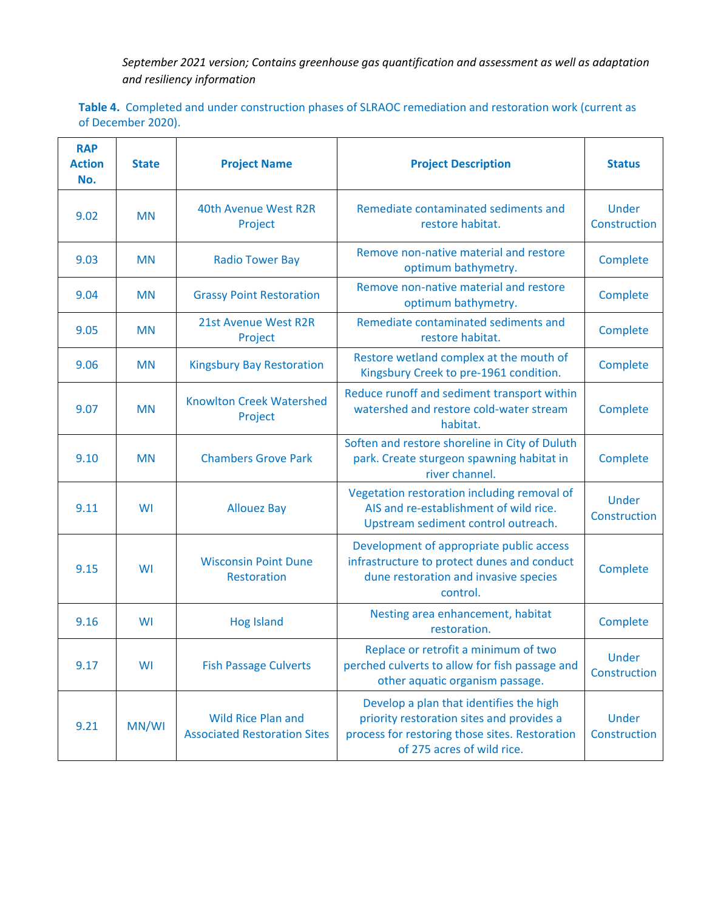*September 2021 version; Contains greenhouse gas quantification and assessment as well as adaptation and resiliency information*

**Table 4.** Completed and under construction phases of SLRAOC remediation and restoration work (current as of December 2020).

| RAP Action No. | State | Project Name | Project Description | Status |
|---|---|---|---|---|
| 9.02 | MN | 40th Avenue West R2R Project | Remediate contaminated sediments and restore habitat. | Under Construction |
| 9.03 | MN | Radio Tower Bay | Remove non-native material and restore optimum bathymetry. | Complete |
| 9.04 | MN | Grassy Point Restoration | Remove non-native material and restore optimum bathymetry. | Complete |
| 9.05 | MN | 21st Avenue West R2R Project | Remediate contaminated sediments and restore habitat. | Complete |
| 9.06 | MN | Kingsbury Bay Restoration | Restore wetland complex at the mouth of Kingsbury Creek to pre-1961 condition. | Complete |
| 9.07 | MN | Knowlton Creek Watershed Project | Reduce runoff and sediment transport within watershed and restore cold-water stream habitat. | Complete |
| 9.10 | MN | Chambers Grove Park | Soften and restore shoreline in City of Duluth park. Create sturgeon spawning habitat in river channel. | Complete |
| 9.11 | WI | Allouez Bay | Vegetation restoration including removal of AIS and re-establishment of wild rice. Upstream sediment control outreach. | Under Construction |
| 9.15 | WI | Wisconsin Point Dune Restoration | Development of appropriate public access infrastructure to protect dunes and conduct dune restoration and invasive species control. | Complete |
| 9.16 | WI | Hog Island | Nesting area enhancement, habitat restoration. | Complete |
| 9.17 | WI | Fish Passage Culverts | Replace or retrofit a minimum of two perched culverts to allow for fish passage and other aquatic organism passage. | Under Construction |
| 9.21 | MN/WI | Wild Rice Plan and Associated Restoration Sites | Develop a plan that identifies the high priority restoration sites and provides a process for restoring those sites. Restoration of 275 acres of wild rice. | Under Construction |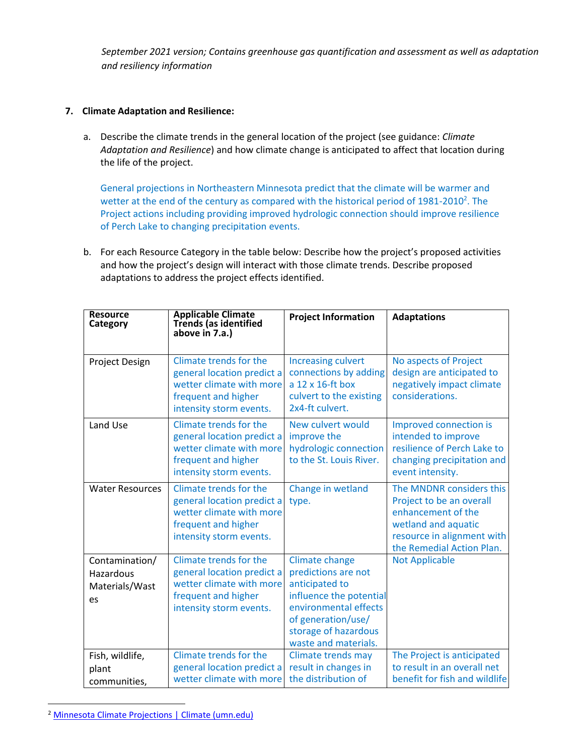*September 2021 version; Contains greenhouse gas quantification and assessment as well as adaptation and resiliency information*

**7. Climate Adaptation and Resilience:**

a. Describe the climate trends in the general location of the project (see guidance: *Climate Adaptation and Resilience*) and how climate change is anticipated to affect that location during the life of the project.

General projections in Northeastern Minnesota predict that the climate will be warmer and wetter at the end of the century as compared with the historical period of 1981-2010[2]. The Project actions including providing improved hydrologic connection should improve resilience of Perch Lake to changing precipitation events.

b. For each Resource Category in the table below: Describe how the project's proposed activities and how the project's design will interact with those climate trends. Describe proposed adaptations to address the project effects identified.

| Resource Category | Applicable Climate Trends (as identified above in 7.a.) | Project Information | Adaptations |
|---|---|---|---|
| Project Design | Climate trends for the general location predict a wetter climate with more frequent and higher intensity storm events. | Increasing culvert connections by adding a 12 x 16-ft box culvert to the existing 2x4-ft culvert. | No aspects of Project design are anticipated to negatively impact climate considerations. |
| Land Use | Climate trends for the general location predict a wetter climate with more frequent and higher intensity storm events. | New culvert would improve the hydrologic connection to the St. Louis River. | Improved connection is intended to improve resilience of Perch Lake to changing precipitation and event intensity. |
| Water Resources | Climate trends for the general location predict a wetter climate with more frequent and higher intensity storm events. | Change in wetland type. | The MNDNR considers this Project to be an overall enhancement of the wetland and aquatic resource in alignment with the Remedial Action Plan. |
| Contamination/ Hazardous Materials/Wastes | Climate trends for the general location predict a wetter climate with more frequent and higher intensity storm events. | Climate change predictions are not anticipated to influence the potential environmental effects of generation/use/ storage of hazardous waste and materials. | Not Applicable |
| Fish, wildlife, plant communities, | Climate trends for the general location predict a wetter climate with more | Climate trends may result in changes in the distribution of | The Project is anticipated to result in an overall net benefit for fish and wildlife |

[2] Minnesota Climate Projections | Climate (umn.edu)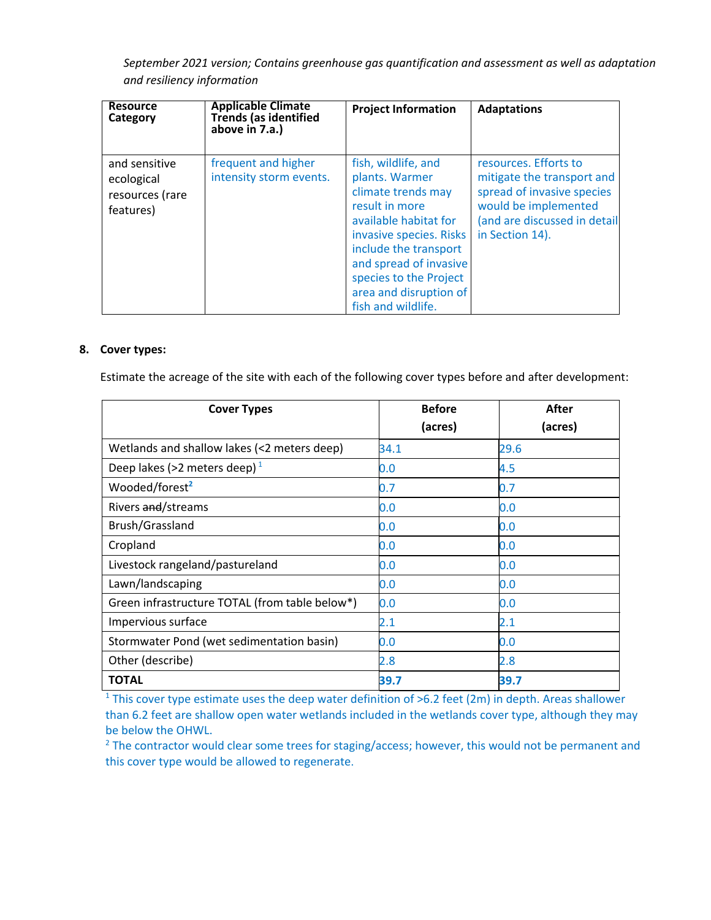*September 2021 version; Contains greenhouse gas quantification and assessment as well as adaptation and resiliency information*

| Resource Category | Applicable Climate Trends (as identified above in 7.a.) | Project Information | Adaptations |
|---|---|---|---|
| and sensitive ecological resources (rare features) | frequent and higher intensity storm events. | fish, wildlife, and plants. Warmer climate trends may result in more available habitat for invasive species. Risks include the transport and spread of invasive species to the Project area and disruption of fish and wildlife. | resources. Efforts to mitigate the transport and spread of invasive species would be implemented (and are discussed in detail in Section 14). |

**8. Cover types:**

Estimate the acreage of the site with each of the following cover types before and after development:

| Cover Types | Before (acres) | After (acres) |
|---|---|---|
| Wetlands and shallow lakes (<2 meters deep) | 34.1 | 29.6 |
| Deep lakes (>2 meters deep) [1] | 0.0 | 4.5 |
| Wooded/forest [2] | 0.7 | 0.7 |
| Rivers ~~and~~/streams | 0.0 | 0.0 |
| Brush/Grassland | 0.0 | 0.0 |
| Cropland | 0.0 | 0.0 |
| Livestock rangeland/pastureland | 0.0 | 0.0 |
| Lawn/landscaping | 0.0 | 0.0 |
| Green infrastructure TOTAL (from table below*) | 0.0 | 0.0 |
| Impervious surface | 2.1 | 2.1 |
| Stormwater Pond (wet sedimentation basin) | 0.0 | 0.0 |
| Other (describe) | 2.8 | 2.8 |
| **TOTAL** | **39.7** | **39.7** |

[1] This cover type estimate uses the deep water definition of >6.2 feet (2m) in depth. Areas shallower than 6.2 feet are shallow open water wetlands included in the wetlands cover type, although they may be below the OHWL.

[2] The contractor would clear some trees for staging/access; however, this would not be permanent and this cover type would be allowed to regenerate.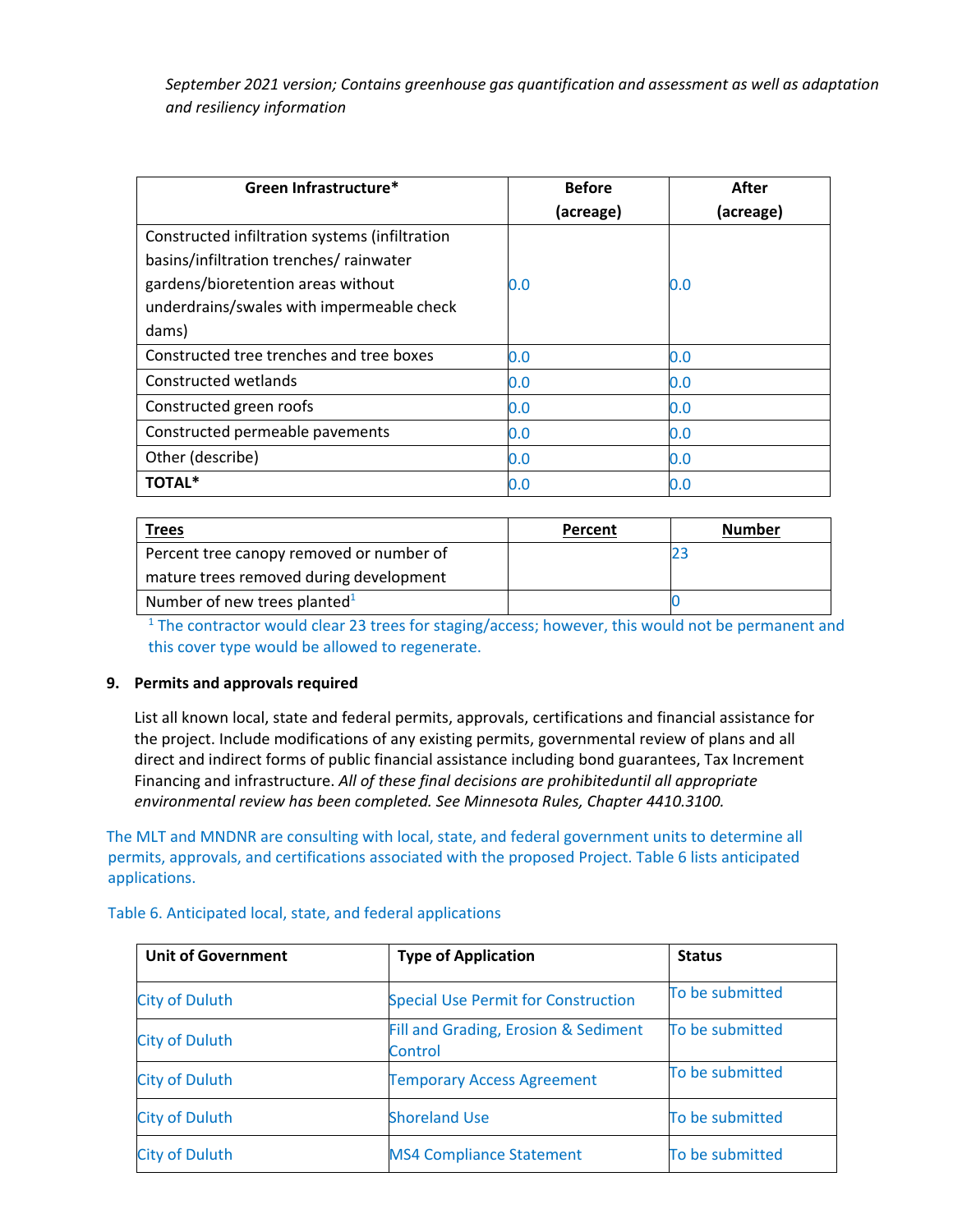*September 2021 version; Contains greenhouse gas quantification and assessment as well as adaptation and resiliency information*

| Green Infrastructure* | Before (acreage) | After (acreage) |
| --- | --- | --- |
| Constructed infiltration systems (infiltration basins/infiltration trenches/ rainwater gardens/bioretention areas without underdrains/swales with impermeable check dams) | 0.0 | 0.0 |
| Constructed tree trenches and tree boxes | 0.0 | 0.0 |
| Constructed wetlands | 0.0 | 0.0 |
| Constructed green roofs | 0.0 | 0.0 |
| Constructed permeable pavements | 0.0 | 0.0 |
| Other (describe) | 0.0 | 0.0 |
| **TOTAL*** | 0.0 | 0.0 |

| Trees | Percent | Number |
| --- | --- | --- |
| Percent tree canopy removed or number of mature trees removed during development | | 23 |
| Number of new trees planted[1] | | 0 |

[1] The contractor would clear 23 trees for staging/access; however, this would not be permanent and this cover type would be allowed to regenerate.

**9. Permits and approvals required**

List all known local, state and federal permits, approvals, certifications and financial assistance for the project. Include modifications of any existing permits, governmental review of plans and all direct and indirect forms of public financial assistance including bond guarantees, Tax Increment Financing and infrastructure. *All of these final decisions are prohibiteduntil all appropriate environmental review has been completed. See Minnesota Rules, Chapter 4410.3100.*

The MLT and MNDNR are consulting with local, state, and federal government units to determine all permits, approvals, and certifications associated with the proposed Project. Table 6 lists anticipated applications.

Table 6. Anticipated local, state, and federal applications

| Unit of Government | Type of Application | Status |
| --- | --- | --- |
| City of Duluth | Special Use Permit for Construction | To be submitted |
| City of Duluth | Fill and Grading, Erosion & Sediment Control | To be submitted |
| City of Duluth | Temporary Access Agreement | To be submitted |
| City of Duluth | Shoreland Use | To be submitted |
| City of Duluth | MS4 Compliance Statement | To be submitted |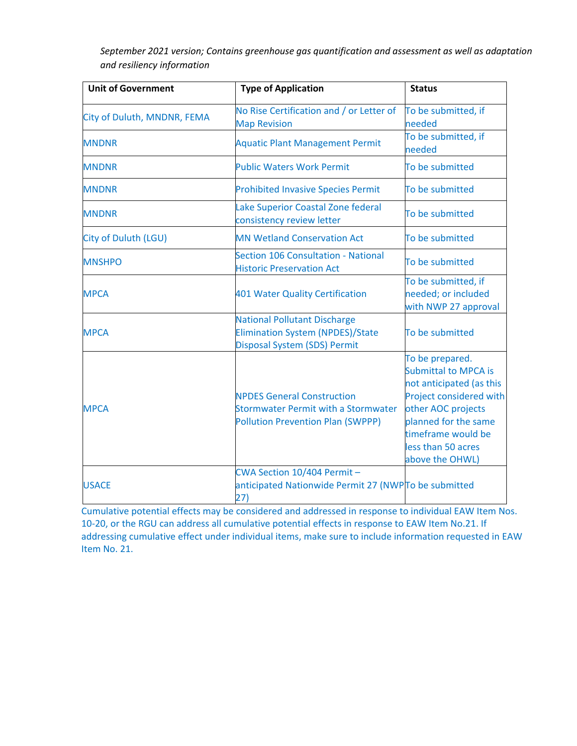*September 2021 version; Contains greenhouse gas quantification and assessment as well as adaptation and resiliency information*

| Unit of Government | Type of Application | Status |
|---|---|---|
| City of Duluth, MNDNR, FEMA | No Rise Certification and / or Letter of Map Revision | To be submitted, if needed |
| MNDNR | Aquatic Plant Management Permit | To be submitted, if needed |
| MNDNR | Public Waters Work Permit | To be submitted |
| MNDNR | Prohibited Invasive Species Permit | To be submitted |
| MNDNR | Lake Superior Coastal Zone federal consistency review letter | To be submitted |
| City of Duluth (LGU) | MN Wetland Conservation Act | To be submitted |
| MNSHPO | Section 106 Consultation - National Historic Preservation Act | To be submitted |
| MPCA | 401 Water Quality Certification | To be submitted, if needed; or included with NWP 27 approval |
| MPCA | National Pollutant Discharge Elimination System (NPDES)/State Disposal System (SDS) Permit | To be submitted |
| MPCA | NPDES General Construction Stormwater Permit with a Stormwater Pollution Prevention Plan (SWPPP) | To be prepared. Submittal to MPCA is not anticipated (as this Project considered with other AOC projects planned for the same timeframe would be less than 50 acres above the OHWL) |
| USACE | CWA Section 10/404 Permit – anticipated Nationwide Permit 27 (NWP 27) | To be submitted |

Cumulative potential effects may be considered and addressed in response to individual EAW Item Nos. 10-20, or the RGU can address all cumulative potential effects in response to EAW Item No.21. If addressing cumulative effect under individual items, make sure to include information requested in EAW Item No. 21.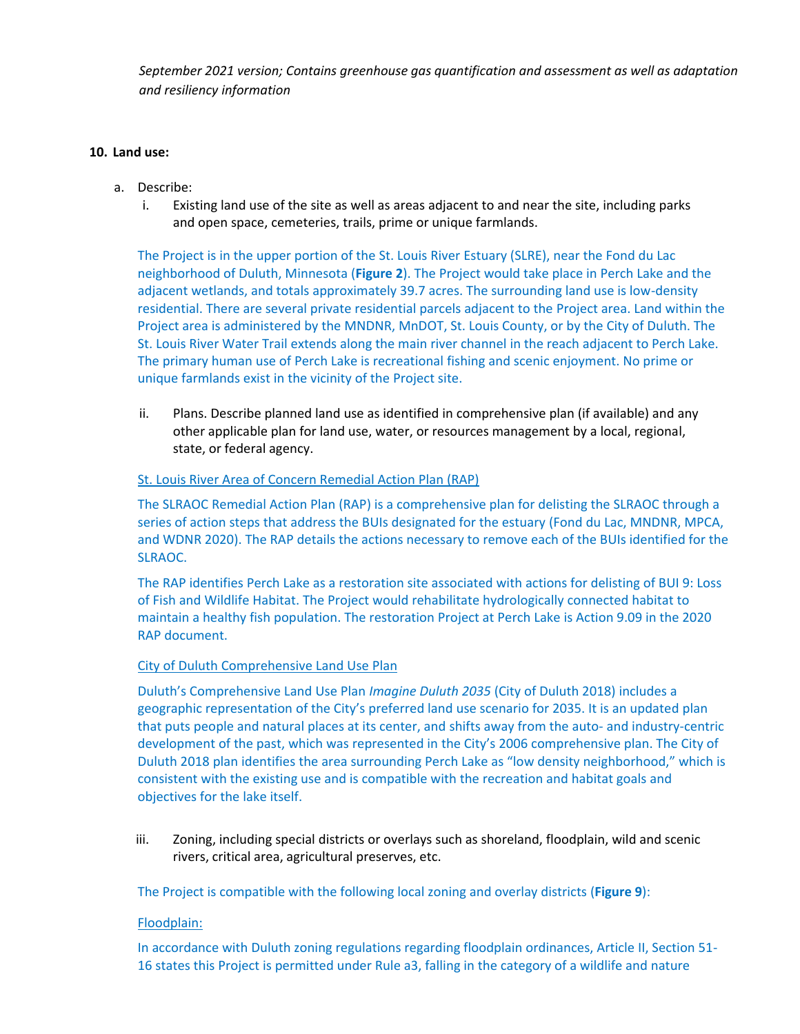*September 2021 version; Contains greenhouse gas quantification and assessment as well as adaptation and resiliency information*

**10. Land use:**

a. Describe:

i. Existing land use of the site as well as areas adjacent to and near the site, including parks and open space, cemeteries, trails, prime or unique farmlands.

The Project is in the upper portion of the St. Louis River Estuary (SLRE), near the Fond du Lac neighborhood of Duluth, Minnesota (**Figure 2**). The Project would take place in Perch Lake and the adjacent wetlands, and totals approximately 39.7 acres. The surrounding land use is low-density residential. There are several private residential parcels adjacent to the Project area. Land within the Project area is administered by the MNDNR, MnDOT, St. Louis County, or by the City of Duluth. The St. Louis River Water Trail extends along the main river channel in the reach adjacent to Perch Lake. The primary human use of Perch Lake is recreational fishing and scenic enjoyment. No prime or unique farmlands exist in the vicinity of the Project site.

ii. Plans. Describe planned land use as identified in comprehensive plan (if available) and any other applicable plan for land use, water, or resources management by a local, regional, state, or federal agency.

<u>St. Louis River Area of Concern Remedial Action Plan (RAP)</u>

The SLRAOC Remedial Action Plan (RAP) is a comprehensive plan for delisting the SLRAOC through a series of action steps that address the BUIs designated for the estuary (Fond du Lac, MNDNR, MPCA, and WDNR 2020). The RAP details the actions necessary to remove each of the BUIs identified for the SLRAOC.

The RAP identifies Perch Lake as a restoration site associated with actions for delisting of BUI 9: Loss of Fish and Wildlife Habitat. The Project would rehabilitate hydrologically connected habitat to maintain a healthy fish population. The restoration Project at Perch Lake is Action 9.09 in the 2020 RAP document.

<u>City of Duluth Comprehensive Land Use Plan</u>

Duluth's Comprehensive Land Use Plan *Imagine Duluth 2035* (City of Duluth 2018) includes a geographic representation of the City's preferred land use scenario for 2035. It is an updated plan that puts people and natural places at its center, and shifts away from the auto- and industry-centric development of the past, which was represented in the City's 2006 comprehensive plan. The City of Duluth 2018 plan identifies the area surrounding Perch Lake as "low density neighborhood," which is consistent with the existing use and is compatible with the recreation and habitat goals and objectives for the lake itself.

iii. Zoning, including special districts or overlays such as shoreland, floodplain, wild and scenic rivers, critical area, agricultural preserves, etc.

The Project is compatible with the following local zoning and overlay districts (**Figure 9**):

<u>Floodplain:</u>

In accordance with Duluth zoning regulations regarding floodplain ordinances, Article II, Section 51-16 states this Project is permitted under Rule a3, falling in the category of a wildlife and nature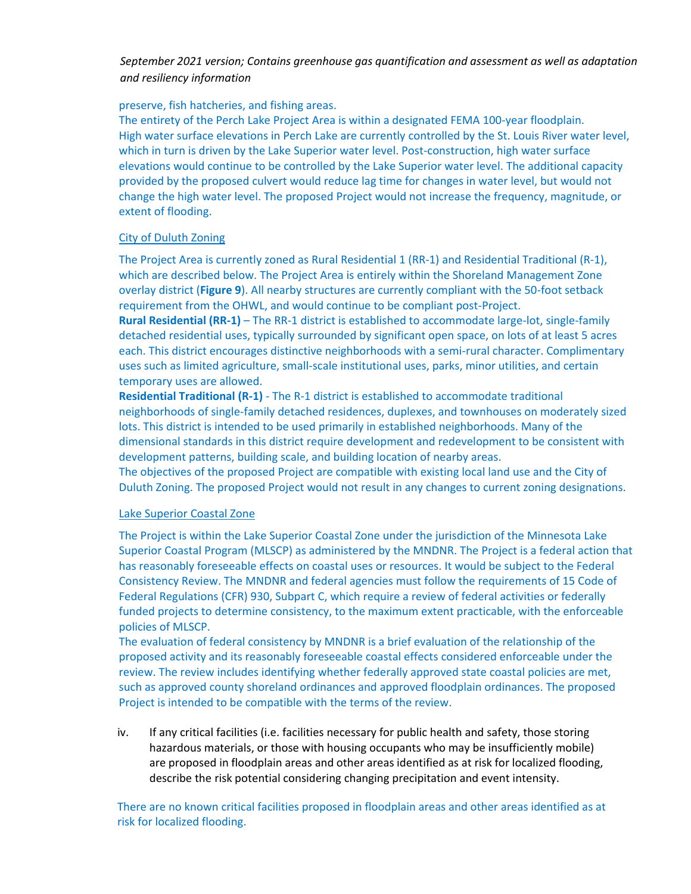preserve, fish hatcheries, and fishing areas.

The entirety of the Perch Lake Project Area is within a designated FEMA 100-year floodplain. High water surface elevations in Perch Lake are currently controlled by the St. Louis River water level, which in turn is driven by the Lake Superior water level. Post-construction, high water surface elevations would continue to be controlled by the Lake Superior water level. The additional capacity provided by the proposed culvert would reduce lag time for changes in water level, but would not change the high water level. The proposed Project would not increase the frequency, magnitude, or extent of flooding.

City of Duluth Zoning

The Project Area is currently zoned as Rural Residential 1 (RR-1) and Residential Traditional (R-1), which are described below. The Project Area is entirely within the Shoreland Management Zone overlay district (**Figure 9**). All nearby structures are currently compliant with the 50-foot setback requirement from the OHWL, and would continue to be compliant post-Project.

**Rural Residential (RR-1)** – The RR-1 district is established to accommodate large-lot, single-family detached residential uses, typically surrounded by significant open space, on lots of at least 5 acres each. This district encourages distinctive neighborhoods with a semi-rural character. Complimentary uses such as limited agriculture, small-scale institutional uses, parks, minor utilities, and certain temporary uses are allowed.

**Residential Traditional (R-1)** - The R-1 district is established to accommodate traditional neighborhoods of single-family detached residences, duplexes, and townhouses on moderately sized lots. This district is intended to be used primarily in established neighborhoods. Many of the dimensional standards in this district require development and redevelopment to be consistent with development patterns, building scale, and building location of nearby areas.

The objectives of the proposed Project are compatible with existing local land use and the City of Duluth Zoning. The proposed Project would not result in any changes to current zoning designations.

Lake Superior Coastal Zone

The Project is within the Lake Superior Coastal Zone under the jurisdiction of the Minnesota Lake Superior Coastal Program (MLSCP) as administered by the MNDNR. The Project is a federal action that has reasonably foreseeable effects on coastal uses or resources. It would be subject to the Federal Consistency Review. The MNDNR and federal agencies must follow the requirements of 15 Code of Federal Regulations (CFR) 930, Subpart C, which require a review of federal activities or federally funded projects to determine consistency, to the maximum extent practicable, with the enforceable policies of MLSCP.

The evaluation of federal consistency by MNDNR is a brief evaluation of the relationship of the proposed activity and its reasonably foreseeable coastal effects considered enforceable under the review. The review includes identifying whether federally approved state coastal policies are met, such as approved county shoreland ordinances and approved floodplain ordinances. The proposed Project is intended to be compatible with the terms of the review.

iv. If any critical facilities (i.e. facilities necessary for public health and safety, those storing hazardous materials, or those with housing occupants who may be insufficiently mobile) are proposed in floodplain areas and other areas identified as at risk for localized flooding, describe the risk potential considering changing precipitation and event intensity.

There are no known critical facilities proposed in floodplain areas and other areas identified as at risk for localized flooding.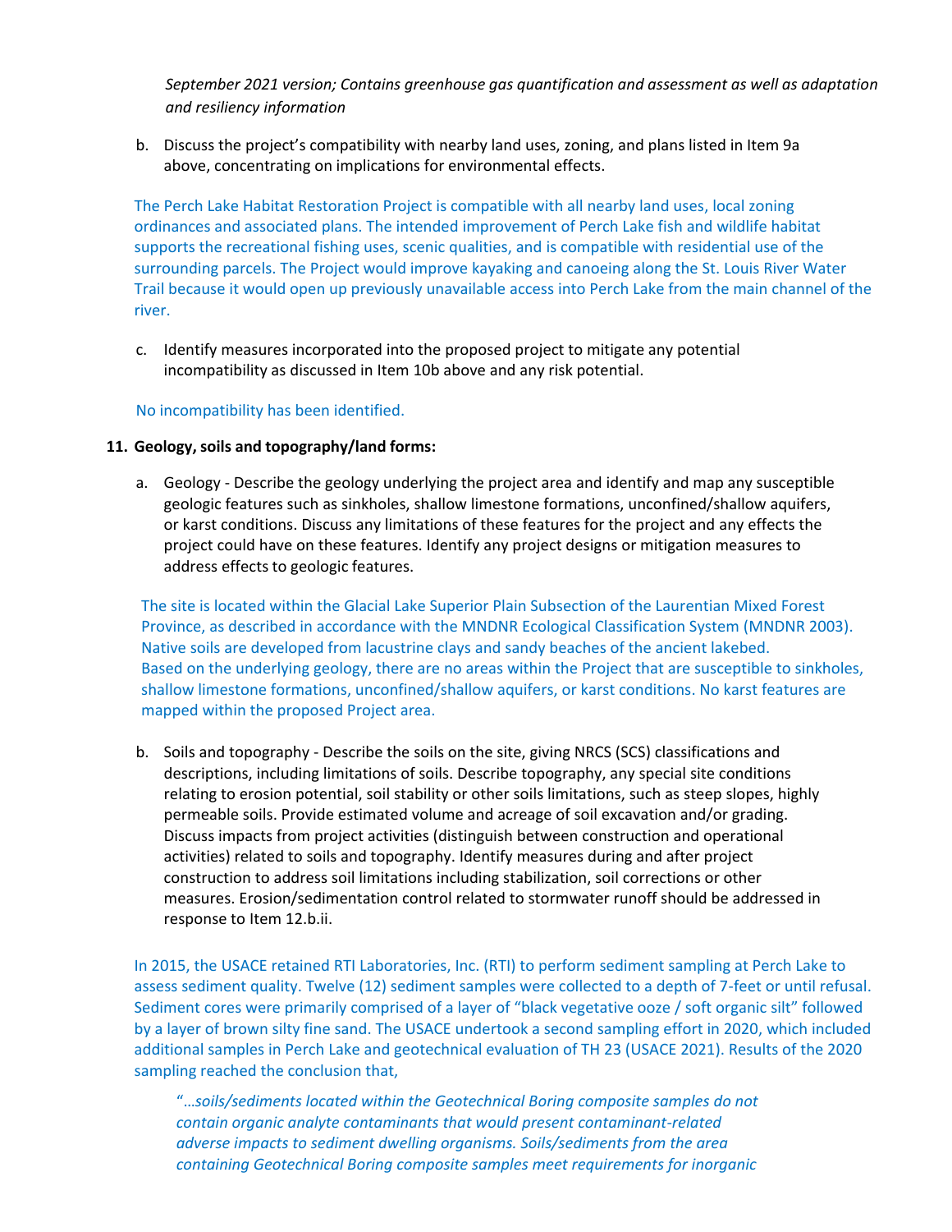*September 2021 version; Contains greenhouse gas quantification and assessment as well as adaptation and resiliency information*

b. Discuss the project's compatibility with nearby land uses, zoning, and plans listed in Item 9a above, concentrating on implications for environmental effects.

The Perch Lake Habitat Restoration Project is compatible with all nearby land uses, local zoning ordinances and associated plans. The intended improvement of Perch Lake fish and wildlife habitat supports the recreational fishing uses, scenic qualities, and is compatible with residential use of the surrounding parcels. The Project would improve kayaking and canoeing along the St. Louis River Water Trail because it would open up previously unavailable access into Perch Lake from the main channel of the river.

c. Identify measures incorporated into the proposed project to mitigate any potential incompatibility as discussed in Item 10b above and any risk potential.

No incompatibility has been identified.

**11. Geology, soils and topography/land forms:**

a. Geology - Describe the geology underlying the project area and identify and map any susceptible geologic features such as sinkholes, shallow limestone formations, unconfined/shallow aquifers, or karst conditions. Discuss any limitations of these features for the project and any effects the project could have on these features. Identify any project designs or mitigation measures to address effects to geologic features.

The site is located within the Glacial Lake Superior Plain Subsection of the Laurentian Mixed Forest Province, as described in accordance with the MNDNR Ecological Classification System (MNDNR 2003). Native soils are developed from lacustrine clays and sandy beaches of the ancient lakebed. Based on the underlying geology, there are no areas within the Project that are susceptible to sinkholes, shallow limestone formations, unconfined/shallow aquifers, or karst conditions. No karst features are mapped within the proposed Project area.

b. Soils and topography - Describe the soils on the site, giving NRCS (SCS) classifications and descriptions, including limitations of soils. Describe topography, any special site conditions relating to erosion potential, soil stability or other soils limitations, such as steep slopes, highly permeable soils. Provide estimated volume and acreage of soil excavation and/or grading. Discuss impacts from project activities (distinguish between construction and operational activities) related to soils and topography. Identify measures during and after project construction to address soil limitations including stabilization, soil corrections or other measures. Erosion/sedimentation control related to stormwater runoff should be addressed in response to Item 12.b.ii.

In 2015, the USACE retained RTI Laboratories, Inc. (RTI) to perform sediment sampling at Perch Lake to assess sediment quality. Twelve (12) sediment samples were collected to a depth of 7-feet or until refusal. Sediment cores were primarily comprised of a layer of "black vegetative ooze / soft organic silt" followed by a layer of brown silty fine sand. The USACE undertook a second sampling effort in 2020, which included additional samples in Perch Lake and geotechnical evaluation of TH 23 (USACE 2021). Results of the 2020 sampling reached the conclusion that,

> "*…soils/sediments located within the Geotechnical Boring composite samples do not contain organic analyte contaminants that would present contaminant-related adverse impacts to sediment dwelling organisms. Soils/sediments from the area containing Geotechnical Boring composite samples meet requirements for inorganic*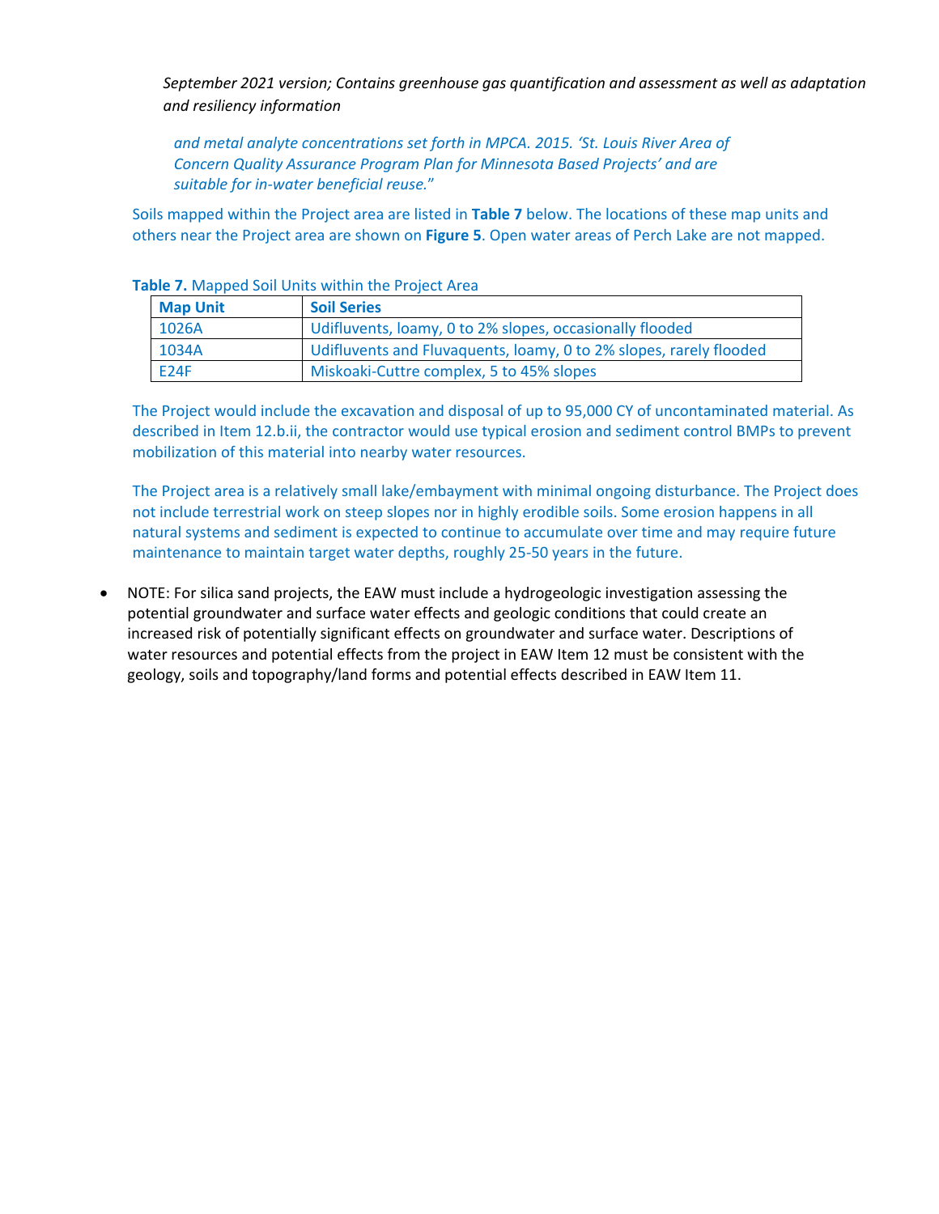*and metal analyte concentrations set forth in MPCA. 2015. 'St. Louis River Area of Concern Quality Assurance Program Plan for Minnesota Based Projects' and are suitable for in-water beneficial reuse.*"

Soils mapped within the Project area are listed in **Table 7** below. The locations of these map units and others near the Project area are shown on **Figure 5**. Open water areas of Perch Lake are not mapped.

**Table 7.** Mapped Soil Units within the Project Area

| Map Unit | Soil Series |
|---|---|
| 1026A | Udifluvents, loamy, 0 to 2% slopes, occasionally flooded |
| 1034A | Udifluvents and Fluvaquents, loamy, 0 to 2% slopes, rarely flooded |
| E24F | Miskoaki-Cuttre complex, 5 to 45% slopes |

The Project would include the excavation and disposal of up to 95,000 CY of uncontaminated material. As described in Item 12.b.ii, the contractor would use typical erosion and sediment control BMPs to prevent mobilization of this material into nearby water resources.

The Project area is a relatively small lake/embayment with minimal ongoing disturbance. The Project does not include terrestrial work on steep slopes nor in highly erodible soils. Some erosion happens in all natural systems and sediment is expected to continue to accumulate over time and may require future maintenance to maintain target water depths, roughly 25-50 years in the future.

- NOTE: For silica sand projects, the EAW must include a hydrogeologic investigation assessing the potential groundwater and surface water effects and geologic conditions that could create an increased risk of potentially significant effects on groundwater and surface water. Descriptions of water resources and potential effects from the project in EAW Item 12 must be consistent with the geology, soils and topography/land forms and potential effects described in EAW Item 11.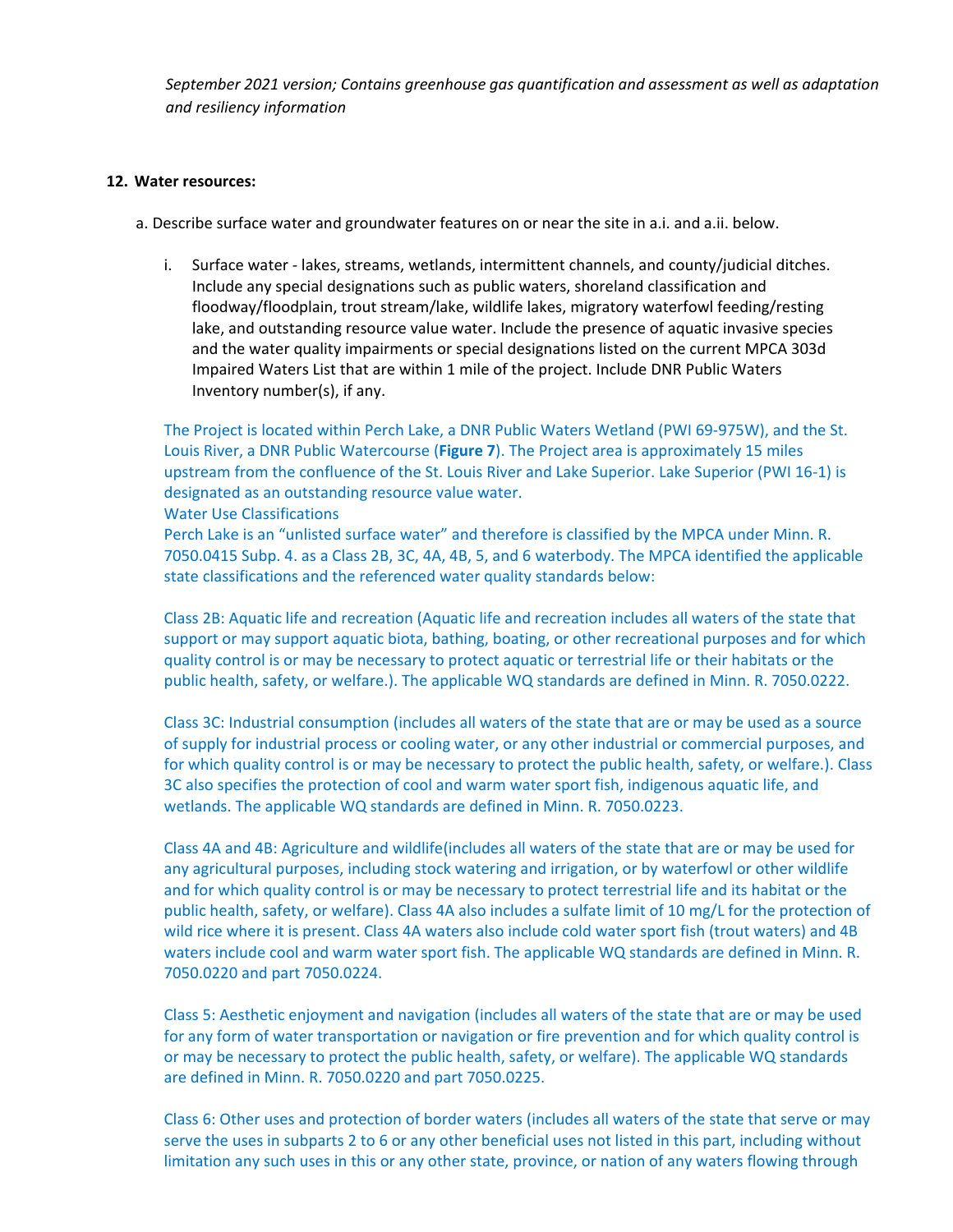*September 2021 version; Contains greenhouse gas quantification and assessment as well as adaptation and resiliency information*

**12. Water resources:**

a. Describe surface water and groundwater features on or near the site in a.i. and a.ii. below.

i. Surface water - lakes, streams, wetlands, intermittent channels, and county/judicial ditches. Include any special designations such as public waters, shoreland classification and floodway/floodplain, trout stream/lake, wildlife lakes, migratory waterfowl feeding/resting lake, and outstanding resource value water. Include the presence of aquatic invasive species and the water quality impairments or special designations listed on the current MPCA 303d Impaired Waters List that are within 1 mile of the project. Include DNR Public Waters Inventory number(s), if any.

The Project is located within Perch Lake, a DNR Public Waters Wetland (PWI 69-975W), and the St. Louis River, a DNR Public Watercourse (**Figure 7**). The Project area is approximately 15 miles upstream from the confluence of the St. Louis River and Lake Superior. Lake Superior (PWI 16-1) is designated as an outstanding resource value water.

Water Use Classifications

Perch Lake is an "unlisted surface water" and therefore is classified by the MPCA under Minn. R. 7050.0415 Subp. 4. as a Class 2B, 3C, 4A, 4B, 5, and 6 waterbody. The MPCA identified the applicable state classifications and the referenced water quality standards below:

Class 2B: Aquatic life and recreation (Aquatic life and recreation includes all waters of the state that support or may support aquatic biota, bathing, boating, or other recreational purposes and for which quality control is or may be necessary to protect aquatic or terrestrial life or their habitats or the public health, safety, or welfare.). The applicable WQ standards are defined in Minn. R. 7050.0222.

Class 3C: Industrial consumption (includes all waters of the state that are or may be used as a source of supply for industrial process or cooling water, or any other industrial or commercial purposes, and for which quality control is or may be necessary to protect the public health, safety, or welfare.). Class 3C also specifies the protection of cool and warm water sport fish, indigenous aquatic life, and wetlands. The applicable WQ standards are defined in Minn. R. 7050.0223.

Class 4A and 4B: Agriculture and wildlife(includes all waters of the state that are or may be used for any agricultural purposes, including stock watering and irrigation, or by waterfowl or other wildlife and for which quality control is or may be necessary to protect terrestrial life and its habitat or the public health, safety, or welfare). Class 4A also includes a sulfate limit of 10 mg/L for the protection of wild rice where it is present. Class 4A waters also include cold water sport fish (trout waters) and 4B waters include cool and warm water sport fish. The applicable WQ standards are defined in Minn. R. 7050.0220 and part 7050.0224.

Class 5: Aesthetic enjoyment and navigation (includes all waters of the state that are or may be used for any form of water transportation or navigation or fire prevention and for which quality control is or may be necessary to protect the public health, safety, or welfare). The applicable WQ standards are defined in Minn. R. 7050.0220 and part 7050.0225.

Class 6: Other uses and protection of border waters (includes all waters of the state that serve or may serve the uses in subparts 2 to 6 or any other beneficial uses not listed in this part, including without limitation any such uses in this or any other state, province, or nation of any waters flowing through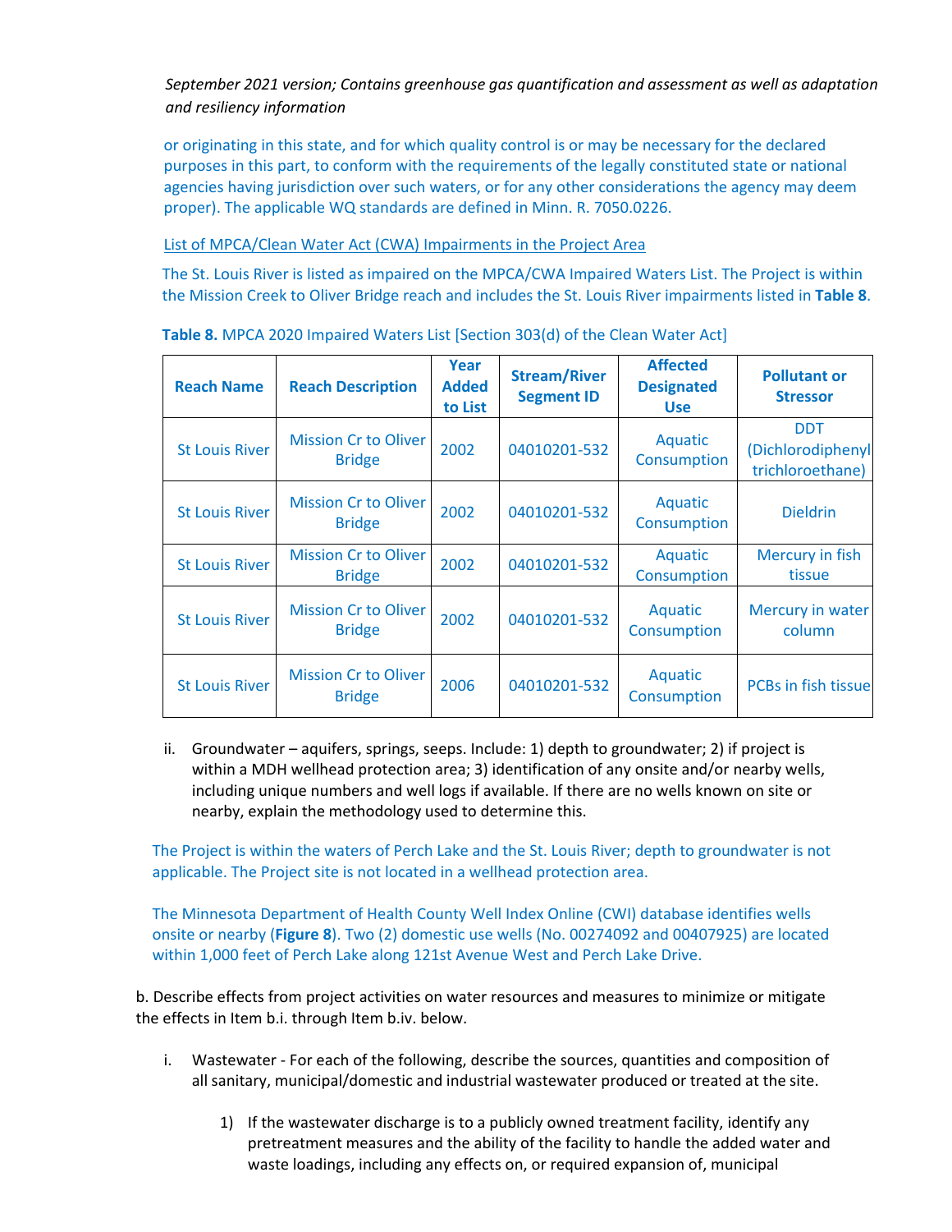*September 2021 version; Contains greenhouse gas quantification and assessment as well as adaptation and resiliency information*

or originating in this state, and for which quality control is or may be necessary for the declared purposes in this part, to conform with the requirements of the legally constituted state or national agencies having jurisdiction over such waters, or for any other considerations the agency may deem proper). The applicable WQ standards are defined in Minn. R. 7050.0226.

List of MPCA/Clean Water Act (CWA) Impairments in the Project Area

The St. Louis River is listed as impaired on the MPCA/CWA Impaired Waters List. The Project is within the Mission Creek to Oliver Bridge reach and includes the St. Louis River impairments listed in **Table 8**.

**Table 8.** MPCA 2020 Impaired Waters List [Section 303(d) of the Clean Water Act]

| Reach Name | Reach Description | Year Added to List | Stream/River Segment ID | Affected Designated Use | Pollutant or Stressor |
|---|---|---|---|---|---|
| St Louis River | Mission Cr to Oliver Bridge | 2002 | 04010201-532 | Aquatic Consumption | DDT (Dichlorodiphenyl trichloroethane) |
| St Louis River | Mission Cr to Oliver Bridge | 2002 | 04010201-532 | Aquatic Consumption | Dieldrin |
| St Louis River | Mission Cr to Oliver Bridge | 2002 | 04010201-532 | Aquatic Consumption | Mercury in fish tissue |
| St Louis River | Mission Cr to Oliver Bridge | 2002 | 04010201-532 | Aquatic Consumption | Mercury in water column |
| St Louis River | Mission Cr to Oliver Bridge | 2006 | 04010201-532 | Aquatic Consumption | PCBs in fish tissue |

ii. Groundwater – aquifers, springs, seeps. Include: 1) depth to groundwater; 2) if project is within a MDH wellhead protection area; 3) identification of any onsite and/or nearby wells, including unique numbers and well logs if available. If there are no wells known on site or nearby, explain the methodology used to determine this.

The Project is within the waters of Perch Lake and the St. Louis River; depth to groundwater is not applicable. The Project site is not located in a wellhead protection area.

The Minnesota Department of Health County Well Index Online (CWI) database identifies wells onsite or nearby (**Figure 8**). Two (2) domestic use wells (No. 00274092 and 00407925) are located within 1,000 feet of Perch Lake along 121st Avenue West and Perch Lake Drive.

b. Describe effects from project activities on water resources and measures to minimize or mitigate the effects in Item b.i. through Item b.iv. below.

i. Wastewater - For each of the following, describe the sources, quantities and composition of all sanitary, municipal/domestic and industrial wastewater produced or treated at the site.

1) If the wastewater discharge is to a publicly owned treatment facility, identify any pretreatment measures and the ability of the facility to handle the added water and waste loadings, including any effects on, or required expansion of, municipal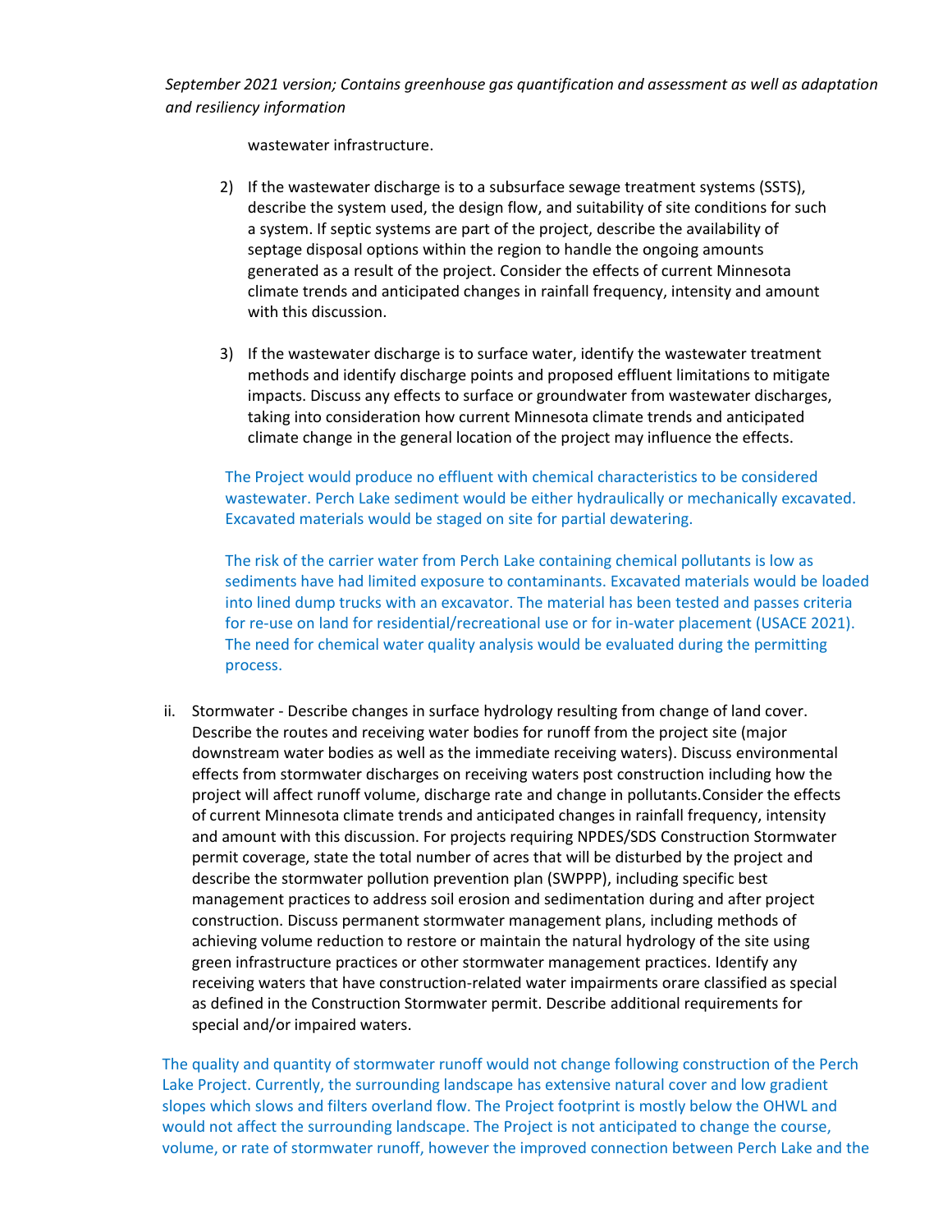wastewater infrastructure.

2) If the wastewater discharge is to a subsurface sewage treatment systems (SSTS), describe the system used, the design flow, and suitability of site conditions for such a system. If septic systems are part of the project, describe the availability of septage disposal options within the region to handle the ongoing amounts generated as a result of the project. Consider the effects of current Minnesota climate trends and anticipated changes in rainfall frequency, intensity and amount with this discussion.

3) If the wastewater discharge is to surface water, identify the wastewater treatment methods and identify discharge points and proposed effluent limitations to mitigate impacts. Discuss any effects to surface or groundwater from wastewater discharges, taking into consideration how current Minnesota climate trends and anticipated climate change in the general location of the project may influence the effects.

The Project would produce no effluent with chemical characteristics to be considered wastewater. Perch Lake sediment would be either hydraulically or mechanically excavated. Excavated materials would be staged on site for partial dewatering.

The risk of the carrier water from Perch Lake containing chemical pollutants is low as sediments have had limited exposure to contaminants. Excavated materials would be loaded into lined dump trucks with an excavator. The material has been tested and passes criteria for re-use on land for residential/recreational use or for in-water placement (USACE 2021). The need for chemical water quality analysis would be evaluated during the permitting process.

ii. Stormwater - Describe changes in surface hydrology resulting from change of land cover. Describe the routes and receiving water bodies for runoff from the project site (major downstream water bodies as well as the immediate receiving waters). Discuss environmental effects from stormwater discharges on receiving waters post construction including how the project will affect runoff volume, discharge rate and change in pollutants.Consider the effects of current Minnesota climate trends and anticipated changes in rainfall frequency, intensity and amount with this discussion. For projects requiring NPDES/SDS Construction Stormwater permit coverage, state the total number of acres that will be disturbed by the project and describe the stormwater pollution prevention plan (SWPPP), including specific best management practices to address soil erosion and sedimentation during and after project construction. Discuss permanent stormwater management plans, including methods of achieving volume reduction to restore or maintain the natural hydrology of the site using green infrastructure practices or other stormwater management practices. Identify any receiving waters that have construction-related water impairments orare classified as special as defined in the Construction Stormwater permit. Describe additional requirements for special and/or impaired waters.

The quality and quantity of stormwater runoff would not change following construction of the Perch Lake Project. Currently, the surrounding landscape has extensive natural cover and low gradient slopes which slows and filters overland flow. The Project footprint is mostly below the OHWL and would not affect the surrounding landscape. The Project is not anticipated to change the course, volume, or rate of stormwater runoff, however the improved connection between Perch Lake and the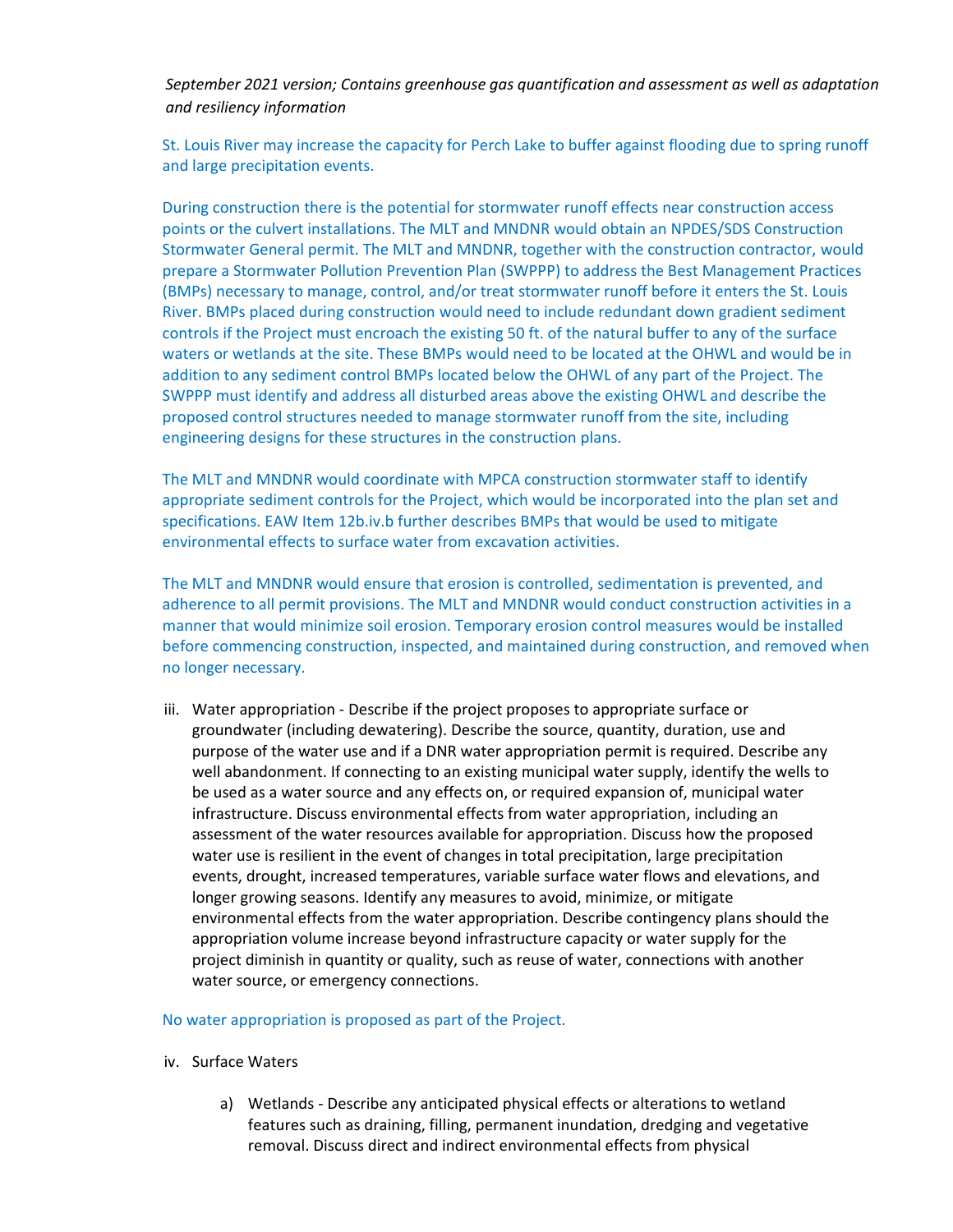St. Louis River may increase the capacity for Perch Lake to buffer against flooding due to spring runoff and large precipitation events.

During construction there is the potential for stormwater runoff effects near construction access points or the culvert installations. The MLT and MNDNR would obtain an NPDES/SDS Construction Stormwater General permit. The MLT and MNDNR, together with the construction contractor, would prepare a Stormwater Pollution Prevention Plan (SWPPP) to address the Best Management Practices (BMPs) necessary to manage, control, and/or treat stormwater runoff before it enters the St. Louis River. BMPs placed during construction would need to include redundant down gradient sediment controls if the Project must encroach the existing 50 ft. of the natural buffer to any of the surface waters or wetlands at the site. These BMPs would need to be located at the OHWL and would be in addition to any sediment control BMPs located below the OHWL of any part of the Project. The SWPPP must identify and address all disturbed areas above the existing OHWL and describe the proposed control structures needed to manage stormwater runoff from the site, including engineering designs for these structures in the construction plans.

The MLT and MNDNR would coordinate with MPCA construction stormwater staff to identify appropriate sediment controls for the Project, which would be incorporated into the plan set and specifications. EAW Item 12b.iv.b further describes BMPs that would be used to mitigate environmental effects to surface water from excavation activities.

The MLT and MNDNR would ensure that erosion is controlled, sedimentation is prevented, and adherence to all permit provisions. The MLT and MNDNR would conduct construction activities in a manner that would minimize soil erosion. Temporary erosion control measures would be installed before commencing construction, inspected, and maintained during construction, and removed when no longer necessary.

iii. Water appropriation - Describe if the project proposes to appropriate surface or groundwater (including dewatering). Describe the source, quantity, duration, use and purpose of the water use and if a DNR water appropriation permit is required. Describe any well abandonment. If connecting to an existing municipal water supply, identify the wells to be used as a water source and any effects on, or required expansion of, municipal water infrastructure. Discuss environmental effects from water appropriation, including an assessment of the water resources available for appropriation. Discuss how the proposed water use is resilient in the event of changes in total precipitation, large precipitation events, drought, increased temperatures, variable surface water flows and elevations, and longer growing seasons. Identify any measures to avoid, minimize, or mitigate environmental effects from the water appropriation. Describe contingency plans should the appropriation volume increase beyond infrastructure capacity or water supply for the project diminish in quantity or quality, such as reuse of water, connections with another water source, or emergency connections.

No water appropriation is proposed as part of the Project.

iv. Surface Waters

a) Wetlands - Describe any anticipated physical effects or alterations to wetland features such as draining, filling, permanent inundation, dredging and vegetative removal. Discuss direct and indirect environmental effects from physical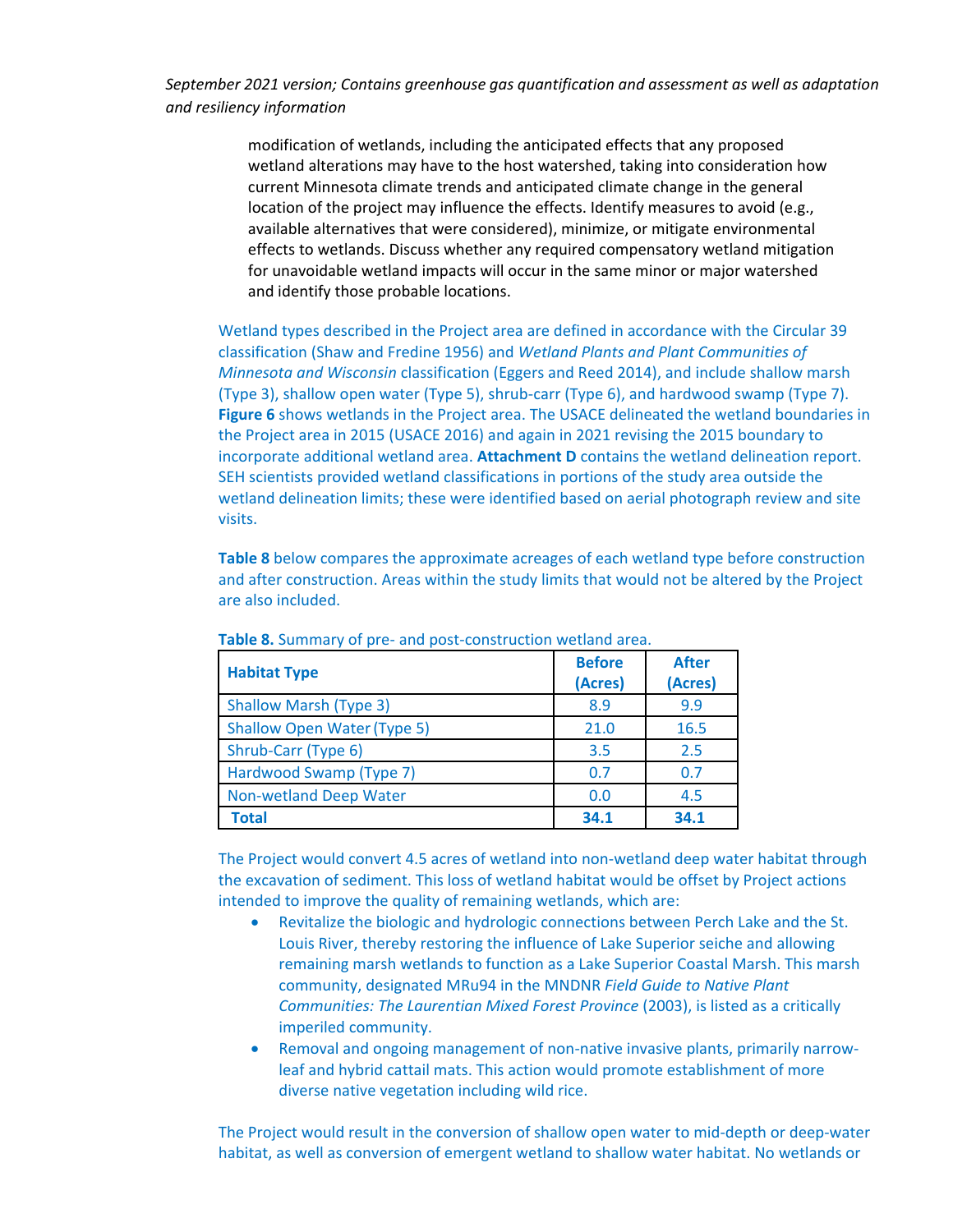modification of wetlands, including the anticipated effects that any proposed wetland alterations may have to the host watershed, taking into consideration how current Minnesota climate trends and anticipated climate change in the general location of the project may influence the effects. Identify measures to avoid (e.g., available alternatives that were considered), minimize, or mitigate environmental effects to wetlands. Discuss whether any required compensatory wetland mitigation for unavoidable wetland impacts will occur in the same minor or major watershed and identify those probable locations.

Wetland types described in the Project area are defined in accordance with the Circular 39 classification (Shaw and Fredine 1956) and *Wetland Plants and Plant Communities of Minnesota and Wisconsin* classification (Eggers and Reed 2014), and include shallow marsh (Type 3), shallow open water (Type 5), shrub-carr (Type 6), and hardwood swamp (Type 7). **Figure 6** shows wetlands in the Project area. The USACE delineated the wetland boundaries in the Project area in 2015 (USACE 2016) and again in 2021 revising the 2015 boundary to incorporate additional wetland area. **Attachment D** contains the wetland delineation report. SEH scientists provided wetland classifications in portions of the study area outside the wetland delineation limits; these were identified based on aerial photograph review and site visits.

**Table 8** below compares the approximate acreages of each wetland type before construction and after construction. Areas within the study limits that would not be altered by the Project are also included.

**Table 8.** Summary of pre- and post-construction wetland area.

| Habitat Type | Before (Acres) | After (Acres) |
|---|---|---|
| Shallow Marsh (Type 3) | 8.9 | 9.9 |
| Shallow Open Water (Type 5) | 21.0 | 16.5 |
| Shrub-Carr (Type 6) | 3.5 | 2.5 |
| Hardwood Swamp (Type 7) | 0.7 | 0.7 |
| Non-wetland Deep Water | 0.0 | 4.5 |
| **Total** | **34.1** | **34.1** |

The Project would convert 4.5 acres of wetland into non-wetland deep water habitat through the excavation of sediment. This loss of wetland habitat would be offset by Project actions intended to improve the quality of remaining wetlands, which are:

- Revitalize the biologic and hydrologic connections between Perch Lake and the St. Louis River, thereby restoring the influence of Lake Superior seiche and allowing remaining marsh wetlands to function as a Lake Superior Coastal Marsh. This marsh community, designated MRu94 in the MNDNR *Field Guide to Native Plant Communities: The Laurentian Mixed Forest Province* (2003), is listed as a critically imperiled community.
- Removal and ongoing management of non-native invasive plants, primarily narrow-leaf and hybrid cattail mats. This action would promote establishment of more diverse native vegetation including wild rice.

The Project would result in the conversion of shallow open water to mid-depth or deep-water habitat, as well as conversion of emergent wetland to shallow water habitat. No wetlands or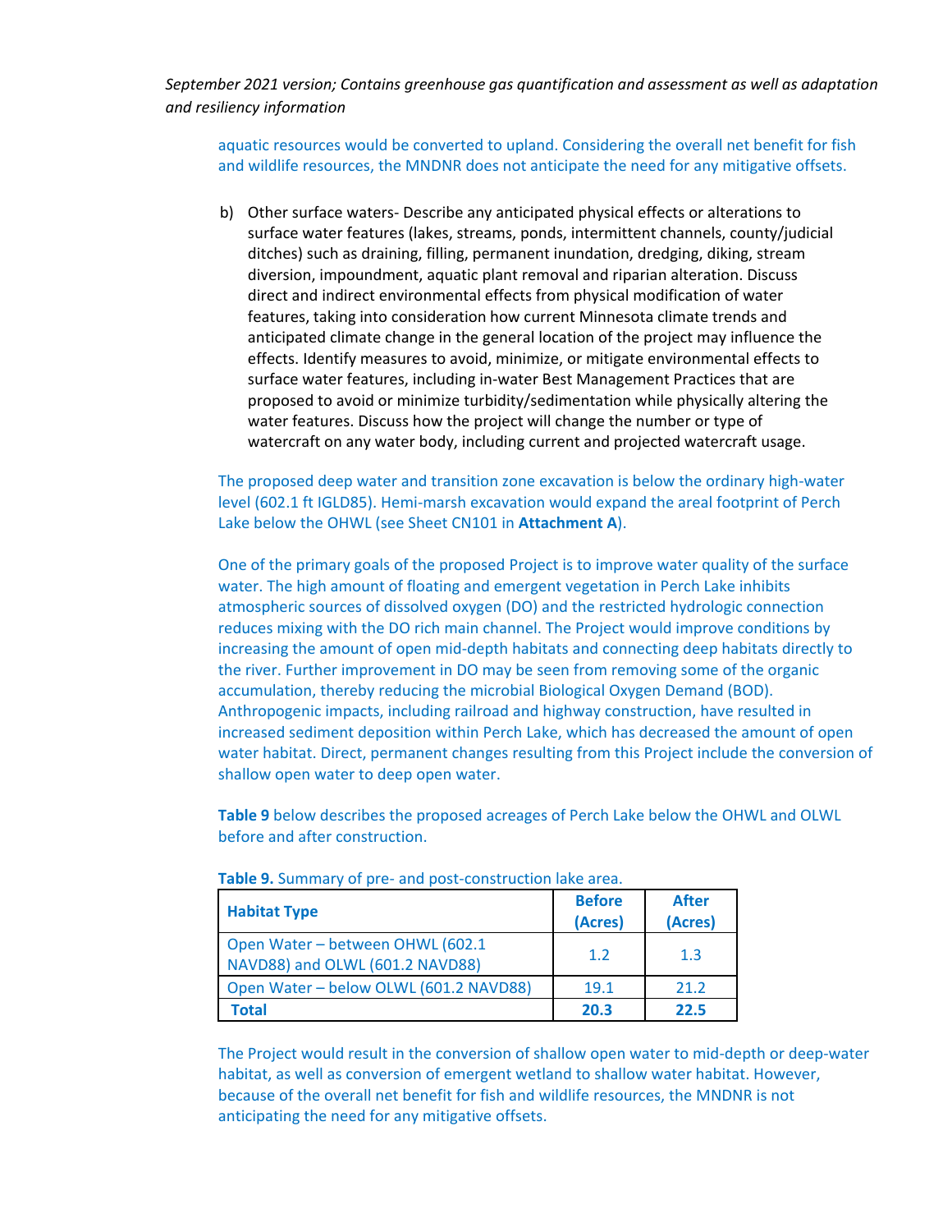aquatic resources would be converted to upland. Considering the overall net benefit for fish and wildlife resources, the MNDNR does not anticipate the need for any mitigative offsets.

b) Other surface waters- Describe any anticipated physical effects or alterations to surface water features (lakes, streams, ponds, intermittent channels, county/judicial ditches) such as draining, filling, permanent inundation, dredging, diking, stream diversion, impoundment, aquatic plant removal and riparian alteration. Discuss direct and indirect environmental effects from physical modification of water features, taking into consideration how current Minnesota climate trends and anticipated climate change in the general location of the project may influence the effects. Identify measures to avoid, minimize, or mitigate environmental effects to surface water features, including in-water Best Management Practices that are proposed to avoid or minimize turbidity/sedimentation while physically altering the water features. Discuss how the project will change the number or type of watercraft on any water body, including current and projected watercraft usage.

The proposed deep water and transition zone excavation is below the ordinary high-water level (602.1 ft IGLD85). Hemi-marsh excavation would expand the areal footprint of Perch Lake below the OHWL (see Sheet CN101 in **Attachment A**).

One of the primary goals of the proposed Project is to improve water quality of the surface water. The high amount of floating and emergent vegetation in Perch Lake inhibits atmospheric sources of dissolved oxygen (DO) and the restricted hydrologic connection reduces mixing with the DO rich main channel. The Project would improve conditions by increasing the amount of open mid-depth habitats and connecting deep habitats directly to the river. Further improvement in DO may be seen from removing some of the organic accumulation, thereby reducing the microbial Biological Oxygen Demand (BOD). Anthropogenic impacts, including railroad and highway construction, have resulted in increased sediment deposition within Perch Lake, which has decreased the amount of open water habitat. Direct, permanent changes resulting from this Project include the conversion of shallow open water to deep open water.

**Table 9** below describes the proposed acreages of Perch Lake below the OHWL and OLWL before and after construction.

**Table 9.** Summary of pre- and post-construction lake area.

| Habitat Type | Before (Acres) | After (Acres) |
|---|---|---|
| Open Water – between OHWL (602.1 NAVD88) and OLWL (601.2 NAVD88) | 1.2 | 1.3 |
| Open Water – below OLWL (601.2 NAVD88) | 19.1 | 21.2 |
| **Total** | **20.3** | **22.5** |

The Project would result in the conversion of shallow open water to mid-depth or deep-water habitat, as well as conversion of emergent wetland to shallow water habitat. However, because of the overall net benefit for fish and wildlife resources, the MNDNR is not anticipating the need for any mitigative offsets.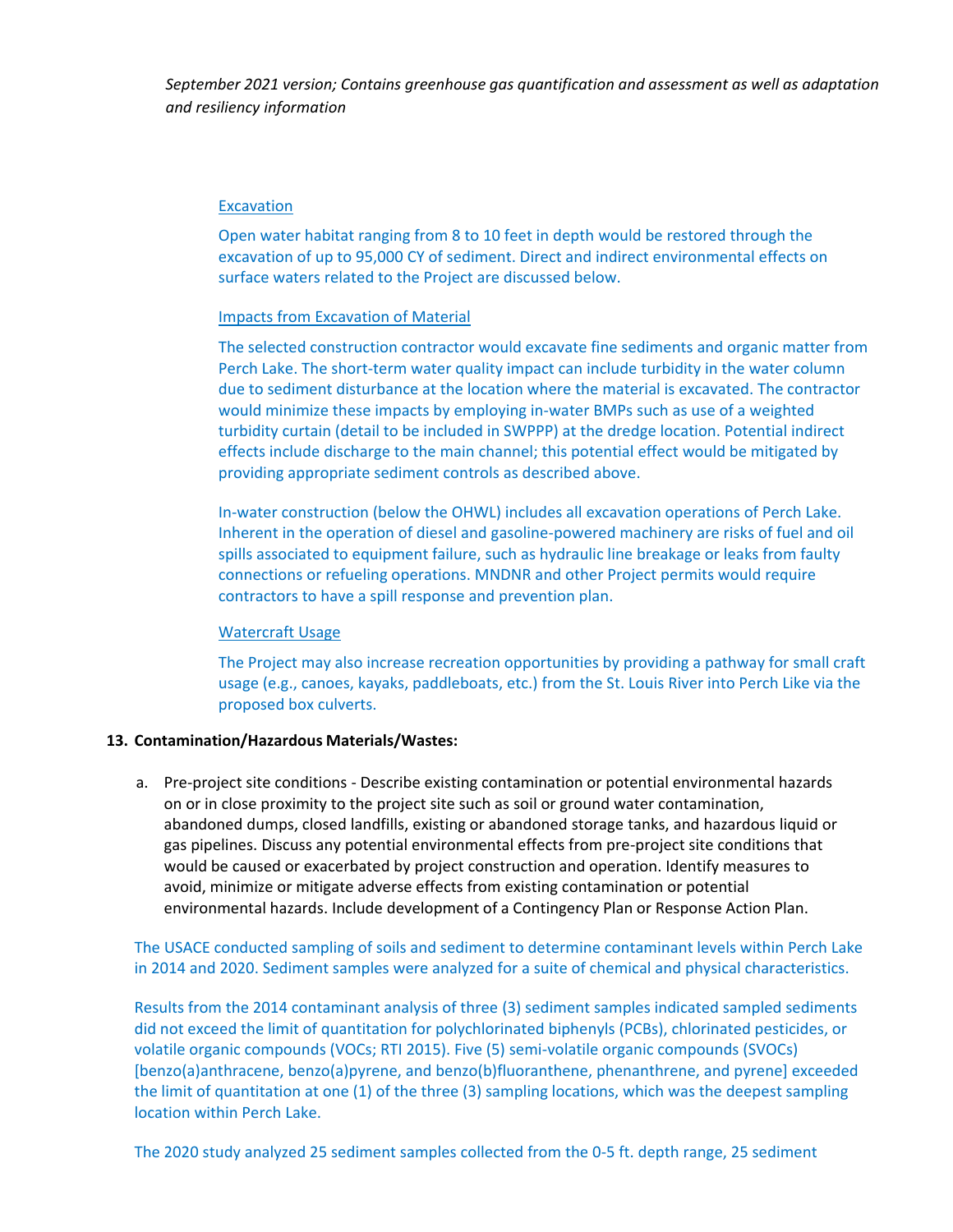*September 2021 version; Contains greenhouse gas quantification and assessment as well as adaptation and resiliency information*

Excavation

Open water habitat ranging from 8 to 10 feet in depth would be restored through the excavation of up to 95,000 CY of sediment. Direct and indirect environmental effects on surface waters related to the Project are discussed below.

Impacts from Excavation of Material

The selected construction contractor would excavate fine sediments and organic matter from Perch Lake. The short-term water quality impact can include turbidity in the water column due to sediment disturbance at the location where the material is excavated. The contractor would minimize these impacts by employing in-water BMPs such as use of a weighted turbidity curtain (detail to be included in SWPPP) at the dredge location. Potential indirect effects include discharge to the main channel; this potential effect would be mitigated by providing appropriate sediment controls as described above.

In-water construction (below the OHWL) includes all excavation operations of Perch Lake. Inherent in the operation of diesel and gasoline-powered machinery are risks of fuel and oil spills associated to equipment failure, such as hydraulic line breakage or leaks from faulty connections or refueling operations. MNDNR and other Project permits would require contractors to have a spill response and prevention plan.

Watercraft Usage

The Project may also increase recreation opportunities by providing a pathway for small craft usage (e.g., canoes, kayaks, paddleboats, etc.) from the St. Louis River into Perch Like via the proposed box culverts.

**13. Contamination/Hazardous Materials/Wastes:**

a. Pre-project site conditions - Describe existing contamination or potential environmental hazards on or in close proximity to the project site such as soil or ground water contamination, abandoned dumps, closed landfills, existing or abandoned storage tanks, and hazardous liquid or gas pipelines. Discuss any potential environmental effects from pre-project site conditions that would be caused or exacerbated by project construction and operation. Identify measures to avoid, minimize or mitigate adverse effects from existing contamination or potential environmental hazards. Include development of a Contingency Plan or Response Action Plan.

The USACE conducted sampling of soils and sediment to determine contaminant levels within Perch Lake in 2014 and 2020. Sediment samples were analyzed for a suite of chemical and physical characteristics.

Results from the 2014 contaminant analysis of three (3) sediment samples indicated sampled sediments did not exceed the limit of quantitation for polychlorinated biphenyls (PCBs), chlorinated pesticides, or volatile organic compounds (VOCs; RTI 2015). Five (5) semi-volatile organic compounds (SVOCs) [benzo(a)anthracene, benzo(a)pyrene, and benzo(b)fluoranthene, phenanthrene, and pyrene] exceeded the limit of quantitation at one (1) of the three (3) sampling locations, which was the deepest sampling location within Perch Lake.

The 2020 study analyzed 25 sediment samples collected from the 0-5 ft. depth range, 25 sediment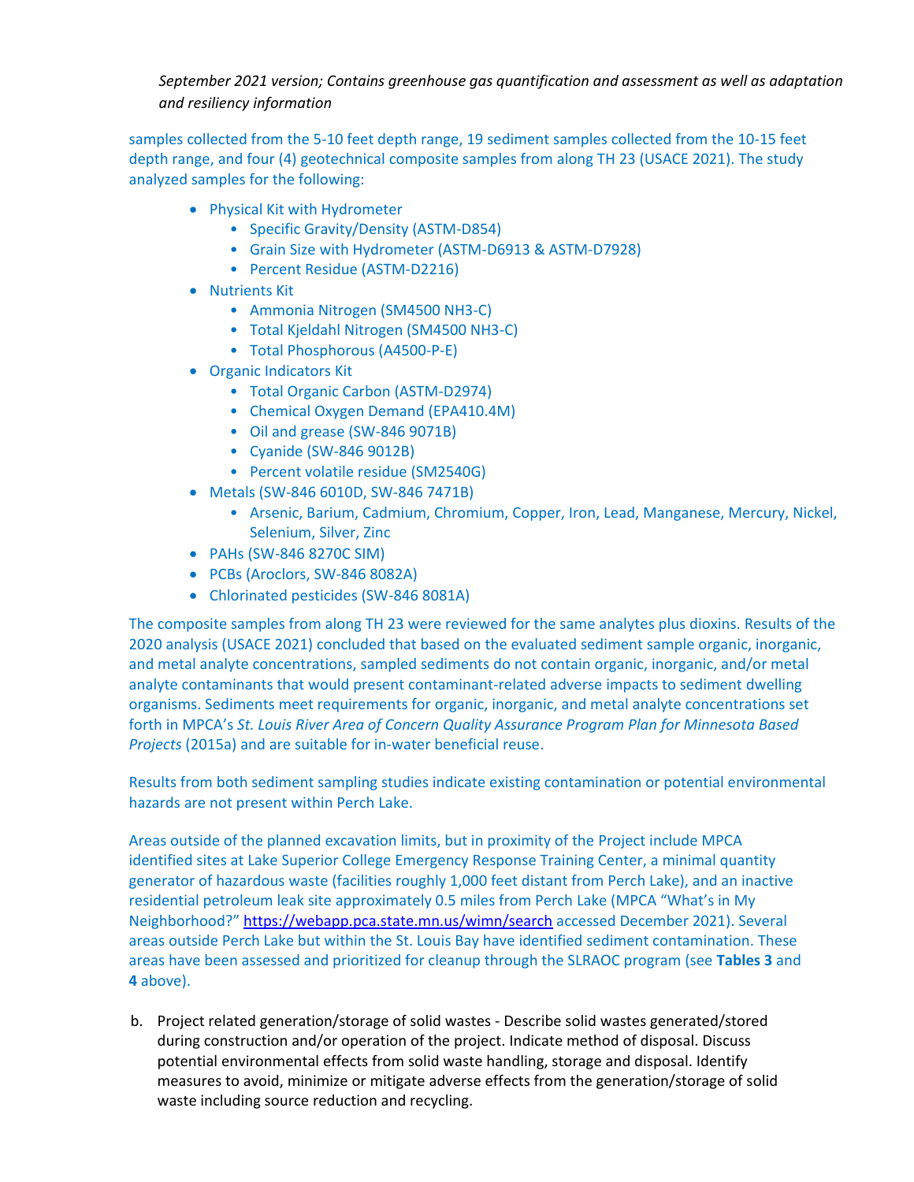*September 2021 version; Contains greenhouse gas quantification and assessment as well as adaptation and resiliency information*

samples collected from the 5-10 feet depth range, 19 sediment samples collected from the 10-15 feet depth range, and four (4) geotechnical composite samples from along TH 23 (USACE 2021). The study analyzed samples for the following:

- Physical Kit with Hydrometer
  - Specific Gravity/Density (ASTM-D854)
  - Grain Size with Hydrometer (ASTM-D6913 & ASTM-D7928)
  - Percent Residue (ASTM-D2216)
- Nutrients Kit
  - Ammonia Nitrogen (SM4500 NH3-C)
  - Total Kjeldahl Nitrogen (SM4500 NH3-C)
  - Total Phosphorous (A4500-P-E)
- Organic Indicators Kit
  - Total Organic Carbon (ASTM-D2974)
  - Chemical Oxygen Demand (EPA410.4M)
  - Oil and grease (SW-846 9071B)
  - Cyanide (SW-846 9012B)
  - Percent volatile residue (SM2540G)
- Metals (SW-846 6010D, SW-846 7471B)
  - Arsenic, Barium, Cadmium, Chromium, Copper, Iron, Lead, Manganese, Mercury, Nickel, Selenium, Silver, Zinc
- PAHs (SW-846 8270C SIM)
- PCBs (Aroclors, SW-846 8082A)
- Chlorinated pesticides (SW-846 8081A)

The composite samples from along TH 23 were reviewed for the same analytes plus dioxins. Results of the 2020 analysis (USACE 2021) concluded that based on the evaluated sediment sample organic, inorganic, and metal analyte concentrations, sampled sediments do not contain organic, inorganic, and/or metal analyte contaminants that would present contaminant-related adverse impacts to sediment dwelling organisms. Sediments meet requirements for organic, inorganic, and metal analyte concentrations set forth in MPCA's *St. Louis River Area of Concern Quality Assurance Program Plan for Minnesota Based Projects* (2015a) and are suitable for in-water beneficial reuse.

Results from both sediment sampling studies indicate existing contamination or potential environmental hazards are not present within Perch Lake.

Areas outside of the planned excavation limits, but in proximity of the Project include MPCA identified sites at Lake Superior College Emergency Response Training Center, a minimal quantity generator of hazardous waste (facilities roughly 1,000 feet distant from Perch Lake), and an inactive residential petroleum leak site approximately 0.5 miles from Perch Lake (MPCA "What's in My Neighborhood?" https://webapp.pca.state.mn.us/wimn/search accessed December 2021). Several areas outside Perch Lake but within the St. Louis Bay have identified sediment contamination. These areas have been assessed and prioritized for cleanup through the SLRAOC program (see **Tables 3** and **4** above).

b. Project related generation/storage of solid wastes - Describe solid wastes generated/stored during construction and/or operation of the project. Indicate method of disposal. Discuss potential environmental effects from solid waste handling, storage and disposal. Identify measures to avoid, minimize or mitigate adverse effects from the generation/storage of solid waste including source reduction and recycling.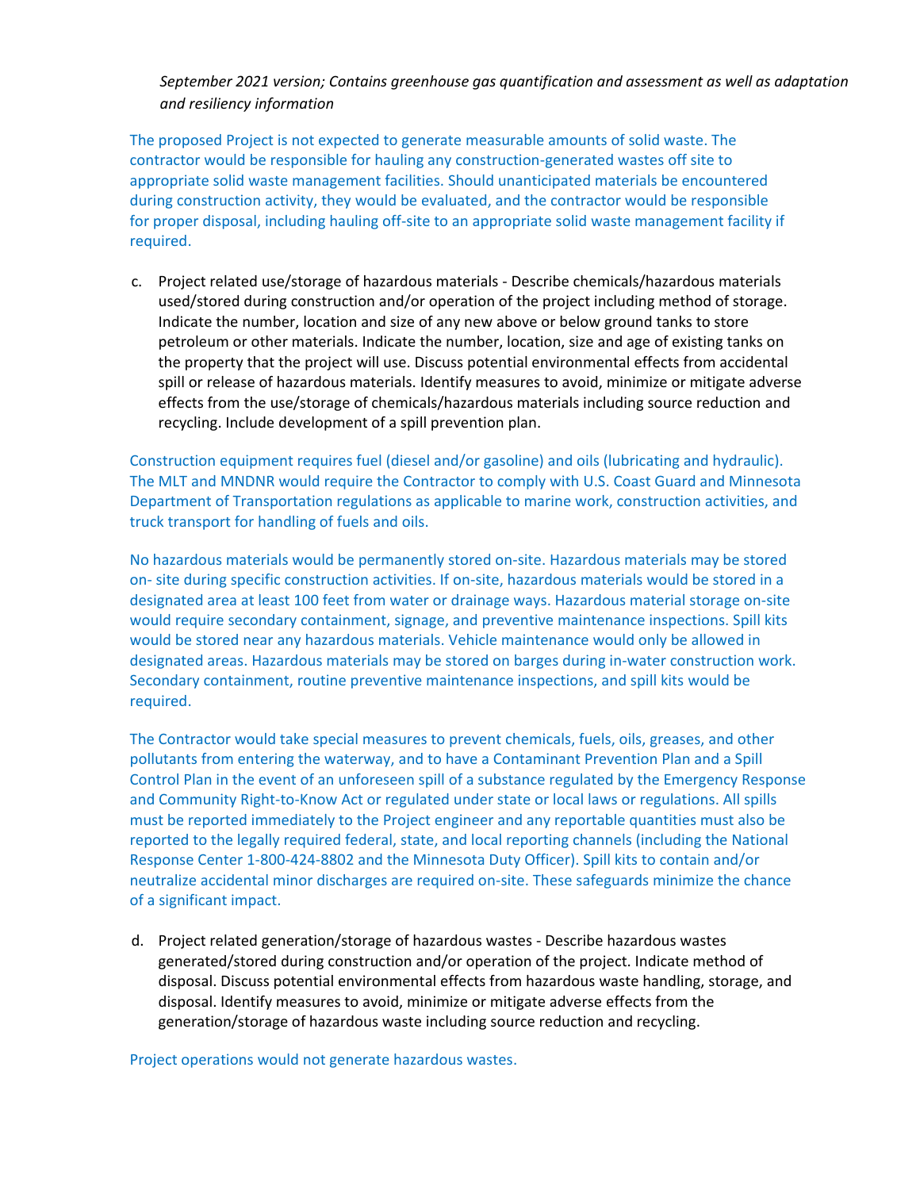*September 2021 version; Contains greenhouse gas quantification and assessment as well as adaptation and resiliency information*

The proposed Project is not expected to generate measurable amounts of solid waste. The contractor would be responsible for hauling any construction-generated wastes off site to appropriate solid waste management facilities. Should unanticipated materials be encountered during construction activity, they would be evaluated, and the contractor would be responsible for proper disposal, including hauling off-site to an appropriate solid waste management facility if required.

c. Project related use/storage of hazardous materials - Describe chemicals/hazardous materials used/stored during construction and/or operation of the project including method of storage. Indicate the number, location and size of any new above or below ground tanks to store petroleum or other materials. Indicate the number, location, size and age of existing tanks on the property that the project will use. Discuss potential environmental effects from accidental spill or release of hazardous materials. Identify measures to avoid, minimize or mitigate adverse effects from the use/storage of chemicals/hazardous materials including source reduction and recycling. Include development of a spill prevention plan.

Construction equipment requires fuel (diesel and/or gasoline) and oils (lubricating and hydraulic). The MLT and MNDNR would require the Contractor to comply with U.S. Coast Guard and Minnesota Department of Transportation regulations as applicable to marine work, construction activities, and truck transport for handling of fuels and oils.

No hazardous materials would be permanently stored on-site. Hazardous materials may be stored on- site during specific construction activities. If on-site, hazardous materials would be stored in a designated area at least 100 feet from water or drainage ways. Hazardous material storage on-site would require secondary containment, signage, and preventive maintenance inspections. Spill kits would be stored near any hazardous materials. Vehicle maintenance would only be allowed in designated areas. Hazardous materials may be stored on barges during in-water construction work. Secondary containment, routine preventive maintenance inspections, and spill kits would be required.

The Contractor would take special measures to prevent chemicals, fuels, oils, greases, and other pollutants from entering the waterway, and to have a Contaminant Prevention Plan and a Spill Control Plan in the event of an unforeseen spill of a substance regulated by the Emergency Response and Community Right-to-Know Act or regulated under state or local laws or regulations. All spills must be reported immediately to the Project engineer and any reportable quantities must also be reported to the legally required federal, state, and local reporting channels (including the National Response Center 1-800-424-8802 and the Minnesota Duty Officer). Spill kits to contain and/or neutralize accidental minor discharges are required on-site. These safeguards minimize the chance of a significant impact.

d. Project related generation/storage of hazardous wastes - Describe hazardous wastes generated/stored during construction and/or operation of the project. Indicate method of disposal. Discuss potential environmental effects from hazardous waste handling, storage, and disposal. Identify measures to avoid, minimize or mitigate adverse effects from the generation/storage of hazardous waste including source reduction and recycling.

Project operations would not generate hazardous wastes.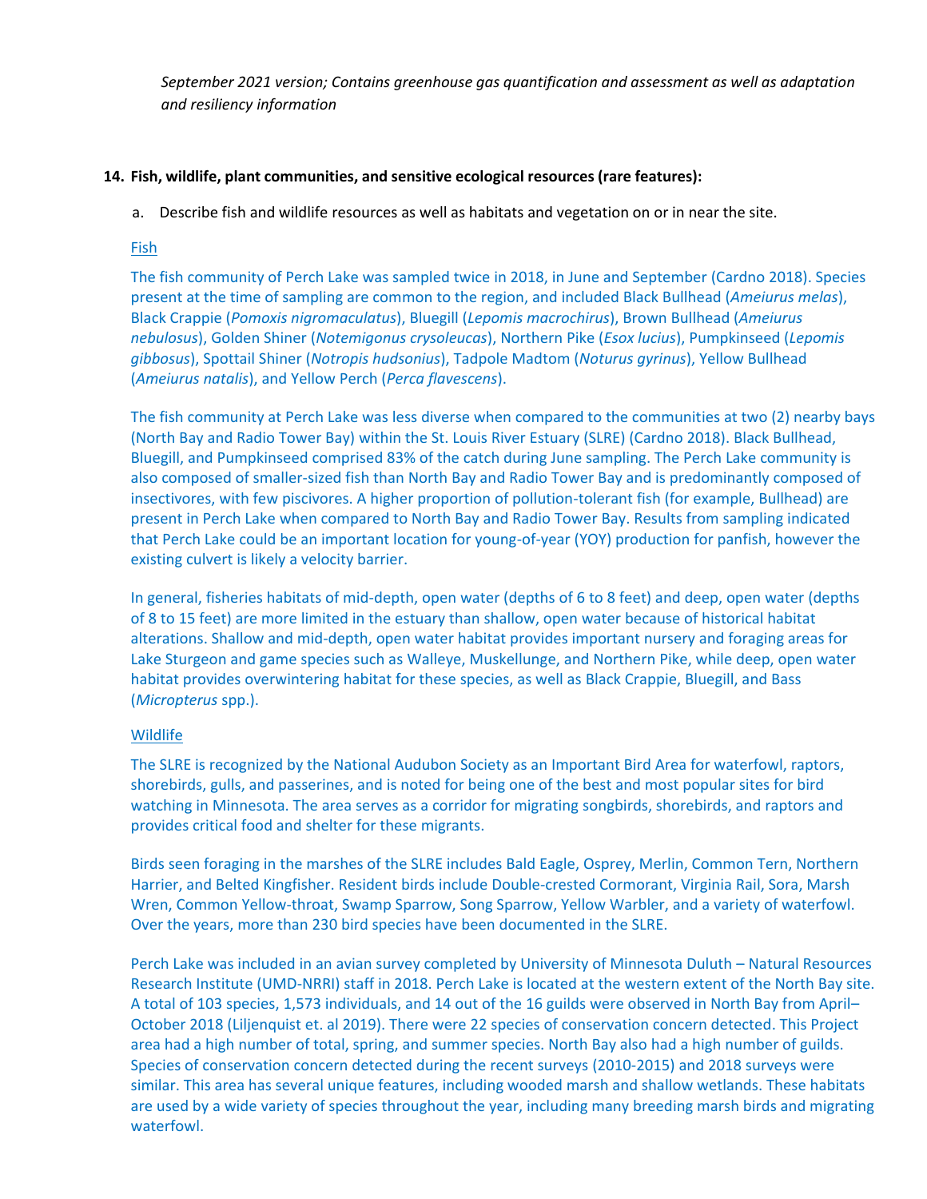*September 2021 version; Contains greenhouse gas quantification and assessment as well as adaptation and resiliency information*

**14. Fish, wildlife, plant communities, and sensitive ecological resources (rare features):**

a. Describe fish and wildlife resources as well as habitats and vegetation on or in near the site.

Fish

The fish community of Perch Lake was sampled twice in 2018, in June and September (Cardno 2018). Species present at the time of sampling are common to the region, and included Black Bullhead (*Ameiurus melas*), Black Crappie (*Pomoxis nigromaculatus*), Bluegill (*Lepomis macrochirus*), Brown Bullhead (*Ameiurus nebulosus*), Golden Shiner (*Notemigonus crysoleucas*), Northern Pike (*Esox lucius*), Pumpkinseed (*Lepomis gibbosus*), Spottail Shiner (*Notropis hudsonius*), Tadpole Madtom (*Noturus gyrinus*), Yellow Bullhead (*Ameiurus natalis*), and Yellow Perch (*Perca flavescens*).

The fish community at Perch Lake was less diverse when compared to the communities at two (2) nearby bays (North Bay and Radio Tower Bay) within the St. Louis River Estuary (SLRE) (Cardno 2018). Black Bullhead, Bluegill, and Pumpkinseed comprised 83% of the catch during June sampling. The Perch Lake community is also composed of smaller-sized fish than North Bay and Radio Tower Bay and is predominantly composed of insectivores, with few piscivores. A higher proportion of pollution-tolerant fish (for example, Bullhead) are present in Perch Lake when compared to North Bay and Radio Tower Bay. Results from sampling indicated that Perch Lake could be an important location for young-of-year (YOY) production for panfish, however the existing culvert is likely a velocity barrier.

In general, fisheries habitats of mid-depth, open water (depths of 6 to 8 feet) and deep, open water (depths of 8 to 15 feet) are more limited in the estuary than shallow, open water because of historical habitat alterations. Shallow and mid-depth, open water habitat provides important nursery and foraging areas for Lake Sturgeon and game species such as Walleye, Muskellunge, and Northern Pike, while deep, open water habitat provides overwintering habitat for these species, as well as Black Crappie, Bluegill, and Bass (*Micropterus* spp.).

Wildlife

The SLRE is recognized by the National Audubon Society as an Important Bird Area for waterfowl, raptors, shorebirds, gulls, and passerines, and is noted for being one of the best and most popular sites for bird watching in Minnesota. The area serves as a corridor for migrating songbirds, shorebirds, and raptors and provides critical food and shelter for these migrants.

Birds seen foraging in the marshes of the SLRE includes Bald Eagle, Osprey, Merlin, Common Tern, Northern Harrier, and Belted Kingfisher. Resident birds include Double-crested Cormorant, Virginia Rail, Sora, Marsh Wren, Common Yellow-throat, Swamp Sparrow, Song Sparrow, Yellow Warbler, and a variety of waterfowl. Over the years, more than 230 bird species have been documented in the SLRE.

Perch Lake was included in an avian survey completed by University of Minnesota Duluth – Natural Resources Research Institute (UMD-NRRI) staff in 2018. Perch Lake is located at the western extent of the North Bay site. A total of 103 species, 1,573 individuals, and 14 out of the 16 guilds were observed in North Bay from April–October 2018 (Liljenquist et. al 2019). There were 22 species of conservation concern detected. This Project area had a high number of total, spring, and summer species. North Bay also had a high number of guilds. Species of conservation concern detected during the recent surveys (2010-2015) and 2018 surveys were similar. This area has several unique features, including wooded marsh and shallow wetlands. These habitats are used by a wide variety of species throughout the year, including many breeding marsh birds and migrating waterfowl.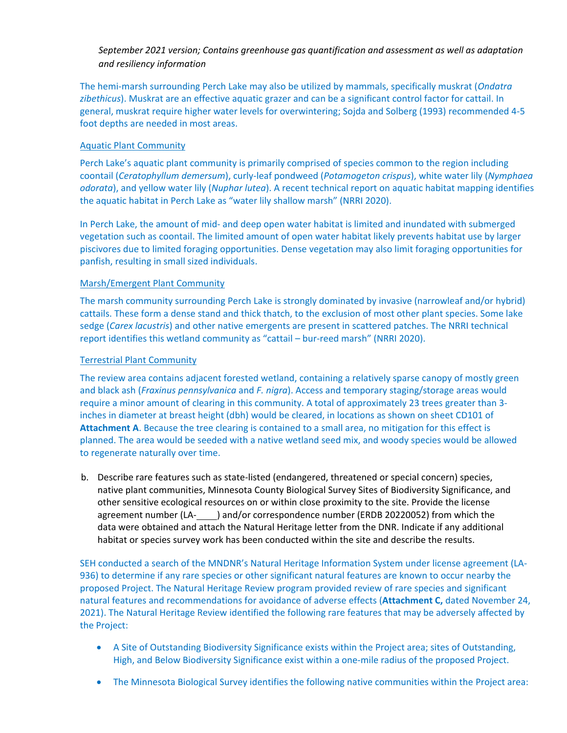*September 2021 version; Contains greenhouse gas quantification and assessment as well as adaptation and resiliency information*

The hemi-marsh surrounding Perch Lake may also be utilized by mammals, specifically muskrat (*Ondatra zibethicus*). Muskrat are an effective aquatic grazer and can be a significant control factor for cattail. In general, muskrat require higher water levels for overwintering; Sojda and Solberg (1993) recommended 4-5 foot depths are needed in most areas.

Aquatic Plant Community

Perch Lake's aquatic plant community is primarily comprised of species common to the region including coontail (*Ceratophyllum demersum*), curly-leaf pondweed (*Potamogeton crispus*), white water lily (*Nymphaea odorata*), and yellow water lily (*Nuphar lutea*). A recent technical report on aquatic habitat mapping identifies the aquatic habitat in Perch Lake as "water lily shallow marsh" (NRRI 2020).

In Perch Lake, the amount of mid- and deep open water habitat is limited and inundated with submerged vegetation such as coontail. The limited amount of open water habitat likely prevents habitat use by larger piscivores due to limited foraging opportunities. Dense vegetation may also limit foraging opportunities for panfish, resulting in small sized individuals.

Marsh/Emergent Plant Community

The marsh community surrounding Perch Lake is strongly dominated by invasive (narrowleaf and/or hybrid) cattails. These form a dense stand and thick thatch, to the exclusion of most other plant species. Some lake sedge (*Carex lacustris*) and other native emergents are present in scattered patches. The NRRI technical report identifies this wetland community as "cattail – bur-reed marsh" (NRRI 2020).

Terrestrial Plant Community

The review area contains adjacent forested wetland, containing a relatively sparse canopy of mostly green and black ash (*Fraxinus pennsylvanica* and *F. nigra*). Access and temporary staging/storage areas would require a minor amount of clearing in this community. A total of approximately 23 trees greater than 3-inches in diameter at breast height (dbh) would be cleared, in locations as shown on sheet CD101 of **Attachment A**. Because the tree clearing is contained to a small area, no mitigation for this effect is planned. The area would be seeded with a native wetland seed mix, and woody species would be allowed to regenerate naturally over time.

b. Describe rare features such as state-listed (endangered, threatened or special concern) species, native plant communities, Minnesota County Biological Survey Sites of Biodiversity Significance, and other sensitive ecological resources on or within close proximity to the site. Provide the license agreement number (LA-____) and/or correspondence number (ERDB 20220052) from which the data were obtained and attach the Natural Heritage letter from the DNR. Indicate if any additional habitat or species survey work has been conducted within the site and describe the results.

SEH conducted a search of the MNDNR's Natural Heritage Information System under license agreement (LA-936) to determine if any rare species or other significant natural features are known to occur nearby the proposed Project. The Natural Heritage Review program provided review of rare species and significant natural features and recommendations for avoidance of adverse effects (**Attachment C,** dated November 24, 2021). The Natural Heritage Review identified the following rare features that may be adversely affected by the Project:

- A Site of Outstanding Biodiversity Significance exists within the Project area; sites of Outstanding, High, and Below Biodiversity Significance exist within a one-mile radius of the proposed Project.
- The Minnesota Biological Survey identifies the following native communities within the Project area: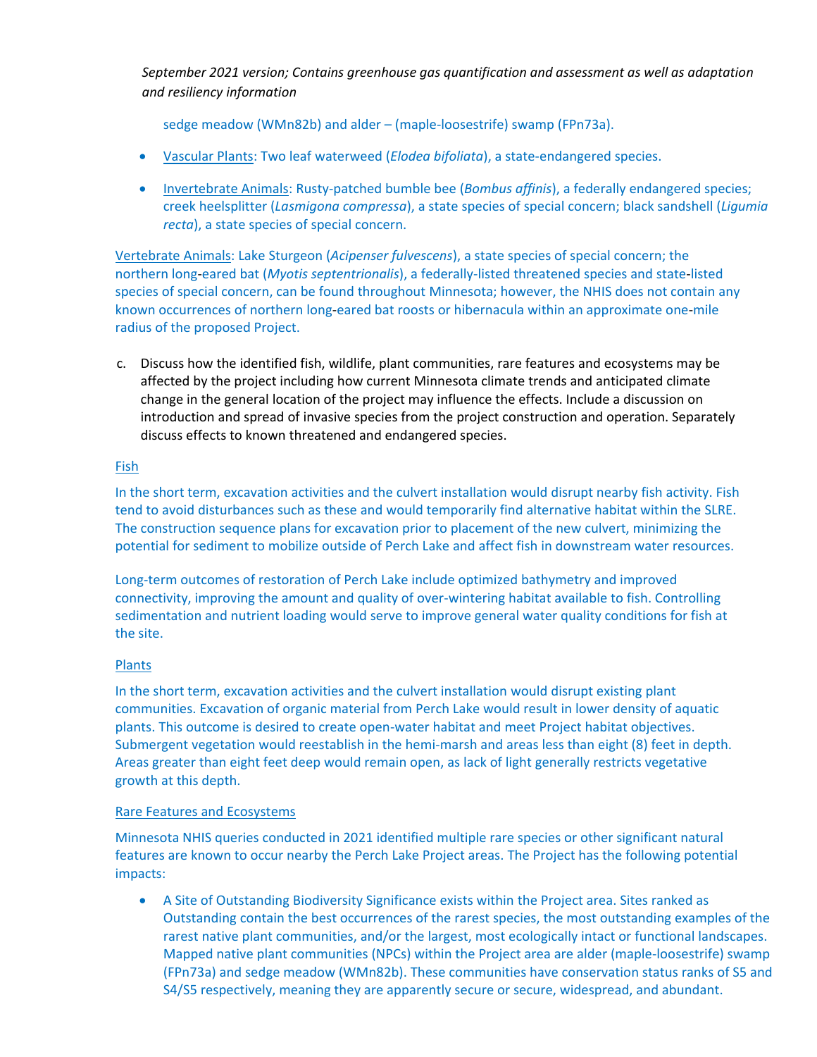*September 2021 version; Contains greenhouse gas quantification and assessment as well as adaptation and resiliency information*

sedge meadow (WMn82b) and alder – (maple-loosestrife) swamp (FPn73a).

- Vascular Plants: Two leaf waterweed (*Elodea bifoliata*), a state-endangered species.
- Invertebrate Animals: Rusty-patched bumble bee (*Bombus affinis*), a federally endangered species; creek heelsplitter (*Lasmigona compressa*), a state species of special concern; black sandshell (*Ligumia recta*), a state species of special concern.

Vertebrate Animals: Lake Sturgeon (*Acipenser fulvescens*), a state species of special concern; the northern long-eared bat (*Myotis septentrionalis*), a federally-listed threatened species and state-listed species of special concern, can be found throughout Minnesota; however, the NHIS does not contain any known occurrences of northern long-eared bat roosts or hibernacula within an approximate one-mile radius of the proposed Project.

c. Discuss how the identified fish, wildlife, plant communities, rare features and ecosystems may be affected by the project including how current Minnesota climate trends and anticipated climate change in the general location of the project may influence the effects. Include a discussion on introduction and spread of invasive species from the project construction and operation. Separately discuss effects to known threatened and endangered species.

Fish

In the short term, excavation activities and the culvert installation would disrupt nearby fish activity. Fish tend to avoid disturbances such as these and would temporarily find alternative habitat within the SLRE. The construction sequence plans for excavation prior to placement of the new culvert, minimizing the potential for sediment to mobilize outside of Perch Lake and affect fish in downstream water resources.

Long-term outcomes of restoration of Perch Lake include optimized bathymetry and improved connectivity, improving the amount and quality of over-wintering habitat available to fish. Controlling sedimentation and nutrient loading would serve to improve general water quality conditions for fish at the site.

Plants

In the short term, excavation activities and the culvert installation would disrupt existing plant communities. Excavation of organic material from Perch Lake would result in lower density of aquatic plants. This outcome is desired to create open-water habitat and meet Project habitat objectives. Submergent vegetation would reestablish in the hemi-marsh and areas less than eight (8) feet in depth. Areas greater than eight feet deep would remain open, as lack of light generally restricts vegetative growth at this depth.

Rare Features and Ecosystems

Minnesota NHIS queries conducted in 2021 identified multiple rare species or other significant natural features are known to occur nearby the Perch Lake Project areas. The Project has the following potential impacts:

- A Site of Outstanding Biodiversity Significance exists within the Project area. Sites ranked as Outstanding contain the best occurrences of the rarest species, the most outstanding examples of the rarest native plant communities, and/or the largest, most ecologically intact or functional landscapes. Mapped native plant communities (NPCs) within the Project area are alder (maple-loosestrife) swamp (FPn73a) and sedge meadow (WMn82b). These communities have conservation status ranks of S5 and S4/S5 respectively, meaning they are apparently secure or secure, widespread, and abundant.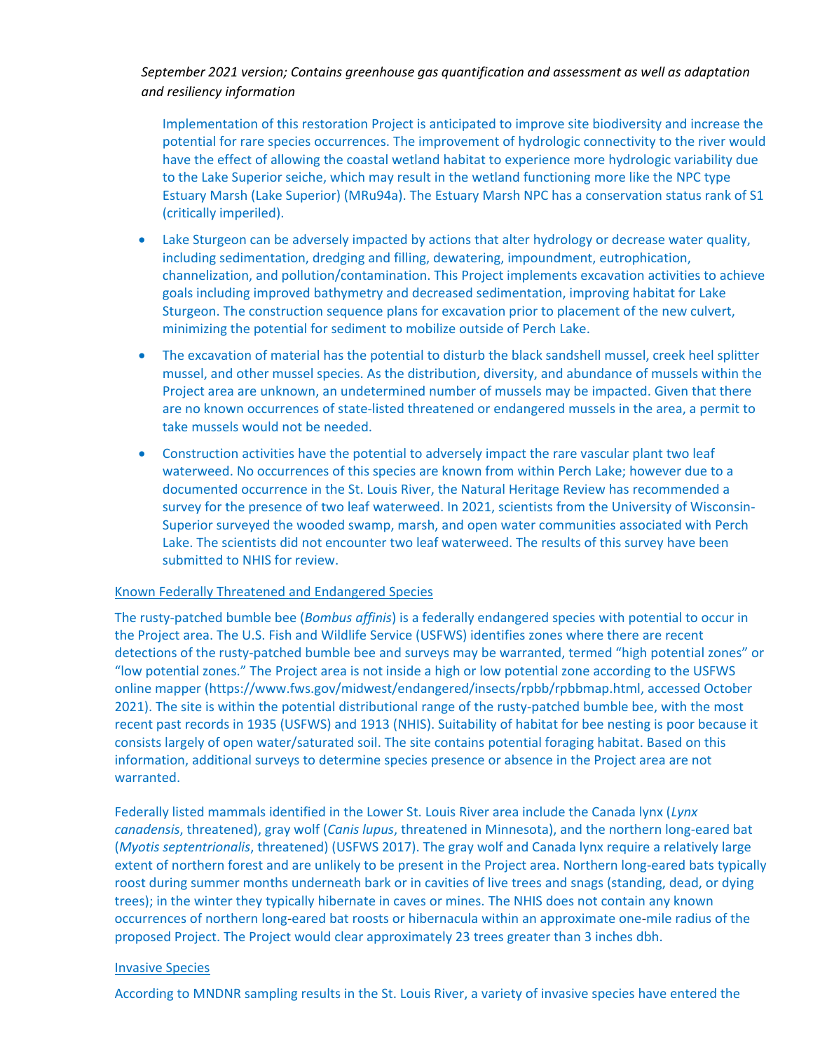*September 2021 version; Contains greenhouse gas quantification and assessment as well as adaptation and resiliency information*

Implementation of this restoration Project is anticipated to improve site biodiversity and increase the potential for rare species occurrences. The improvement of hydrologic connectivity to the river would have the effect of allowing the coastal wetland habitat to experience more hydrologic variability due to the Lake Superior seiche, which may result in the wetland functioning more like the NPC type Estuary Marsh (Lake Superior) (MRu94a). The Estuary Marsh NPC has a conservation status rank of S1 (critically imperiled).

- Lake Sturgeon can be adversely impacted by actions that alter hydrology or decrease water quality, including sedimentation, dredging and filling, dewatering, impoundment, eutrophication, channelization, and pollution/contamination. This Project implements excavation activities to achieve goals including improved bathymetry and decreased sedimentation, improving habitat for Lake Sturgeon. The construction sequence plans for excavation prior to placement of the new culvert, minimizing the potential for sediment to mobilize outside of Perch Lake.
- The excavation of material has the potential to disturb the black sandshell mussel, creek heel splitter mussel, and other mussel species. As the distribution, diversity, and abundance of mussels within the Project area are unknown, an undetermined number of mussels may be impacted. Given that there are no known occurrences of state-listed threatened or endangered mussels in the area, a permit to take mussels would not be needed.
- Construction activities have the potential to adversely impact the rare vascular plant two leaf waterweed. No occurrences of this species are known from within Perch Lake; however due to a documented occurrence in the St. Louis River, the Natural Heritage Review has recommended a survey for the presence of two leaf waterweed. In 2021, scientists from the University of Wisconsin-Superior surveyed the wooded swamp, marsh, and open water communities associated with Perch Lake. The scientists did not encounter two leaf waterweed. The results of this survey have been submitted to NHIS for review.

Known Federally Threatened and Endangered Species

The rusty-patched bumble bee (*Bombus affinis*) is a federally endangered species with potential to occur in the Project area. The U.S. Fish and Wildlife Service (USFWS) identifies zones where there are recent detections of the rusty-patched bumble bee and surveys may be warranted, termed "high potential zones" or "low potential zones." The Project area is not inside a high or low potential zone according to the USFWS online mapper (https://www.fws.gov/midwest/endangered/insects/rpbb/rpbbmap.html, accessed October 2021). The site is within the potential distributional range of the rusty-patched bumble bee, with the most recent past records in 1935 (USFWS) and 1913 (NHIS). Suitability of habitat for bee nesting is poor because it consists largely of open water/saturated soil. The site contains potential foraging habitat. Based on this information, additional surveys to determine species presence or absence in the Project area are not warranted.

Federally listed mammals identified in the Lower St. Louis River area include the Canada lynx (*Lynx canadensis*, threatened), gray wolf (*Canis lupus*, threatened in Minnesota), and the northern long-eared bat (*Myotis septentrionalis*, threatened) (USFWS 2017). The gray wolf and Canada lynx require a relatively large extent of northern forest and are unlikely to be present in the Project area. Northern long-eared bats typically roost during summer months underneath bark or in cavities of live trees and snags (standing, dead, or dying trees); in the winter they typically hibernate in caves or mines. The NHIS does not contain any known occurrences of northern long-eared bat roosts or hibernacula within an approximate one-mile radius of the proposed Project. The Project would clear approximately 23 trees greater than 3 inches dbh.

Invasive Species

According to MNDNR sampling results in the St. Louis River, a variety of invasive species have entered the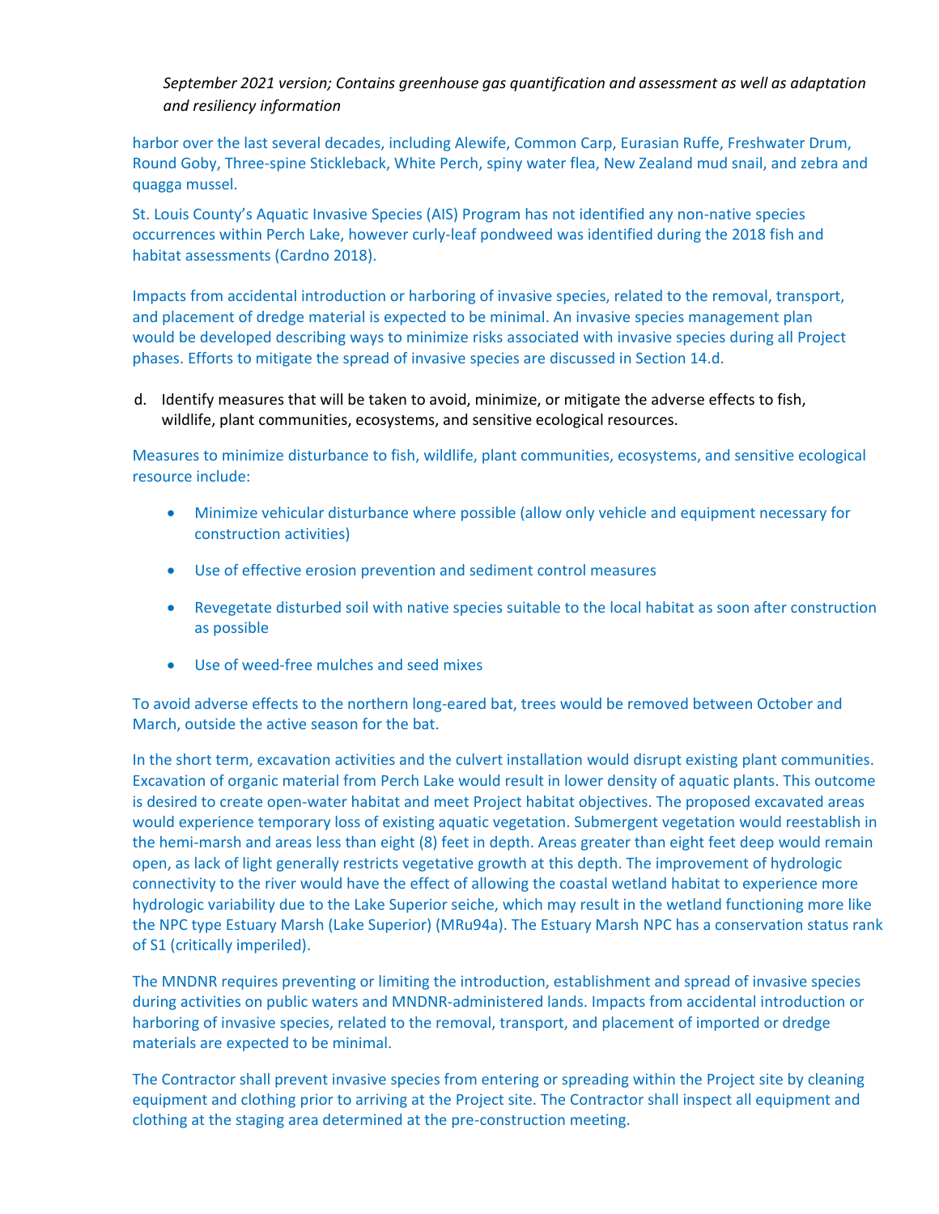harbor over the last several decades, including Alewife, Common Carp, Eurasian Ruffe, Freshwater Drum, Round Goby, Three-spine Stickleback, White Perch, spiny water flea, New Zealand mud snail, and zebra and quagga mussel.

St. Louis County's Aquatic Invasive Species (AIS) Program has not identified any non-native species occurrences within Perch Lake, however curly-leaf pondweed was identified during the 2018 fish and habitat assessments (Cardno 2018).

Impacts from accidental introduction or harboring of invasive species, related to the removal, transport, and placement of dredge material is expected to be minimal. An invasive species management plan would be developed describing ways to minimize risks associated with invasive species during all Project phases. Efforts to mitigate the spread of invasive species are discussed in Section 14.d.

d. Identify measures that will be taken to avoid, minimize, or mitigate the adverse effects to fish, wildlife, plant communities, ecosystems, and sensitive ecological resources.

Measures to minimize disturbance to fish, wildlife, plant communities, ecosystems, and sensitive ecological resource include:

- Minimize vehicular disturbance where possible (allow only vehicle and equipment necessary for construction activities)
- Use of effective erosion prevention and sediment control measures
- Revegetate disturbed soil with native species suitable to the local habitat as soon after construction as possible
- Use of weed-free mulches and seed mixes

To avoid adverse effects to the northern long-eared bat, trees would be removed between October and March, outside the active season for the bat.

In the short term, excavation activities and the culvert installation would disrupt existing plant communities. Excavation of organic material from Perch Lake would result in lower density of aquatic plants. This outcome is desired to create open-water habitat and meet Project habitat objectives. The proposed excavated areas would experience temporary loss of existing aquatic vegetation. Submergent vegetation would reestablish in the hemi-marsh and areas less than eight (8) feet in depth. Areas greater than eight feet deep would remain open, as lack of light generally restricts vegetative growth at this depth. The improvement of hydrologic connectivity to the river would have the effect of allowing the coastal wetland habitat to experience more hydrologic variability due to the Lake Superior seiche, which may result in the wetland functioning more like the NPC type Estuary Marsh (Lake Superior) (MRu94a). The Estuary Marsh NPC has a conservation status rank of S1 (critically imperiled).

The MNDNR requires preventing or limiting the introduction, establishment and spread of invasive species during activities on public waters and MNDNR-administered lands. Impacts from accidental introduction or harboring of invasive species, related to the removal, transport, and placement of imported or dredge materials are expected to be minimal.

The Contractor shall prevent invasive species from entering or spreading within the Project site by cleaning equipment and clothing prior to arriving at the Project site. The Contractor shall inspect all equipment and clothing at the staging area determined at the pre-construction meeting.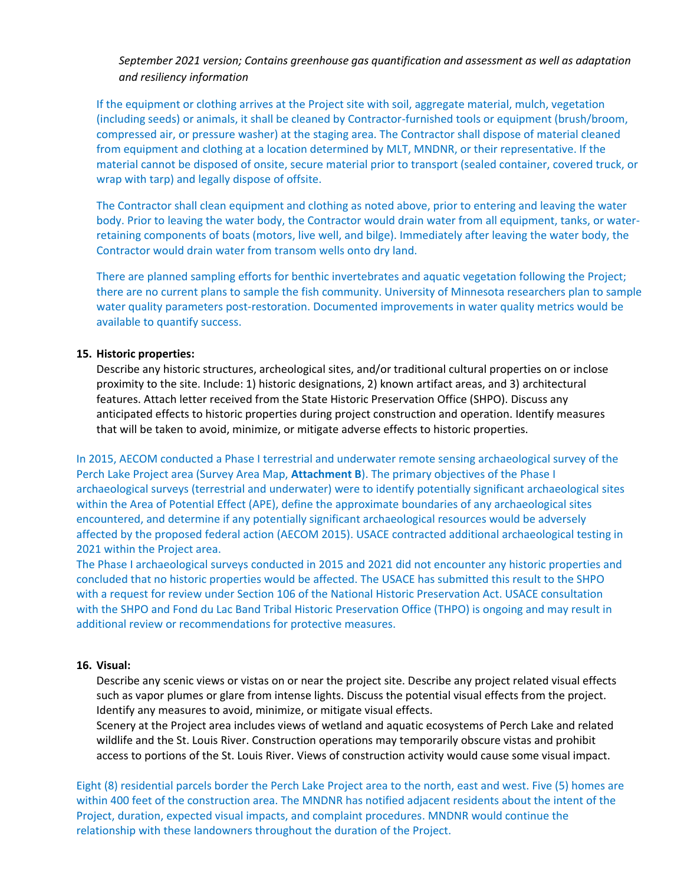*September 2021 version; Contains greenhouse gas quantification and assessment as well as adaptation and resiliency information*

If the equipment or clothing arrives at the Project site with soil, aggregate material, mulch, vegetation (including seeds) or animals, it shall be cleaned by Contractor-furnished tools or equipment (brush/broom, compressed air, or pressure washer) at the staging area. The Contractor shall dispose of material cleaned from equipment and clothing at a location determined by MLT, MNDNR, or their representative. If the material cannot be disposed of onsite, secure material prior to transport (sealed container, covered truck, or wrap with tarp) and legally dispose of offsite.

The Contractor shall clean equipment and clothing as noted above, prior to entering and leaving the water body. Prior to leaving the water body, the Contractor would drain water from all equipment, tanks, or water-retaining components of boats (motors, live well, and bilge). Immediately after leaving the water body, the Contractor would drain water from transom wells onto dry land.

There are planned sampling efforts for benthic invertebrates and aquatic vegetation following the Project; there are no current plans to sample the fish community. University of Minnesota researchers plan to sample water quality parameters post-restoration. Documented improvements in water quality metrics would be available to quantify success.

**15. Historic properties:**

Describe any historic structures, archeological sites, and/or traditional cultural properties on or inclose proximity to the site. Include: 1) historic designations, 2) known artifact areas, and 3) architectural features. Attach letter received from the State Historic Preservation Office (SHPO). Discuss any anticipated effects to historic properties during project construction and operation. Identify measures that will be taken to avoid, minimize, or mitigate adverse effects to historic properties.

In 2015, AECOM conducted a Phase I terrestrial and underwater remote sensing archaeological survey of the Perch Lake Project area (Survey Area Map, **Attachment B**). The primary objectives of the Phase I archaeological surveys (terrestrial and underwater) were to identify potentially significant archaeological sites within the Area of Potential Effect (APE), define the approximate boundaries of any archaeological sites encountered, and determine if any potentially significant archaeological resources would be adversely affected by the proposed federal action (AECOM 2015). USACE contracted additional archaeological testing in 2021 within the Project area.

The Phase I archaeological surveys conducted in 2015 and 2021 did not encounter any historic properties and concluded that no historic properties would be affected. The USACE has submitted this result to the SHPO with a request for review under Section 106 of the National Historic Preservation Act. USACE consultation with the SHPO and Fond du Lac Band Tribal Historic Preservation Office (THPO) is ongoing and may result in additional review or recommendations for protective measures.

**16. Visual:**

Describe any scenic views or vistas on or near the project site. Describe any project related visual effects such as vapor plumes or glare from intense lights. Discuss the potential visual effects from the project. Identify any measures to avoid, minimize, or mitigate visual effects.

Scenery at the Project area includes views of wetland and aquatic ecosystems of Perch Lake and related wildlife and the St. Louis River. Construction operations may temporarily obscure vistas and prohibit access to portions of the St. Louis River. Views of construction activity would cause some visual impact.

Eight (8) residential parcels border the Perch Lake Project area to the north, east and west. Five (5) homes are within 400 feet of the construction area. The MNDNR has notified adjacent residents about the intent of the Project, duration, expected visual impacts, and complaint procedures. MNDNR would continue the relationship with these landowners throughout the duration of the Project.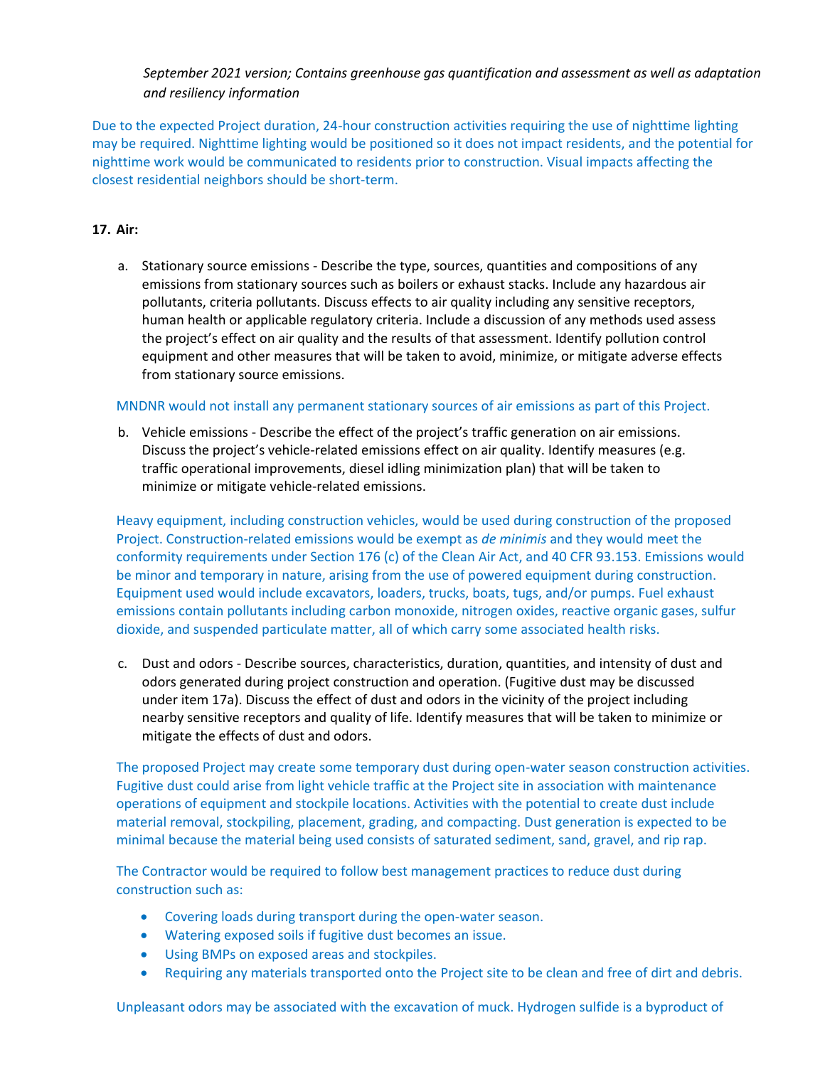*September 2021 version; Contains greenhouse gas quantification and assessment as well as adaptation and resiliency information*

Due to the expected Project duration, 24-hour construction activities requiring the use of nighttime lighting may be required. Nighttime lighting would be positioned so it does not impact residents, and the potential for nighttime work would be communicated to residents prior to construction. Visual impacts affecting the closest residential neighbors should be short-term.

**17. Air:**

a. Stationary source emissions - Describe the type, sources, quantities and compositions of any emissions from stationary sources such as boilers or exhaust stacks. Include any hazardous air pollutants, criteria pollutants. Discuss effects to air quality including any sensitive receptors, human health or applicable regulatory criteria. Include a discussion of any methods used assess the project's effect on air quality and the results of that assessment. Identify pollution control equipment and other measures that will be taken to avoid, minimize, or mitigate adverse effects from stationary source emissions.

MNDNR would not install any permanent stationary sources of air emissions as part of this Project.

b. Vehicle emissions - Describe the effect of the project's traffic generation on air emissions. Discuss the project's vehicle-related emissions effect on air quality. Identify measures (e.g. traffic operational improvements, diesel idling minimization plan) that will be taken to minimize or mitigate vehicle-related emissions.

Heavy equipment, including construction vehicles, would be used during construction of the proposed Project. Construction-related emissions would be exempt as *de minimis* and they would meet the conformity requirements under Section 176 (c) of the Clean Air Act, and 40 CFR 93.153. Emissions would be minor and temporary in nature, arising from the use of powered equipment during construction. Equipment used would include excavators, loaders, trucks, boats, tugs, and/or pumps. Fuel exhaust emissions contain pollutants including carbon monoxide, nitrogen oxides, reactive organic gases, sulfur dioxide, and suspended particulate matter, all of which carry some associated health risks.

c. Dust and odors - Describe sources, characteristics, duration, quantities, and intensity of dust and odors generated during project construction and operation. (Fugitive dust may be discussed under item 17a). Discuss the effect of dust and odors in the vicinity of the project including nearby sensitive receptors and quality of life. Identify measures that will be taken to minimize or mitigate the effects of dust and odors.

The proposed Project may create some temporary dust during open-water season construction activities. Fugitive dust could arise from light vehicle traffic at the Project site in association with maintenance operations of equipment and stockpile locations. Activities with the potential to create dust include material removal, stockpiling, placement, grading, and compacting. Dust generation is expected to be minimal because the material being used consists of saturated sediment, sand, gravel, and rip rap.

The Contractor would be required to follow best management practices to reduce dust during construction such as:

- Covering loads during transport during the open-water season.
- Watering exposed soils if fugitive dust becomes an issue.
- Using BMPs on exposed areas and stockpiles.
- Requiring any materials transported onto the Project site to be clean and free of dirt and debris.

Unpleasant odors may be associated with the excavation of muck. Hydrogen sulfide is a byproduct of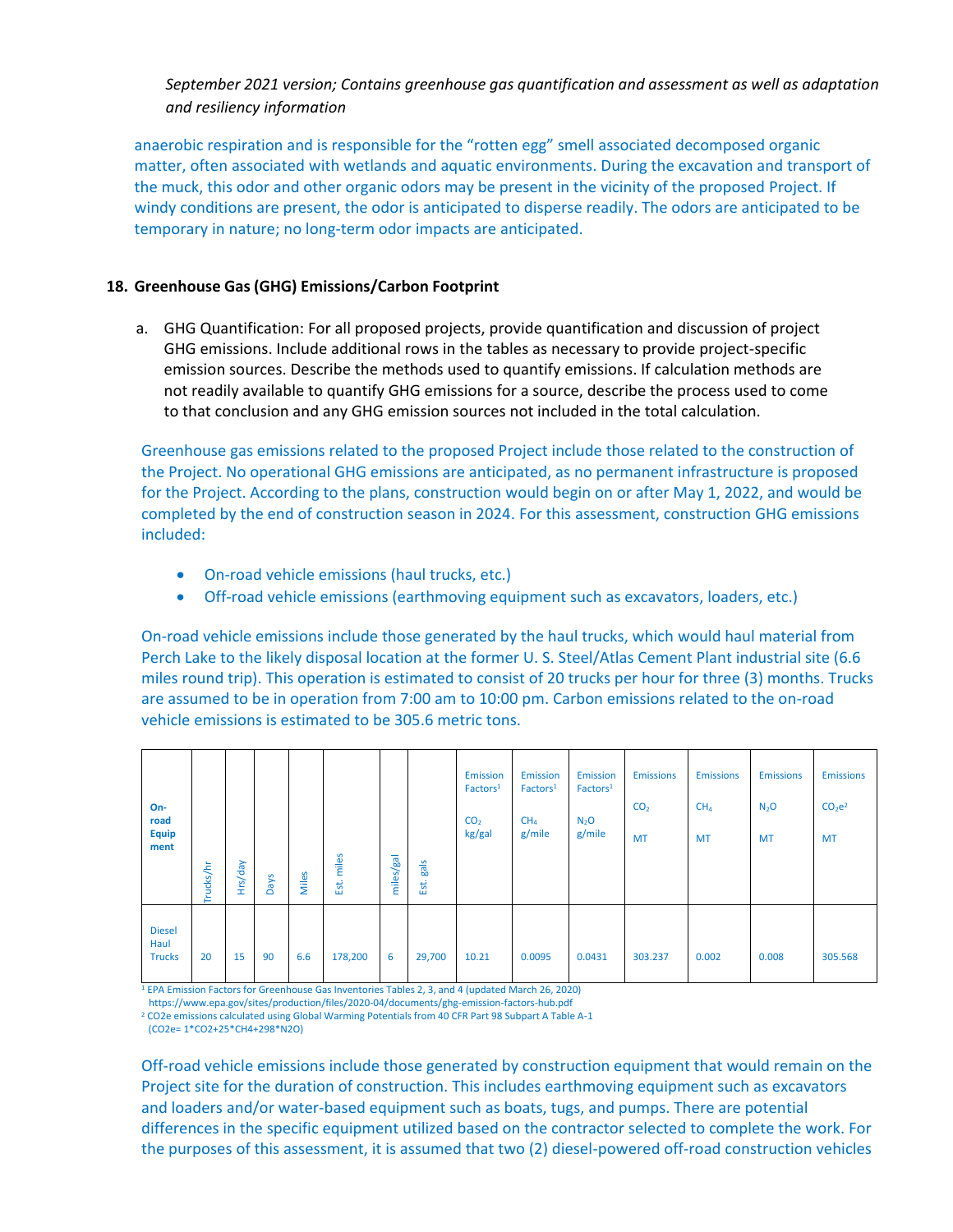*September 2021 version; Contains greenhouse gas quantification and assessment as well as adaptation and resiliency information*

anaerobic respiration and is responsible for the "rotten egg" smell associated decomposed organic matter, often associated with wetlands and aquatic environments. During the excavation and transport of the muck, this odor and other organic odors may be present in the vicinity of the proposed Project. If windy conditions are present, the odor is anticipated to disperse readily. The odors are anticipated to be temporary in nature; no long-term odor impacts are anticipated.

## 18. Greenhouse Gas (GHG) Emissions/Carbon Footprint

a. GHG Quantification: For all proposed projects, provide quantification and discussion of project GHG emissions. Include additional rows in the tables as necessary to provide project-specific emission sources. Describe the methods used to quantify emissions. If calculation methods are not readily available to quantify GHG emissions for a source, describe the process used to come to that conclusion and any GHG emission sources not included in the total calculation.

Greenhouse gas emissions related to the proposed Project include those related to the construction of the Project. No operational GHG emissions are anticipated, as no permanent infrastructure is proposed for the Project. According to the plans, construction would begin on or after May 1, 2022, and would be completed by the end of construction season in 2024. For this assessment, construction GHG emissions included:

- On-road vehicle emissions (haul trucks, etc.)
- Off-road vehicle emissions (earthmoving equipment such as excavators, loaders, etc.)

On-road vehicle emissions include those generated by the haul trucks, which would haul material from Perch Lake to the likely disposal location at the former U. S. Steel/Atlas Cement Plant industrial site (6.6 miles round trip). This operation is estimated to consist of 20 trucks per hour for three (3) months. Trucks are assumed to be in operation from 7:00 am to 10:00 pm. Carbon emissions related to the on-road vehicle emissions is estimated to be 305.6 metric tons.

| On-road Equipment | Trucks/hr | Hrs/day | Days | Miles | Est. miles | miles/gal | Est. gals | Emission Factors[1] $CO_2$ kg/gal | Emission Factors[1] $CH_4$ g/mile | Emission Factors[1] $N_2O$ g/mile | Emissions $CO_2$ MT | Emissions $CH_4$ MT | Emissions $N_2O$ MT | Emissions $CO_2e$[2] MT |
|---|---|---|---|---|---|---|---|---|---|---|---|---|---|---|
| Diesel Haul Trucks | 20 | 15 | 90 | 6.6 | 178,200 | 6 | 29,700 | 10.21 | 0.0095 | 0.0431 | 303.237 | 0.002 | 0.008 | 305.568 |

[1] EPA Emission Factors for Greenhouse Gas Inventories Tables 2, 3, and 4 (updated March 26, 2020) https://www.epa.gov/sites/production/files/2020-04/documents/ghg-emission-factors-hub.pdf

[2] CO2e emissions calculated using Global Warming Potentials from 40 CFR Part 98 Subpart A Table A-1 ($CO_2e = 1*CO_2+25*CH_4+298*N_2O$)

Off-road vehicle emissions include those generated by construction equipment that would remain on the Project site for the duration of construction. This includes earthmoving equipment such as excavators and loaders and/or water-based equipment such as boats, tugs, and pumps. There are potential differences in the specific equipment utilized based on the contractor selected to complete the work. For the purposes of this assessment, it is assumed that two (2) diesel-powered off-road construction vehicles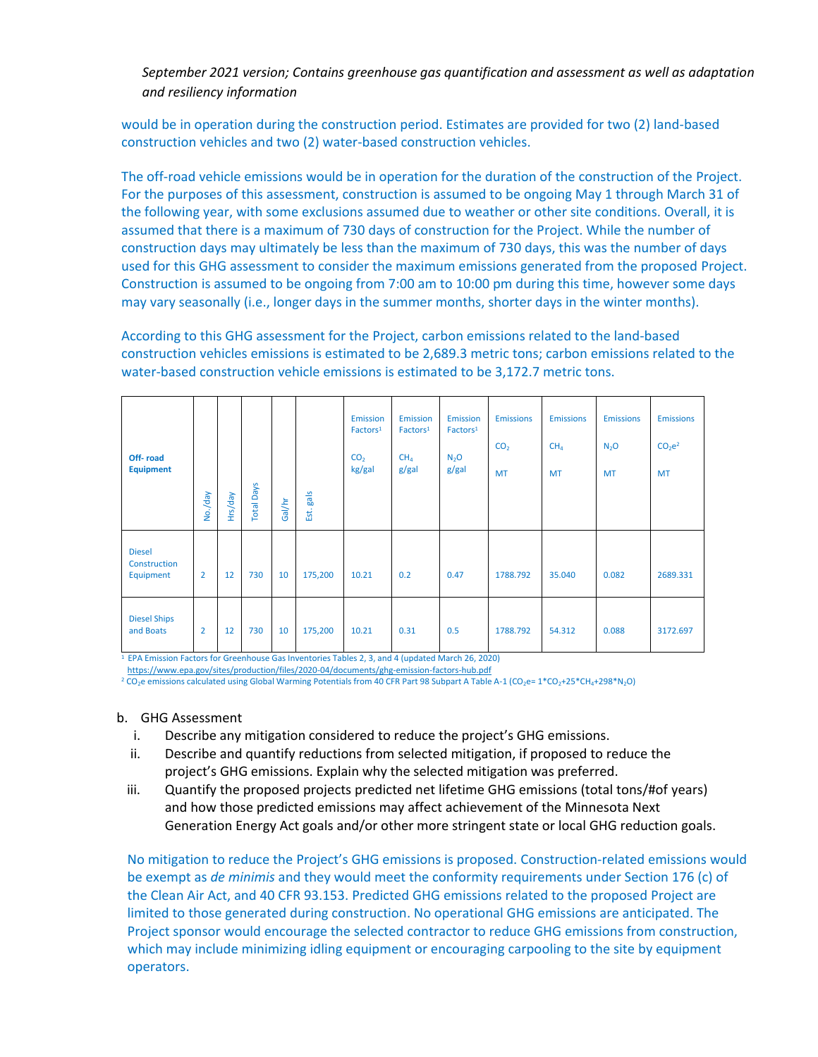*September 2021 version; Contains greenhouse gas quantification and assessment as well as adaptation and resiliency information*

would be in operation during the construction period. Estimates are provided for two (2) land-based construction vehicles and two (2) water-based construction vehicles.

The off-road vehicle emissions would be in operation for the duration of the construction of the Project. For the purposes of this assessment, construction is assumed to be ongoing May 1 through March 31 of the following year, with some exclusions assumed due to weather or other site conditions. Overall, it is assumed that there is a maximum of 730 days of construction for the Project. While the number of construction days may ultimately be less than the maximum of 730 days, this was the number of days used for this GHG assessment to consider the maximum emissions generated from the proposed Project. Construction is assumed to be ongoing from 7:00 am to 10:00 pm during this time, however some days may vary seasonally (i.e., longer days in the summer months, shorter days in the winter months).

According to this GHG assessment for the Project, carbon emissions related to the land-based construction vehicles emissions is estimated to be 2,689.3 metric tons; carbon emissions related to the water-based construction vehicle emissions is estimated to be 3,172.7 metric tons.

| Off- road Equipment | No./day | Hrs/day | Total Days | Gal/hr | Est. gals | Emission Factors[1] $CO_2$ kg/gal | Emission Factors[1] $CH_4$ g/gal | Emission Factors[1] $N_2O$ g/gal | Emissions $CO_2$ MT | Emissions $CH_4$ MT | Emissions $N_2O$ MT | Emissions $CO_2e$[2] MT |
|---|---|---|---|---|---|---|---|---|---|---|---|---|
| Diesel Construction Equipment | 2 | 12 | 730 | 10 | 175,200 | 10.21 | 0.2 | 0.47 | 1788.792 | 35.040 | 0.082 | 2689.331 |
| Diesel Ships and Boats | 2 | 12 | 730 | 10 | 175,200 | 10.21 | 0.31 | 0.5 | 1788.792 | 54.312 | 0.088 | 3172.697 |

[1] EPA Emission Factors for Greenhouse Gas Inventories Tables 2, 3, and 4 (updated March 26, 2020) https://www.epa.gov/sites/production/files/2020-04/documents/ghg-emission-factors-hub.pdf

[2] $CO_2e$ emissions calculated using Global Warming Potentials from 40 CFR Part 98 Subpart A Table A-1 ($CO_2e = 1*CO_2+25*CH_4+298*N_2O$)

b. GHG Assessment

i. Describe any mitigation considered to reduce the project's GHG emissions.

ii. Describe and quantify reductions from selected mitigation, if proposed to reduce the project's GHG emissions. Explain why the selected mitigation was preferred.

iii. Quantify the proposed projects predicted net lifetime GHG emissions (total tons/#of years) and how those predicted emissions may affect achievement of the Minnesota Next Generation Energy Act goals and/or other more stringent state or local GHG reduction goals.

No mitigation to reduce the Project's GHG emissions is proposed. Construction-related emissions would be exempt as *de minimis* and they would meet the conformity requirements under Section 176 (c) of the Clean Air Act, and 40 CFR 93.153. Predicted GHG emissions related to the proposed Project are limited to those generated during construction. No operational GHG emissions are anticipated. The Project sponsor would encourage the selected contractor to reduce GHG emissions from construction, which may include minimizing idling equipment or encouraging carpooling to the site by equipment operators.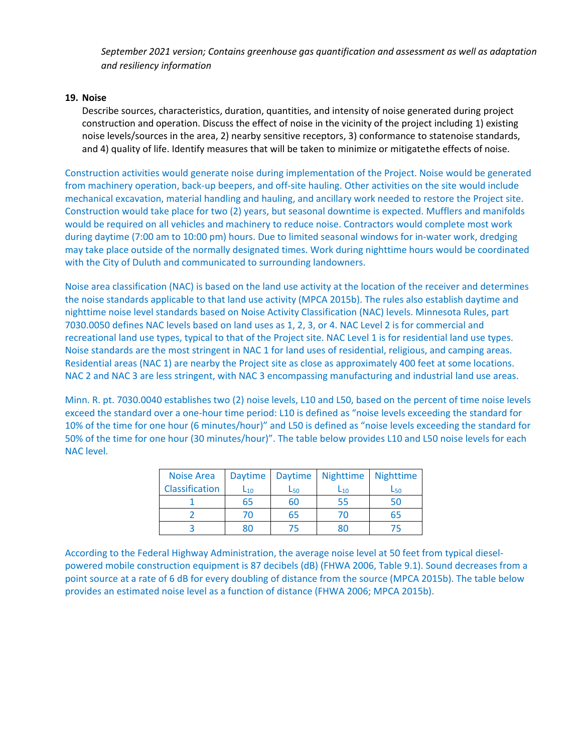*September 2021 version; Contains greenhouse gas quantification and assessment as well as adaptation and resiliency information*

**19. Noise**

Describe sources, characteristics, duration, quantities, and intensity of noise generated during project construction and operation. Discuss the effect of noise in the vicinity of the project including 1) existing noise levels/sources in the area, 2) nearby sensitive receptors, 3) conformance to statenoise standards, and 4) quality of life. Identify measures that will be taken to minimize or mitigatethe effects of noise.

Construction activities would generate noise during implementation of the Project. Noise would be generated from machinery operation, back-up beepers, and off-site hauling. Other activities on the site would include mechanical excavation, material handling and hauling, and ancillary work needed to restore the Project site. Construction would take place for two (2) years, but seasonal downtime is expected. Mufflers and manifolds would be required on all vehicles and machinery to reduce noise. Contractors would complete most work during daytime (7:00 am to 10:00 pm) hours. Due to limited seasonal windows for in-water work, dredging may take place outside of the normally designated times. Work during nighttime hours would be coordinated with the City of Duluth and communicated to surrounding landowners.

Noise area classification (NAC) is based on the land use activity at the location of the receiver and determines the noise standards applicable to that land use activity (MPCA 2015b). The rules also establish daytime and nighttime noise level standards based on Noise Activity Classification (NAC) levels. Minnesota Rules, part 7030.0050 defines NAC levels based on land uses as 1, 2, 3, or 4. NAC Level 2 is for commercial and recreational land use types, typical to that of the Project site. NAC Level 1 is for residential land use types. Noise standards are the most stringent in NAC 1 for land uses of residential, religious, and camping areas. Residential areas (NAC 1) are nearby the Project site as close as approximately 400 feet at some locations. NAC 2 and NAC 3 are less stringent, with NAC 3 encompassing manufacturing and industrial land use areas.

Minn. R. pt. 7030.0040 establishes two (2) noise levels, L10 and L50, based on the percent of time noise levels exceed the standard over a one-hour time period: L10 is defined as "noise levels exceeding the standard for 10% of the time for one hour (6 minutes/hour)" and L50 is defined as "noise levels exceeding the standard for 50% of the time for one hour (30 minutes/hour)". The table below provides L10 and L50 noise levels for each NAC level.

| Noise Area Classification | Daytime $L_{10}$ | Daytime $L_{50}$ | Nighttime $L_{10}$ | Nighttime $L_{50}$ |
|---|---|---|---|---|
| 1 | 65 | 60 | 55 | 50 |
| 2 | 70 | 65 | 70 | 65 |
| 3 | 80 | 75 | 80 | 75 |

According to the Federal Highway Administration, the average noise level at 50 feet from typical diesel-powered mobile construction equipment is 87 decibels (dB) (FHWA 2006, Table 9.1). Sound decreases from a point source at a rate of 6 dB for every doubling of distance from the source (MPCA 2015b). The table below provides an estimated noise level as a function of distance (FHWA 2006; MPCA 2015b).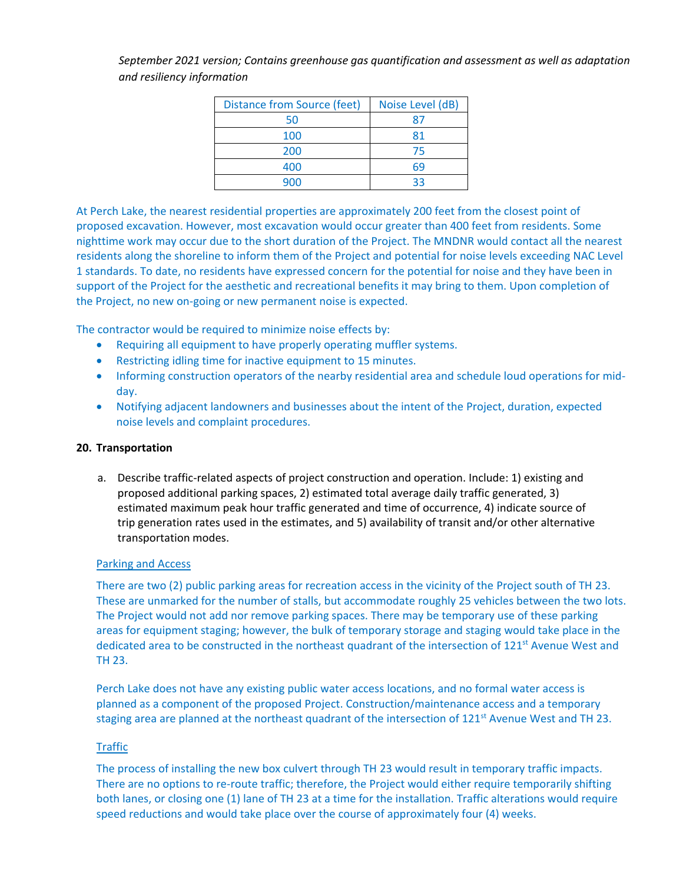*September 2021 version; Contains greenhouse gas quantification and assessment as well as adaptation and resiliency information*

| Distance from Source (feet) | Noise Level (dB) |
| --- | --- |
| 50 | 87 |
| 100 | 81 |
| 200 | 75 |
| 400 | 69 |
| 900 | 33 |

At Perch Lake, the nearest residential properties are approximately 200 feet from the closest point of proposed excavation. However, most excavation would occur greater than 400 feet from residents. Some nighttime work may occur due to the short duration of the Project. The MNDNR would contact all the nearest residents along the shoreline to inform them of the Project and potential for noise levels exceeding NAC Level 1 standards. To date, no residents have expressed concern for the potential for noise and they have been in support of the Project for the aesthetic and recreational benefits it may bring to them. Upon completion of the Project, no new on-going or new permanent noise is expected.

The contractor would be required to minimize noise effects by:

- Requiring all equipment to have properly operating muffler systems.
- Restricting idling time for inactive equipment to 15 minutes.
- Informing construction operators of the nearby residential area and schedule loud operations for mid-day.
- Notifying adjacent landowners and businesses about the intent of the Project, duration, expected noise levels and complaint procedures.

**20. Transportation**

a. Describe traffic-related aspects of project construction and operation. Include: 1) existing and proposed additional parking spaces, 2) estimated total average daily traffic generated, 3) estimated maximum peak hour traffic generated and time of occurrence, 4) indicate source of trip generation rates used in the estimates, and 5) availability of transit and/or other alternative transportation modes.

Parking and Access

There are two (2) public parking areas for recreation access in the vicinity of the Project south of TH 23. These are unmarked for the number of stalls, but accommodate roughly 25 vehicles between the two lots. The Project would not add nor remove parking spaces. There may be temporary use of these parking areas for equipment staging; however, the bulk of temporary storage and staging would take place in the dedicated area to be constructed in the northeast quadrant of the intersection of 121st Avenue West and TH 23.

Perch Lake does not have any existing public water access locations, and no formal water access is planned as a component of the proposed Project. Construction/maintenance access and a temporary staging area are planned at the northeast quadrant of the intersection of 121st Avenue West and TH 23.

Traffic

The process of installing the new box culvert through TH 23 would result in temporary traffic impacts. There are no options to re-route traffic; therefore, the Project would either require temporarily shifting both lanes, or closing one (1) lane of TH 23 at a time for the installation. Traffic alterations would require speed reductions and would take place over the course of approximately four (4) weeks.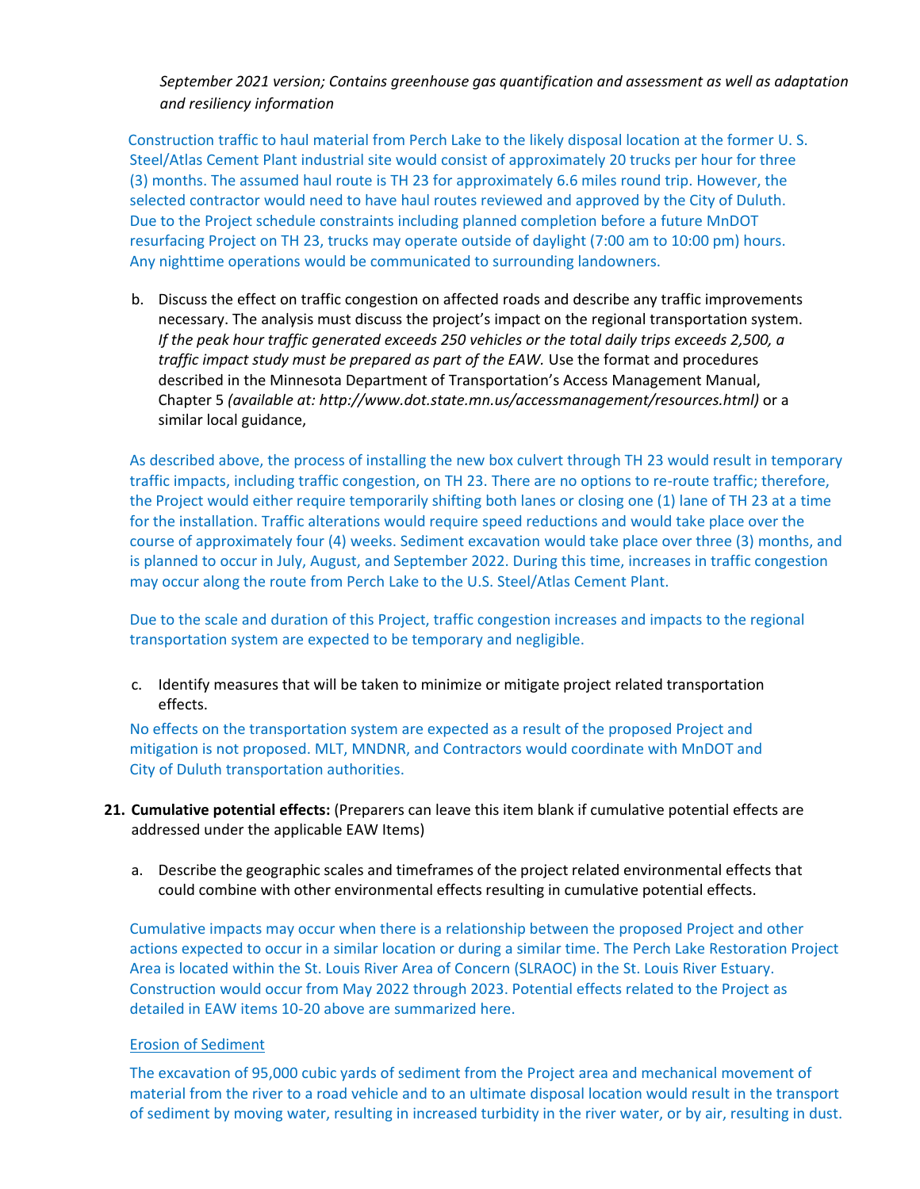*September 2021 version; Contains greenhouse gas quantification and assessment as well as adaptation and resiliency information*

Construction traffic to haul material from Perch Lake to the likely disposal location at the former U. S. Steel/Atlas Cement Plant industrial site would consist of approximately 20 trucks per hour for three (3) months. The assumed haul route is TH 23 for approximately 6.6 miles round trip. However, the selected contractor would need to have haul routes reviewed and approved by the City of Duluth. Due to the Project schedule constraints including planned completion before a future MnDOT resurfacing Project on TH 23, trucks may operate outside of daylight (7:00 am to 10:00 pm) hours. Any nighttime operations would be communicated to surrounding landowners.

b. Discuss the effect on traffic congestion on affected roads and describe any traffic improvements necessary. The analysis must discuss the project's impact on the regional transportation system. *If the peak hour traffic generated exceeds 250 vehicles or the total daily trips exceeds 2,500, a traffic impact study must be prepared as part of the EAW.* Use the format and procedures described in the Minnesota Department of Transportation's Access Management Manual, Chapter 5 *(available at: http://www.dot.state.mn.us/accessmanagement/resources.html)* or a similar local guidance,

As described above, the process of installing the new box culvert through TH 23 would result in temporary traffic impacts, including traffic congestion, on TH 23. There are no options to re-route traffic; therefore, the Project would either require temporarily shifting both lanes or closing one (1) lane of TH 23 at a time for the installation. Traffic alterations would require speed reductions and would take place over the course of approximately four (4) weeks. Sediment excavation would take place over three (3) months, and is planned to occur in July, August, and September 2022. During this time, increases in traffic congestion may occur along the route from Perch Lake to the U.S. Steel/Atlas Cement Plant.

Due to the scale and duration of this Project, traffic congestion increases and impacts to the regional transportation system are expected to be temporary and negligible.

c. Identify measures that will be taken to minimize or mitigate project related transportation effects.

No effects on the transportation system are expected as a result of the proposed Project and mitigation is not proposed. MLT, MNDNR, and Contractors would coordinate with MnDOT and City of Duluth transportation authorities.

**21. Cumulative potential effects:** (Preparers can leave this item blank if cumulative potential effects are addressed under the applicable EAW Items)

a. Describe the geographic scales and timeframes of the project related environmental effects that could combine with other environmental effects resulting in cumulative potential effects.

Cumulative impacts may occur when there is a relationship between the proposed Project and other actions expected to occur in a similar location or during a similar time. The Perch Lake Restoration Project Area is located within the St. Louis River Area of Concern (SLRAOC) in the St. Louis River Estuary. Construction would occur from May 2022 through 2023. Potential effects related to the Project as detailed in EAW items 10-20 above are summarized here.

<u>Erosion of Sediment</u>

The excavation of 95,000 cubic yards of sediment from the Project area and mechanical movement of material from the river to a road vehicle and to an ultimate disposal location would result in the transport of sediment by moving water, resulting in increased turbidity in the river water, or by air, resulting in dust.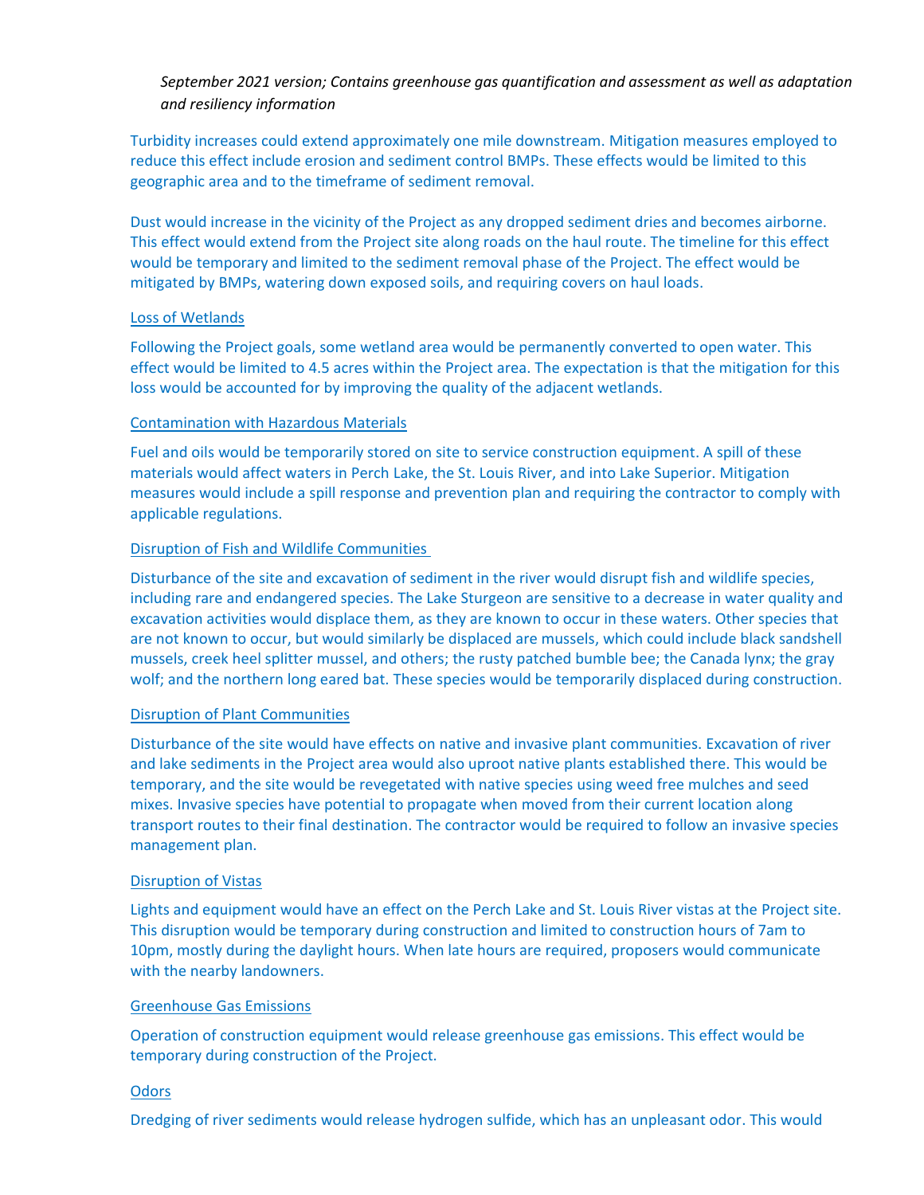*September 2021 version; Contains greenhouse gas quantification and assessment as well as adaptation and resiliency information*

Turbidity increases could extend approximately one mile downstream. Mitigation measures employed to reduce this effect include erosion and sediment control BMPs. These effects would be limited to this geographic area and to the timeframe of sediment removal.

Dust would increase in the vicinity of the Project as any dropped sediment dries and becomes airborne. This effect would extend from the Project site along roads on the haul route. The timeline for this effect would be temporary and limited to the sediment removal phase of the Project. The effect would be mitigated by BMPs, watering down exposed soils, and requiring covers on haul loads.

Loss of Wetlands

Following the Project goals, some wetland area would be permanently converted to open water. This effect would be limited to 4.5 acres within the Project area. The expectation is that the mitigation for this loss would be accounted for by improving the quality of the adjacent wetlands.

Contamination with Hazardous Materials

Fuel and oils would be temporarily stored on site to service construction equipment. A spill of these materials would affect waters in Perch Lake, the St. Louis River, and into Lake Superior. Mitigation measures would include a spill response and prevention plan and requiring the contractor to comply with applicable regulations.

Disruption of Fish and Wildlife Communities

Disturbance of the site and excavation of sediment in the river would disrupt fish and wildlife species, including rare and endangered species. The Lake Sturgeon are sensitive to a decrease in water quality and excavation activities would displace them, as they are known to occur in these waters. Other species that are not known to occur, but would similarly be displaced are mussels, which could include black sandshell mussels, creek heel splitter mussel, and others; the rusty patched bumble bee; the Canada lynx; the gray wolf; and the northern long eared bat. These species would be temporarily displaced during construction.

Disruption of Plant Communities

Disturbance of the site would have effects on native and invasive plant communities. Excavation of river and lake sediments in the Project area would also uproot native plants established there. This would be temporary, and the site would be revegetated with native species using weed free mulches and seed mixes. Invasive species have potential to propagate when moved from their current location along transport routes to their final destination. The contractor would be required to follow an invasive species management plan.

Disruption of Vistas

Lights and equipment would have an effect on the Perch Lake and St. Louis River vistas at the Project site. This disruption would be temporary during construction and limited to construction hours of 7am to 10pm, mostly during the daylight hours. When late hours are required, proposers would communicate with the nearby landowners.

Greenhouse Gas Emissions

Operation of construction equipment would release greenhouse gas emissions. This effect would be temporary during construction of the Project.

Odors

Dredging of river sediments would release hydrogen sulfide, which has an unpleasant odor. This would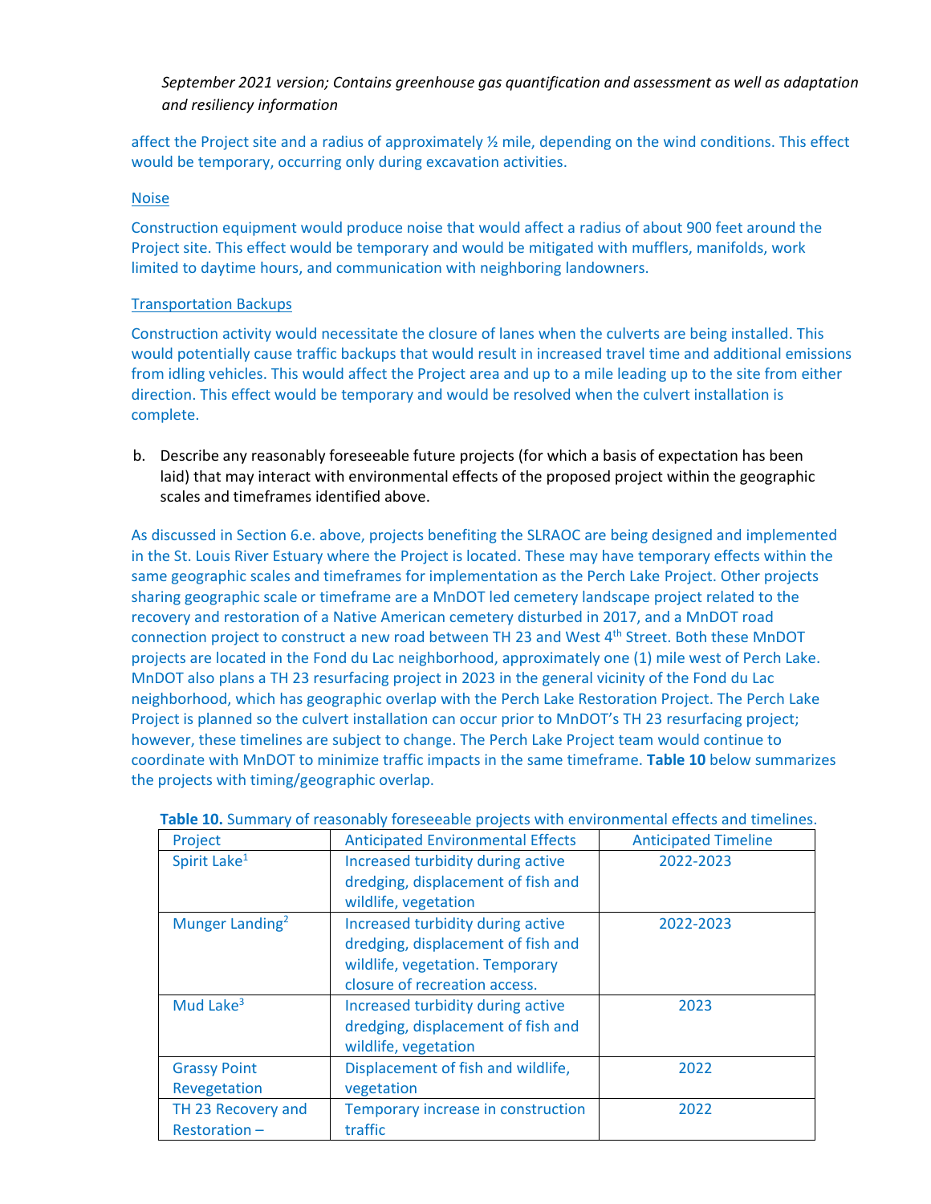*September 2021 version; Contains greenhouse gas quantification and assessment as well as adaptation and resiliency information*

affect the Project site and a radius of approximately ½ mile, depending on the wind conditions. This effect would be temporary, occurring only during excavation activities.

Noise

Construction equipment would produce noise that would affect a radius of about 900 feet around the Project site. This effect would be temporary and would be mitigated with mufflers, manifolds, work limited to daytime hours, and communication with neighboring landowners.

Transportation Backups

Construction activity would necessitate the closure of lanes when the culverts are being installed. This would potentially cause traffic backups that would result in increased travel time and additional emissions from idling vehicles. This would affect the Project area and up to a mile leading up to the site from either direction. This effect would be temporary and would be resolved when the culvert installation is complete.

b. Describe any reasonably foreseeable future projects (for which a basis of expectation has been laid) that may interact with environmental effects of the proposed project within the geographic scales and timeframes identified above.

As discussed in Section 6.e. above, projects benefiting the SLRAOC are being designed and implemented in the St. Louis River Estuary where the Project is located. These may have temporary effects within the same geographic scales and timeframes for implementation as the Perch Lake Project. Other projects sharing geographic scale or timeframe are a MnDOT led cemetery landscape project related to the recovery and restoration of a Native American cemetery disturbed in 2017, and a MnDOT road connection project to construct a new road between TH 23 and West 4th Street. Both these MnDOT projects are located in the Fond du Lac neighborhood, approximately one (1) mile west of Perch Lake. MnDOT also plans a TH 23 resurfacing project in 2023 in the general vicinity of the Fond du Lac neighborhood, which has geographic overlap with the Perch Lake Restoration Project. The Perch Lake Project is planned so the culvert installation can occur prior to MnDOT's TH 23 resurfacing project; however, these timelines are subject to change. The Perch Lake Project team would continue to coordinate with MnDOT to minimize traffic impacts in the same timeframe. **Table 10** below summarizes the projects with timing/geographic overlap.

**Table 10.** Summary of reasonably foreseeable projects with environmental effects and timelines.

| Project | Anticipated Environmental Effects | Anticipated Timeline |
|---|---|---|
| Spirit Lake[1] | Increased turbidity during active dredging, displacement of fish and wildlife, vegetation | 2022-2023 |
| Munger Landing[2] | Increased turbidity during active dredging, displacement of fish and wildlife, vegetation. Temporary closure of recreation access. | 2022-2023 |
| Mud Lake[3] | Increased turbidity during active dredging, displacement of fish and wildlife, vegetation | 2023 |
| Grassy Point Revegetation | Displacement of fish and wildlife, vegetation | 2022 |
| TH 23 Recovery and Restoration – | Temporary increase in construction traffic | 2022 |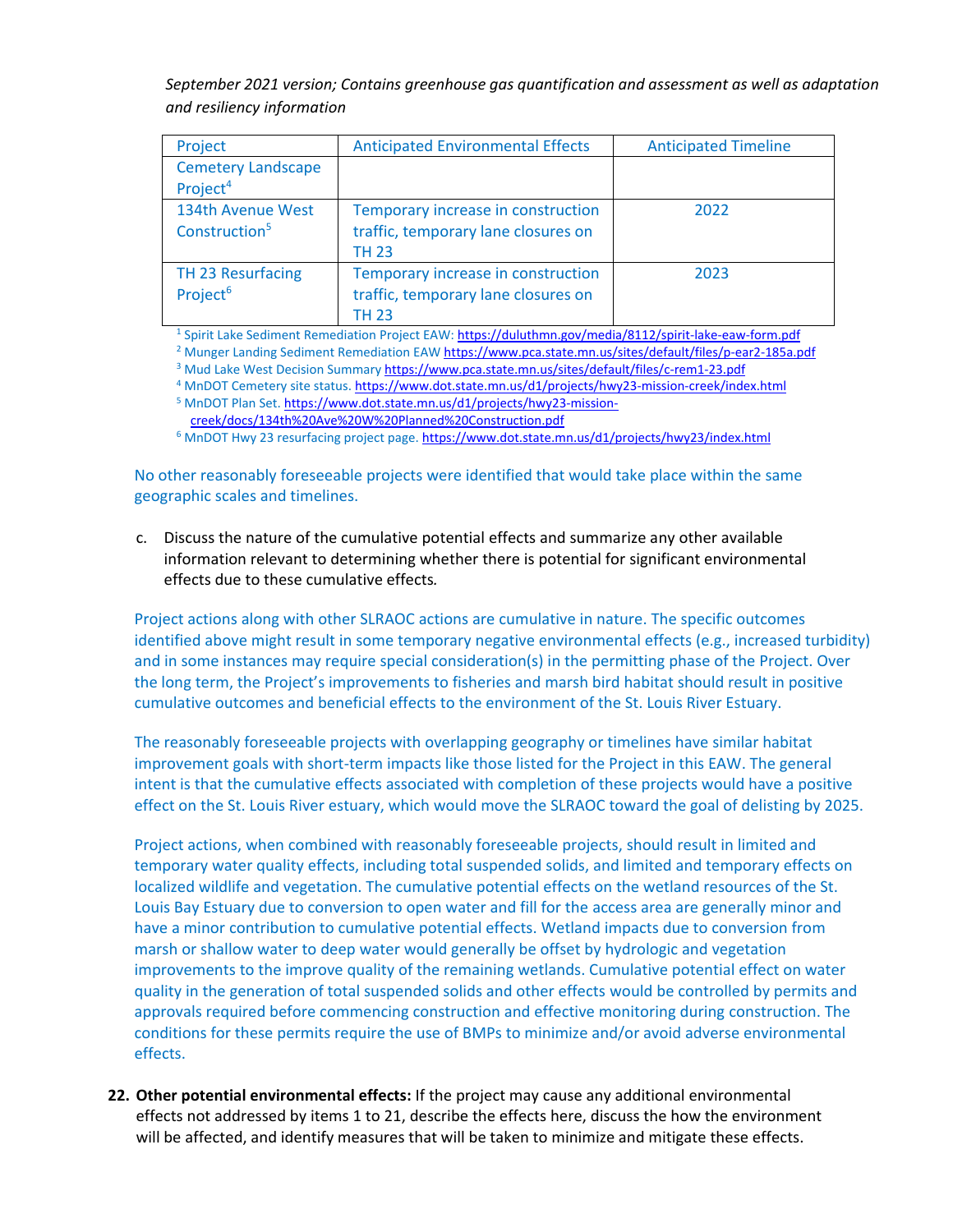*September 2021 version; Contains greenhouse gas quantification and assessment as well as adaptation and resiliency information*

| Project | Anticipated Environmental Effects | Anticipated Timeline |
| --- | --- | --- |
| Cemetery Landscape Project[4] | | |
| 134th Avenue West Construction[5] | Temporary increase in construction traffic, temporary lane closures on TH 23 | 2022 |
| TH 23 Resurfacing Project[6] | Temporary increase in construction traffic, temporary lane closures on TH 23 | 2023 |

[1] Spirit Lake Sediment Remediation Project EAW: https://duluthmn.gov/media/8112/spirit-lake-eaw-form.pdf
[2] Munger Landing Sediment Remediation EAW https://www.pca.state.mn.us/sites/default/files/p-ear2-185a.pdf
[3] Mud Lake West Decision Summary https://www.pca.state.mn.us/sites/default/files/c-rem1-23.pdf
[4] MnDOT Cemetery site status. https://www.dot.state.mn.us/d1/projects/hwy23-mission-creek/index.html
[5] MnDOT Plan Set. https://www.dot.state.mn.us/d1/projects/hwy23-mission-creek/docs/134th%20Ave%20W%20Planned%20Construction.pdf
[6] MnDOT Hwy 23 resurfacing project page. https://www.dot.state.mn.us/d1/projects/hwy23/index.html

No other reasonably foreseeable projects were identified that would take place within the same geographic scales and timelines.

c. Discuss the nature of the cumulative potential effects and summarize any other available information relevant to determining whether there is potential for significant environmental effects due to these cumulative effects.

Project actions along with other SLRAOC actions are cumulative in nature. The specific outcomes identified above might result in some temporary negative environmental effects (e.g., increased turbidity) and in some instances may require special consideration(s) in the permitting phase of the Project. Over the long term, the Project's improvements to fisheries and marsh bird habitat should result in positive cumulative outcomes and beneficial effects to the environment of the St. Louis River Estuary.

The reasonably foreseeable projects with overlapping geography or timelines have similar habitat improvement goals with short-term impacts like those listed for the Project in this EAW. The general intent is that the cumulative effects associated with completion of these projects would have a positive effect on the St. Louis River estuary, which would move the SLRAOC toward the goal of delisting by 2025.

Project actions, when combined with reasonably foreseeable projects, should result in limited and temporary water quality effects, including total suspended solids, and limited and temporary effects on localized wildlife and vegetation. The cumulative potential effects on the wetland resources of the St. Louis Bay Estuary due to conversion to open water and fill for the access area are generally minor and have a minor contribution to cumulative potential effects. Wetland impacts due to conversion from marsh or shallow water to deep water would generally be offset by hydrologic and vegetation improvements to the improve quality of the remaining wetlands. Cumulative potential effect on water quality in the generation of total suspended solids and other effects would be controlled by permits and approvals required before commencing construction and effective monitoring during construction. The conditions for these permits require the use of BMPs to minimize and/or avoid adverse environmental effects.

22. **Other potential environmental effects:** If the project may cause any additional environmental effects not addressed by items 1 to 21, describe the effects here, discuss the how the environment will be affected, and identify measures that will be taken to minimize and mitigate these effects.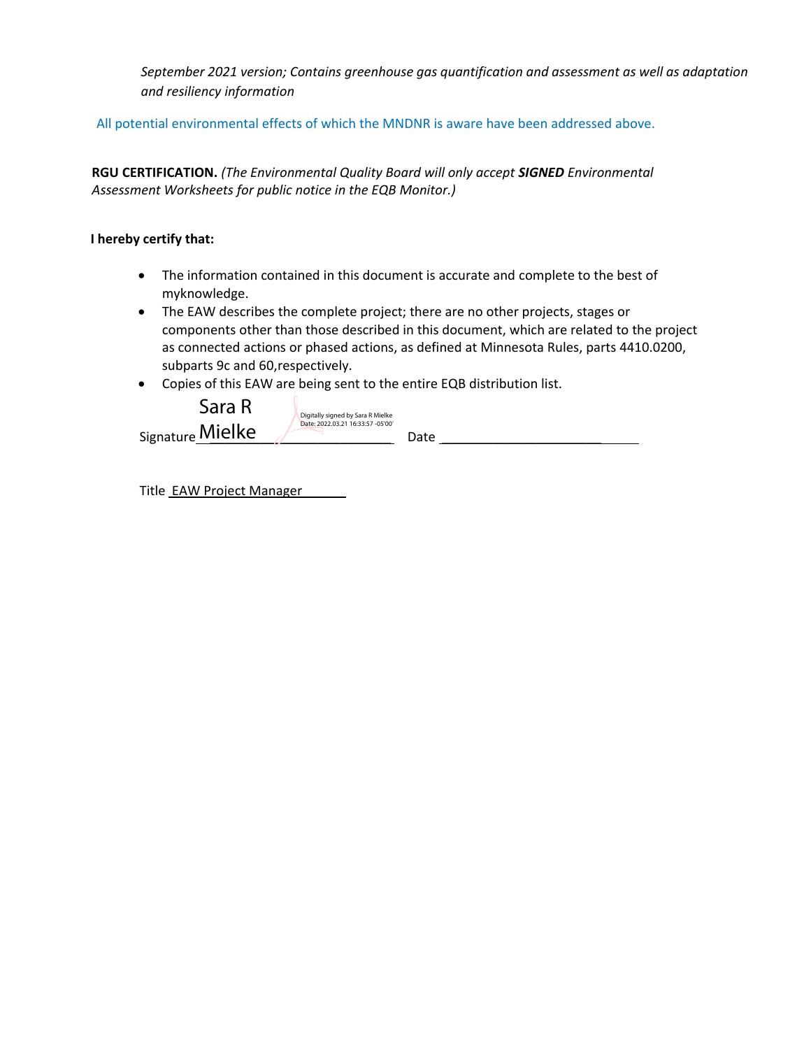*September 2021 version; Contains greenhouse gas quantification and assessment as well as adaptation and resiliency information*

All potential environmental effects of which the MNDNR is aware have been addressed above.

**RGU CERTIFICATION.** *(The Environmental Quality Board will only accept **SIGNED** Environmental Assessment Worksheets for public notice in the EQB Monitor.)*

**I hereby certify that:**

- The information contained in this document is accurate and complete to the best of myknowledge.
- The EAW describes the complete project; there are no other projects, stages or components other than those described in this document, which are related to the project as connected actions or phased actions, as defined at Minnesota Rules, parts 4410.0200, subparts 9c and 60,respectively.
- Copies of this EAW are being sent to the entire EQB distribution list.

Signature Sara R Mielke Digitally signed by Sara R Mielke Date: 2022.03.21 16:33:57 -05'00' Date ______________________

Title EAW Project Manager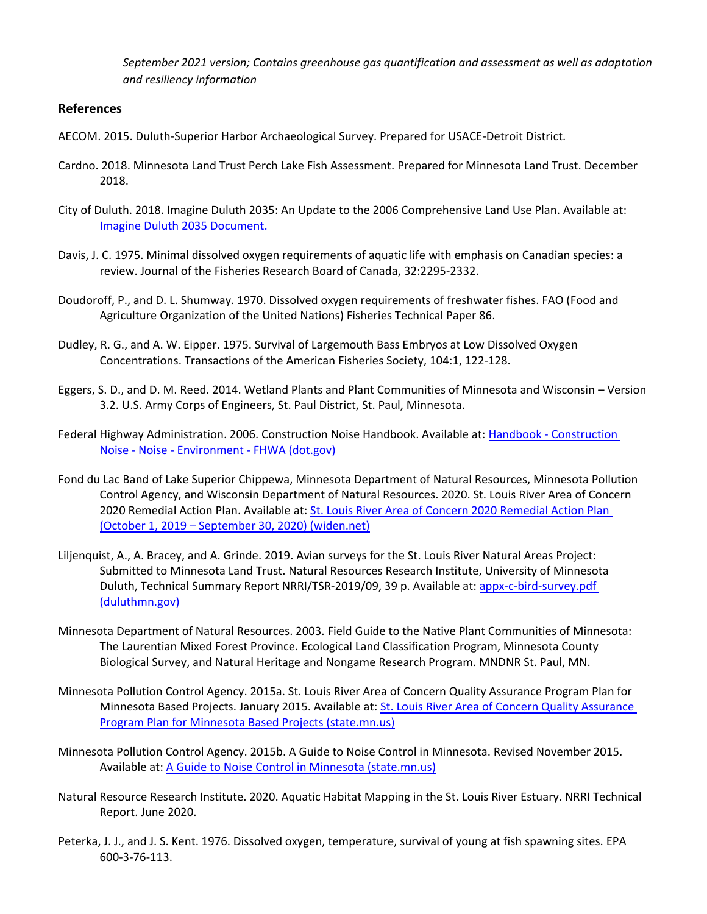*September 2021 version; Contains greenhouse gas quantification and assessment as well as adaptation and resiliency information*

## References

AECOM. 2015. Duluth-Superior Harbor Archaeological Survey. Prepared for USACE-Detroit District.

Cardno. 2018. Minnesota Land Trust Perch Lake Fish Assessment. Prepared for Minnesota Land Trust. December 2018.

City of Duluth. 2018. Imagine Duluth 2035: An Update to the 2006 Comprehensive Land Use Plan. Available at: Imagine Duluth 2035 Document.

Davis, J. C. 1975. Minimal dissolved oxygen requirements of aquatic life with emphasis on Canadian species: a review. Journal of the Fisheries Research Board of Canada, 32:2295-2332.

Doudoroff, P., and D. L. Shumway. 1970. Dissolved oxygen requirements of freshwater fishes. FAO (Food and Agriculture Organization of the United Nations) Fisheries Technical Paper 86.

Dudley, R. G., and A. W. Eipper. 1975. Survival of Largemouth Bass Embryos at Low Dissolved Oxygen Concentrations. Transactions of the American Fisheries Society, 104:1, 122-128.

Eggers, S. D., and D. M. Reed. 2014. Wetland Plants and Plant Communities of Minnesota and Wisconsin – Version 3.2. U.S. Army Corps of Engineers, St. Paul District, St. Paul, Minnesota.

Federal Highway Administration. 2006. Construction Noise Handbook. Available at: Handbook - Construction Noise - Noise - Environment - FHWA (dot.gov)

Fond du Lac Band of Lake Superior Chippewa, Minnesota Department of Natural Resources, Minnesota Pollution Control Agency, and Wisconsin Department of Natural Resources. 2020. St. Louis River Area of Concern 2020 Remedial Action Plan. Available at: St. Louis River Area of Concern 2020 Remedial Action Plan (October 1, 2019 – September 30, 2020) (widen.net)

Liljenquist, A., A. Bracey, and A. Grinde. 2019. Avian surveys for the St. Louis River Natural Areas Project: Submitted to Minnesota Land Trust. Natural Resources Research Institute, University of Minnesota Duluth, Technical Summary Report NRRI/TSR-2019/09, 39 p. Available at: appx-c-bird-survey.pdf (duluthmn.gov)

Minnesota Department of Natural Resources. 2003. Field Guide to the Native Plant Communities of Minnesota: The Laurentian Mixed Forest Province. Ecological Land Classification Program, Minnesota County Biological Survey, and Natural Heritage and Nongame Research Program. MNDNR St. Paul, MN.

Minnesota Pollution Control Agency. 2015a. St. Louis River Area of Concern Quality Assurance Program Plan for Minnesota Based Projects. January 2015. Available at: St. Louis River Area of Concern Quality Assurance Program Plan for Minnesota Based Projects (state.mn.us)

Minnesota Pollution Control Agency. 2015b. A Guide to Noise Control in Minnesota. Revised November 2015. Available at: A Guide to Noise Control in Minnesota (state.mn.us)

Natural Resource Research Institute. 2020. Aquatic Habitat Mapping in the St. Louis River Estuary. NRRI Technical Report. June 2020.

Peterka, J. J., and J. S. Kent. 1976. Dissolved oxygen, temperature, survival of young at fish spawning sites. EPA 600-3-76-113.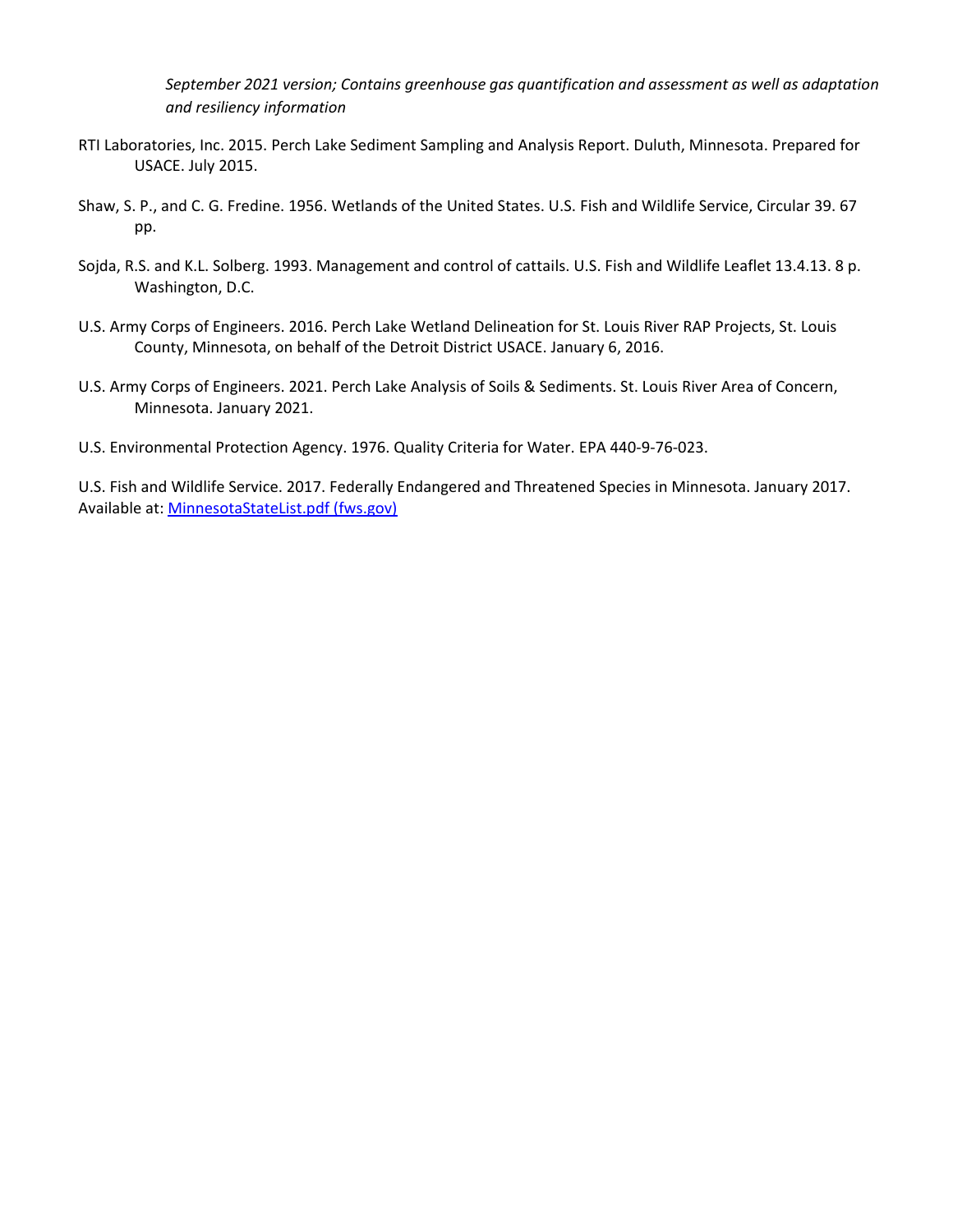*September 2021 version; Contains greenhouse gas quantification and assessment as well as adaptation and resiliency information*

RTI Laboratories, Inc. 2015. Perch Lake Sediment Sampling and Analysis Report. Duluth, Minnesota. Prepared for USACE. July 2015.

Shaw, S. P., and C. G. Fredine. 1956. Wetlands of the United States. U.S. Fish and Wildlife Service, Circular 39. 67 pp.

Sojda, R.S. and K.L. Solberg. 1993. Management and control of cattails. U.S. Fish and Wildlife Leaflet 13.4.13. 8 p. Washington, D.C.

U.S. Army Corps of Engineers. 2016. Perch Lake Wetland Delineation for St. Louis River RAP Projects, St. Louis County, Minnesota, on behalf of the Detroit District USACE. January 6, 2016.

U.S. Army Corps of Engineers. 2021. Perch Lake Analysis of Soils & Sediments. St. Louis River Area of Concern, Minnesota. January 2021.

U.S. Environmental Protection Agency. 1976. Quality Criteria for Water. EPA 440-9-76-023.

U.S. Fish and Wildlife Service. 2017. Federally Endangered and Threatened Species in Minnesota. January 2017. Available at: [MinnesotaStateList.pdf (fws.gov)]